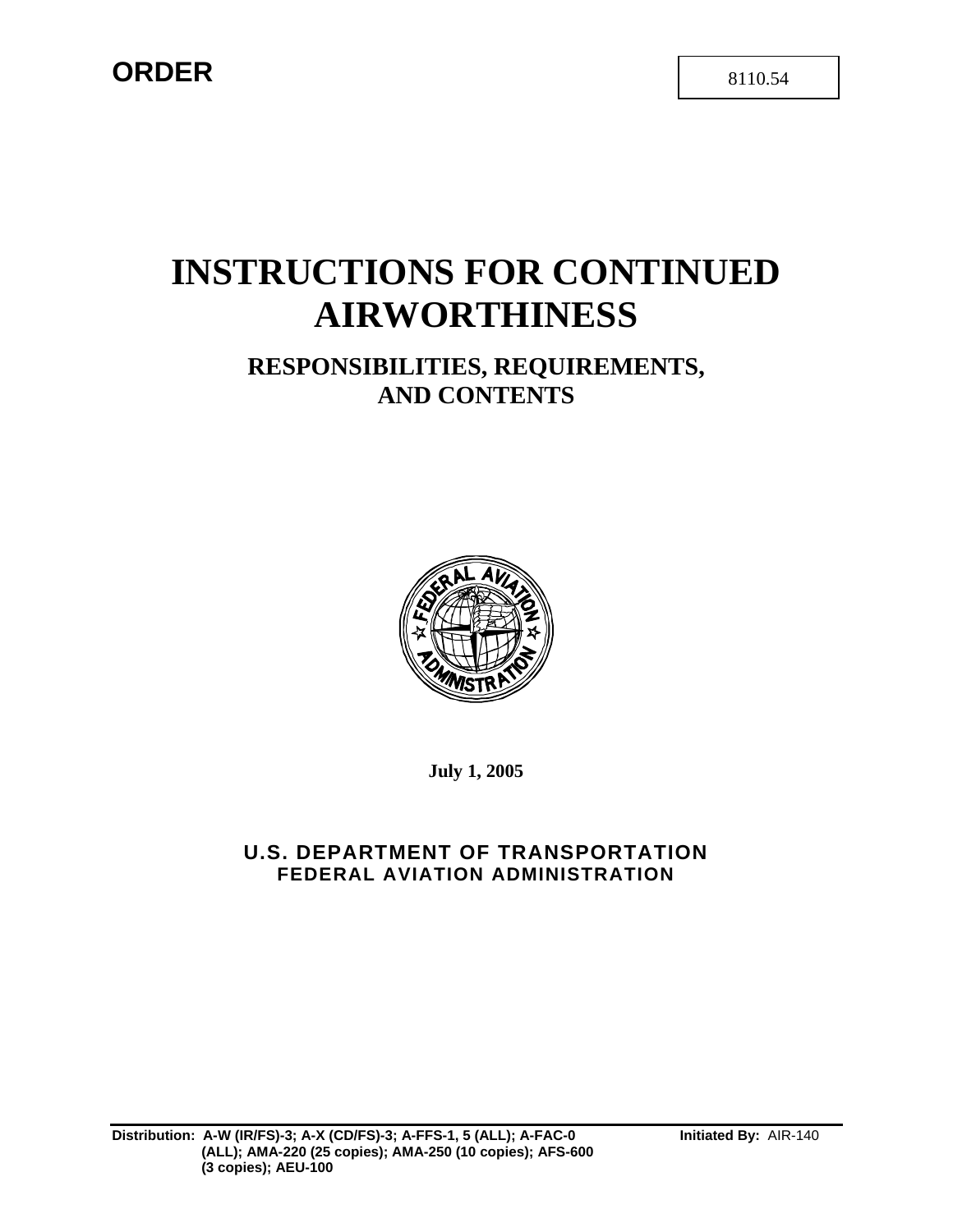**ORDER**

8110.54

# INSTRUCTIONS FOR CONTINUED AIRWORTHINESS

## RESPONSIBILITIES, REQUIREMENTS, AND CONTENTS

**July 1, 2005**

**U.S. DEPARTMENT OF TRANSPORTATION**
**FEDERAL AVIATION ADMINISTRATION**

**Distribution:** A-W (IR/FS)-3; A-X (CD/FS)-3; A-FFS-1, 5 (ALL); A-FAC-0 (ALL); AMA-220 (25 copies); AMA-250 (10 copies); AFS-600 (3 copies); AEU-100

**Initiated By:** AIR-140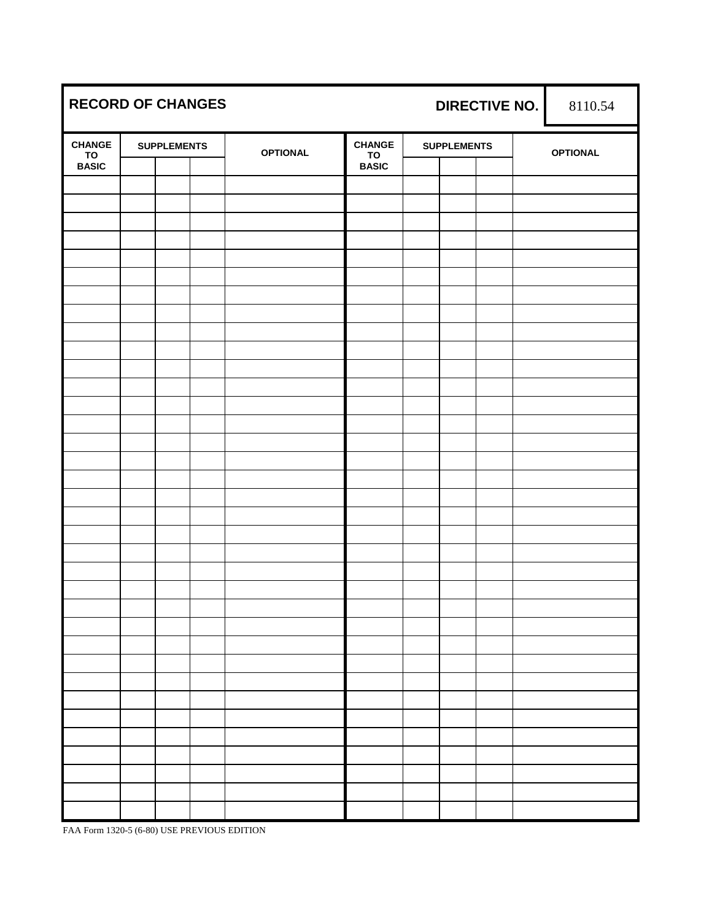| RECORD OF CHANGES | | | | | | | DIRECTIVE NO. | | 8110.54 |
|---|---|---|---|---|---|---|---|---|---|
| CHANGE TO BASIC | SUPPLEMENTS | | | OPTIONAL | CHANGE TO BASIC | SUPPLEMENTS | | | OPTIONAL |
| | | | | | | | | | |
| | | | | | | | | | |
| | | | | | | | | | |
| | | | | | | | | | |
| | | | | | | | | | |
| | | | | | | | | | |
| | | | | | | | | | |
| | | | | | | | | | |
| | | | | | | | | | |
| | | | | | | | | | |
| | | | | | | | | | |
| | | | | | | | | | |
| | | | | | | | | | |
| | | | | | | | | | |
| | | | | | | | | | |
| | | | | | | | | | |
| | | | | | | | | | |
| | | | | | | | | | |
| | | | | | | | | | |
| | | | | | | | | | |
| | | | | | | | | | |
| | | | | | | | | | |
| | | | | | | | | | |
| | | | | | | | | | |
| | | | | | | | | | |
| | | | | | | | | | |
| | | | | | | | | | |
| | | | | | | | | | |
| | | | | | | | | | |
| | | | | | | | | | |
| | | | | | | | | | |
| | | | | | | | | | |
| | | | | | | | | | |
| | | | | | | | | | |

FAA Form 1320-5 (6-80) USE PREVIOUS EDITION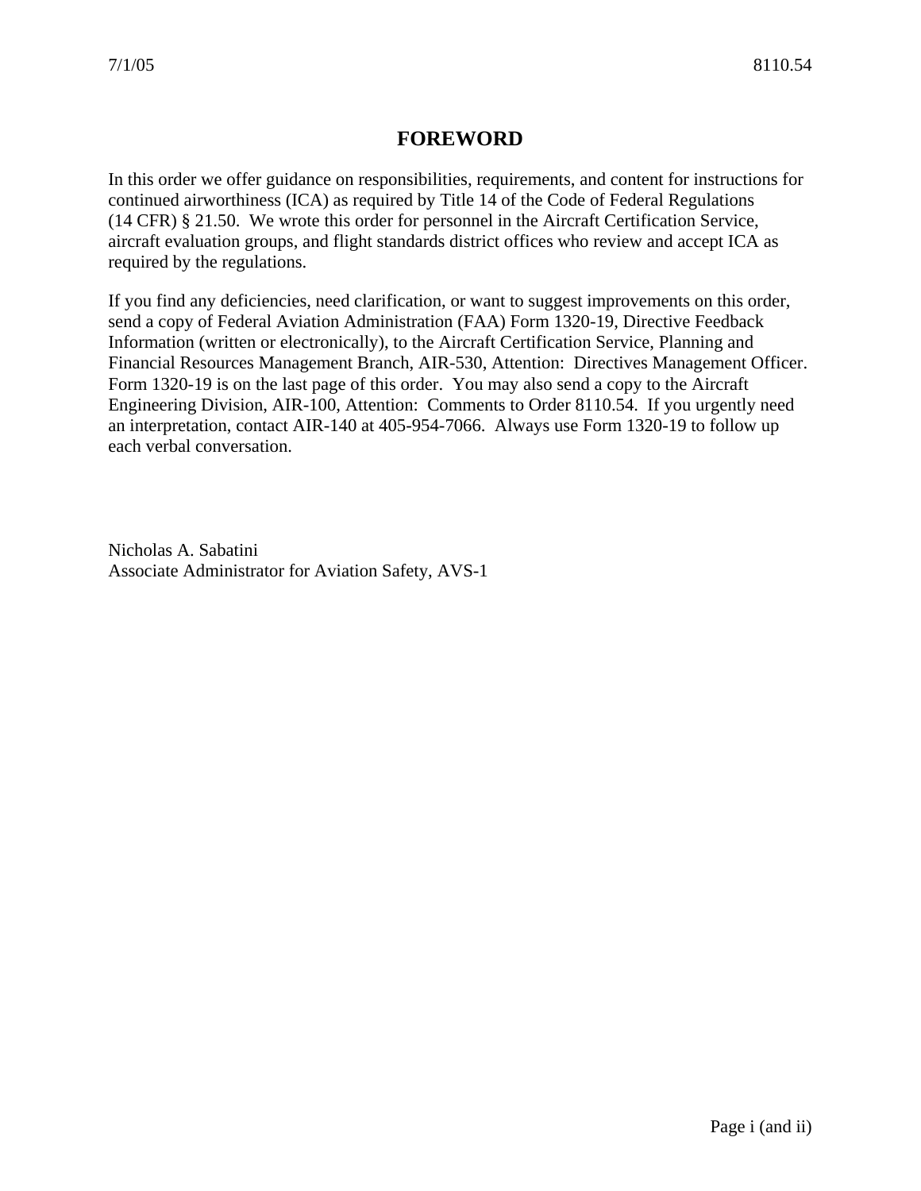# FOREWORD

In this order we offer guidance on responsibilities, requirements, and content for instructions for continued airworthiness (ICA) as required by Title 14 of the Code of Federal Regulations (14 CFR) § 21.50. We wrote this order for personnel in the Aircraft Certification Service, aircraft evaluation groups, and flight standards district offices who review and accept ICA as required by the regulations.

If you find any deficiencies, need clarification, or want to suggest improvements on this order, send a copy of Federal Aviation Administration (FAA) Form 1320-19, Directive Feedback Information (written or electronically), to the Aircraft Certification Service, Planning and Financial Resources Management Branch, AIR-530, Attention: Directives Management Officer. Form 1320-19 is on the last page of this order. You may also send a copy to the Aircraft Engineering Division, AIR-100, Attention: Comments to Order 8110.54. If you urgently need an interpretation, contact AIR-140 at 405-954-7066. Always use Form 1320-19 to follow up each verbal conversation.

Nicholas A. Sabatini
Associate Administrator for Aviation Safety, AVS-1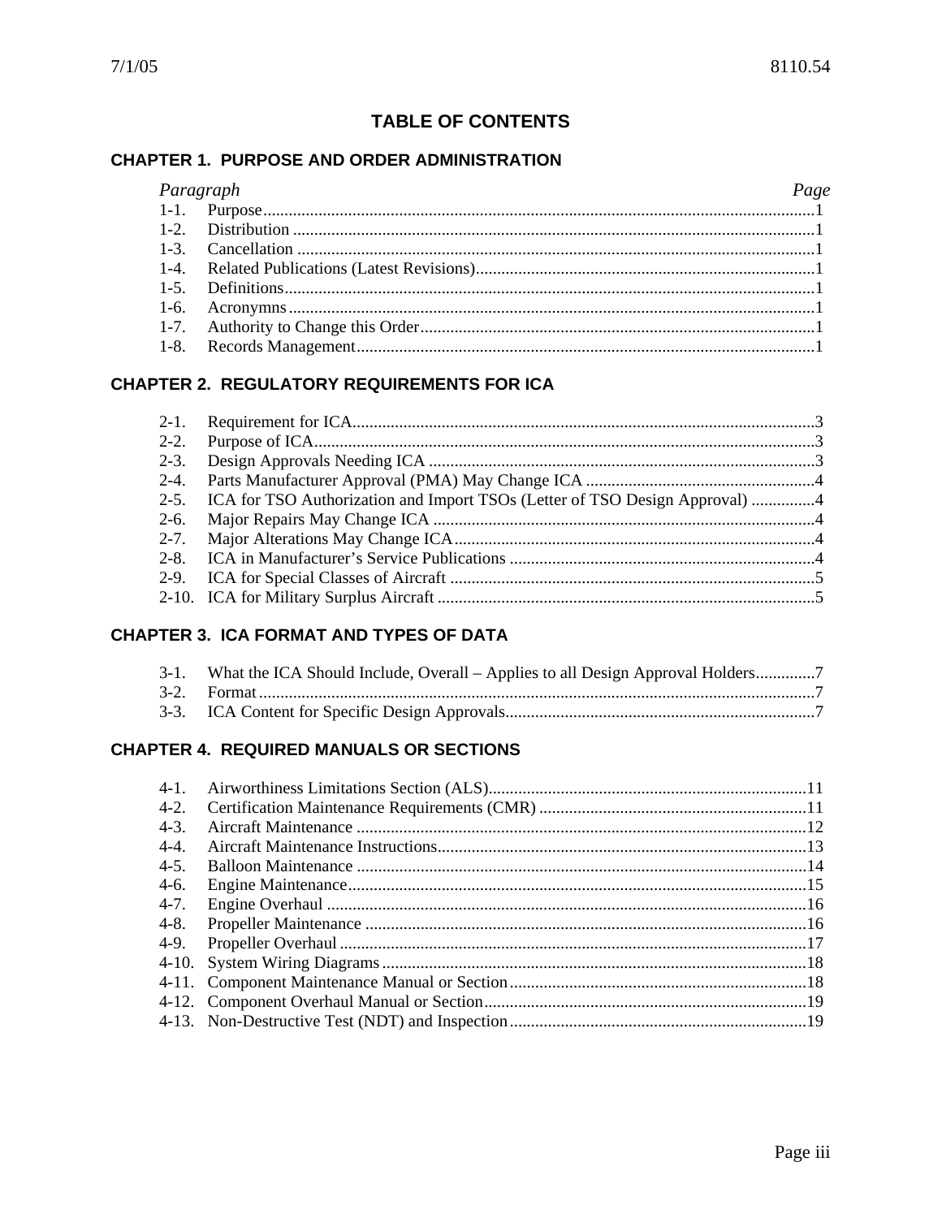# TABLE OF CONTENTS

## CHAPTER 1. PURPOSE AND ORDER ADMINISTRATION

| *Paragraph* | | *Page* |
|---|---|---|
| 1-1. | Purpose | 1 |
| 1-2. | Distribution | 1 |
| 1-3. | Cancellation | 1 |
| 1-4. | Related Publications (Latest Revisions) | 1 |
| 1-5. | Definitions | 1 |
| 1-6. | Acronymns | 1 |
| 1-7. | Authority to Change this Order | 1 |
| 1-8. | Records Management | 1 |

## CHAPTER 2. REGULATORY REQUIREMENTS FOR ICA

| | | |
|---|---|---|
| 2-1. | Requirement for ICA | 3 |
| 2-2. | Purpose of ICA | 3 |
| 2-3. | Design Approvals Needing ICA | 3 |
| 2-4. | Parts Manufacturer Approval (PMA) May Change ICA | 4 |
| 2-5. | ICA for TSO Authorization and Import TSOs (Letter of TSO Design Approval) | 4 |
| 2-6. | Major Repairs May Change ICA | 4 |
| 2-7. | Major Alterations May Change ICA | 4 |
| 2-8. | ICA in Manufacturer's Service Publications | 4 |
| 2-9. | ICA for Special Classes of Aircraft | 5 |
| 2-10. | ICA for Military Surplus Aircraft | 5 |

## CHAPTER 3. ICA FORMAT AND TYPES OF DATA

| | | |
|---|---|---|
| 3-1. | What the ICA Should Include, Overall – Applies to all Design Approval Holders | 7 |
| 3-2. | Format | 7 |
| 3-3. | ICA Content for Specific Design Approvals | 7 |

## CHAPTER 4. REQUIRED MANUALS OR SECTIONS

| | | |
|---|---|---|
| 4-1. | Airworthiness Limitations Section (ALS) | 11 |
| 4-2. | Certification Maintenance Requirements (CMR) | 11 |
| 4-3. | Aircraft Maintenance | 12 |
| 4-4. | Aircraft Maintenance Instructions | 13 |
| 4-5. | Balloon Maintenance | 14 |
| 4-6. | Engine Maintenance | 15 |
| 4-7. | Engine Overhaul | 16 |
| 4-8. | Propeller Maintenance | 16 |
| 4-9. | Propeller Overhaul | 17 |
| 4-10. | System Wiring Diagrams | 18 |
| 4-11. | Component Maintenance Manual or Section | 18 |
| 4-12. | Component Overhaul Manual or Section | 19 |
| 4-13. | Non-Destructive Test (NDT) and Inspection | 19 |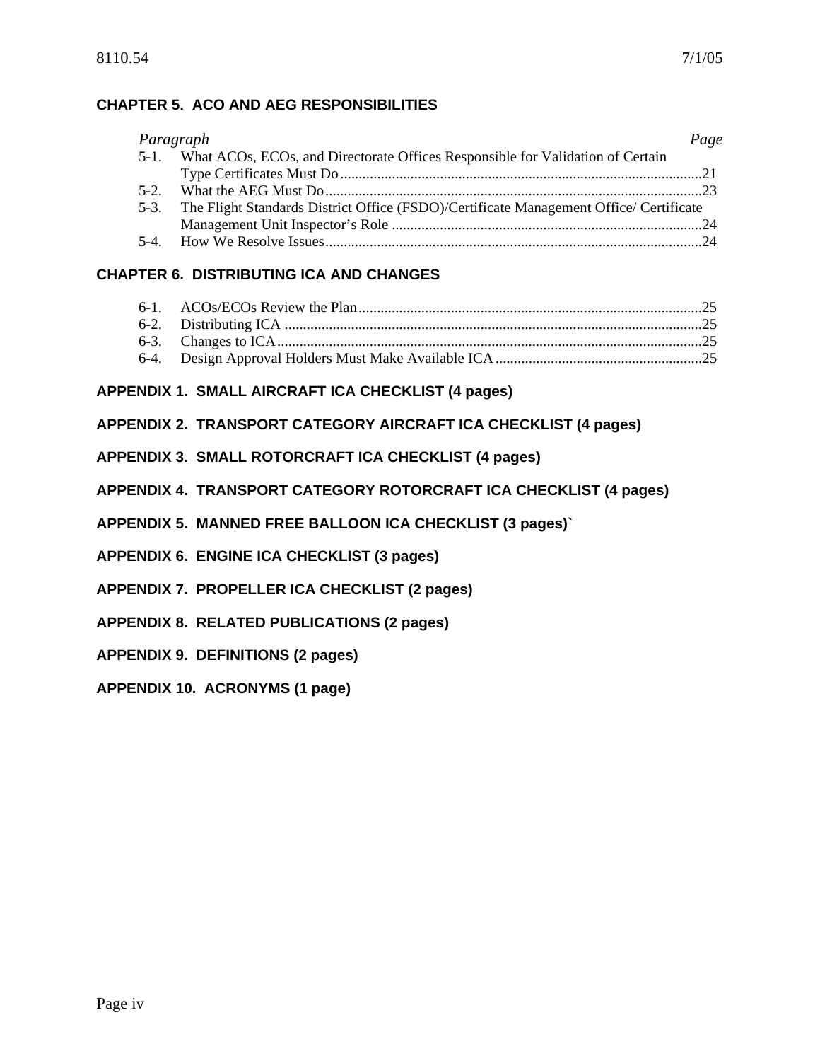## CHAPTER 5. ACO AND AEG RESPONSIBILITIES

| *Paragraph* | | *Page* |
|---|---|---|
| 5-1. | What ACOs, ECOs, and Directorate Offices Responsible for Validation of Certain Type Certificates Must Do | 21 |
| 5-2. | What the AEG Must Do | 23 |
| 5-3. | The Flight Standards District Office (FSDO)/Certificate Management Office/ Certificate Management Unit Inspector's Role | 24 |
| 5-4. | How We Resolve Issues | 24 |

## CHAPTER 6. DISTRIBUTING ICA AND CHANGES

| | | |
|---|---|---|
| 6-1. | ACOs/ECOs Review the Plan | 25 |
| 6-2. | Distributing ICA | 25 |
| 6-3. | Changes to ICA | 25 |
| 6-4. | Design Approval Holders Must Make Available ICA | 25 |

**APPENDIX 1. SMALL AIRCRAFT ICA CHECKLIST (4 pages)**

**APPENDIX 2. TRANSPORT CATEGORY AIRCRAFT ICA CHECKLIST (4 pages)**

**APPENDIX 3. SMALL ROTORCRAFT ICA CHECKLIST (4 pages)**

**APPENDIX 4. TRANSPORT CATEGORY ROTORCRAFT ICA CHECKLIST (4 pages)**

**APPENDIX 5. MANNED FREE BALLOON ICA CHECKLIST (3 pages)`**

**APPENDIX 6. ENGINE ICA CHECKLIST (3 pages)**

**APPENDIX 7. PROPELLER ICA CHECKLIST (2 pages)**

**APPENDIX 8. RELATED PUBLICATIONS (2 pages)**

**APPENDIX 9. DEFINITIONS (2 pages)**

**APPENDIX 10. ACRONYMS (1 page)**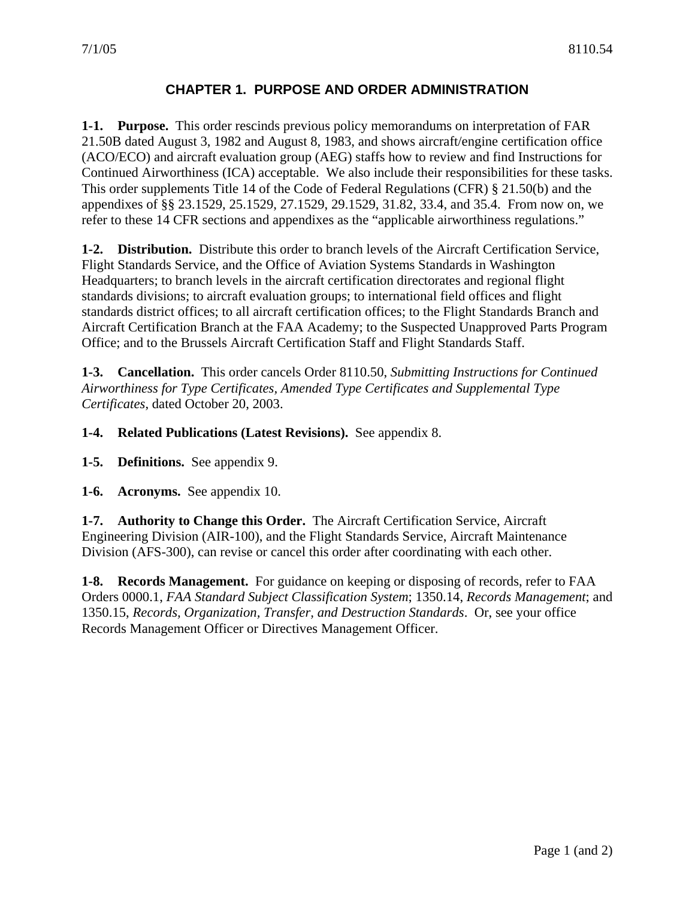# CHAPTER 1. PURPOSE AND ORDER ADMINISTRATION

**1-1. Purpose.** This order rescinds previous policy memorandums on interpretation of FAR 21.50B dated August 3, 1982 and August 8, 1983, and shows aircraft/engine certification office (ACO/ECO) and aircraft evaluation group (AEG) staffs how to review and find Instructions for Continued Airworthiness (ICA) acceptable. We also include their responsibilities for these tasks. This order supplements Title 14 of the Code of Federal Regulations (CFR) § 21.50(b) and the appendixes of §§ 23.1529, 25.1529, 27.1529, 29.1529, 31.82, 33.4, and 35.4. From now on, we refer to these 14 CFR sections and appendixes as the "applicable airworthiness regulations."

**1-2. Distribution.** Distribute this order to branch levels of the Aircraft Certification Service, Flight Standards Service, and the Office of Aviation Systems Standards in Washington Headquarters; to branch levels in the aircraft certification directorates and regional flight standards divisions; to aircraft evaluation groups; to international field offices and flight standards district offices; to all aircraft certification offices; to the Flight Standards Branch and Aircraft Certification Branch at the FAA Academy; to the Suspected Unapproved Parts Program Office; and to the Brussels Aircraft Certification Staff and Flight Standards Staff.

**1-3. Cancellation.** This order cancels Order 8110.50, *Submitting Instructions for Continued Airworthiness for Type Certificates, Amended Type Certificates and Supplemental Type Certificates*, dated October 20, 2003.

**1-4. Related Publications (Latest Revisions).** See appendix 8.

**1-5. Definitions.** See appendix 9.

**1-6. Acronyms.** See appendix 10.

**1-7. Authority to Change this Order.** The Aircraft Certification Service, Aircraft Engineering Division (AIR-100), and the Flight Standards Service, Aircraft Maintenance Division (AFS-300), can revise or cancel this order after coordinating with each other.

**1-8. Records Management.** For guidance on keeping or disposing of records, refer to FAA Orders 0000.1, *FAA Standard Subject Classification System*; 1350.14, *Records Management*; and 1350.15, *Records, Organization, Transfer, and Destruction Standards*. Or, see your office Records Management Officer or Directives Management Officer.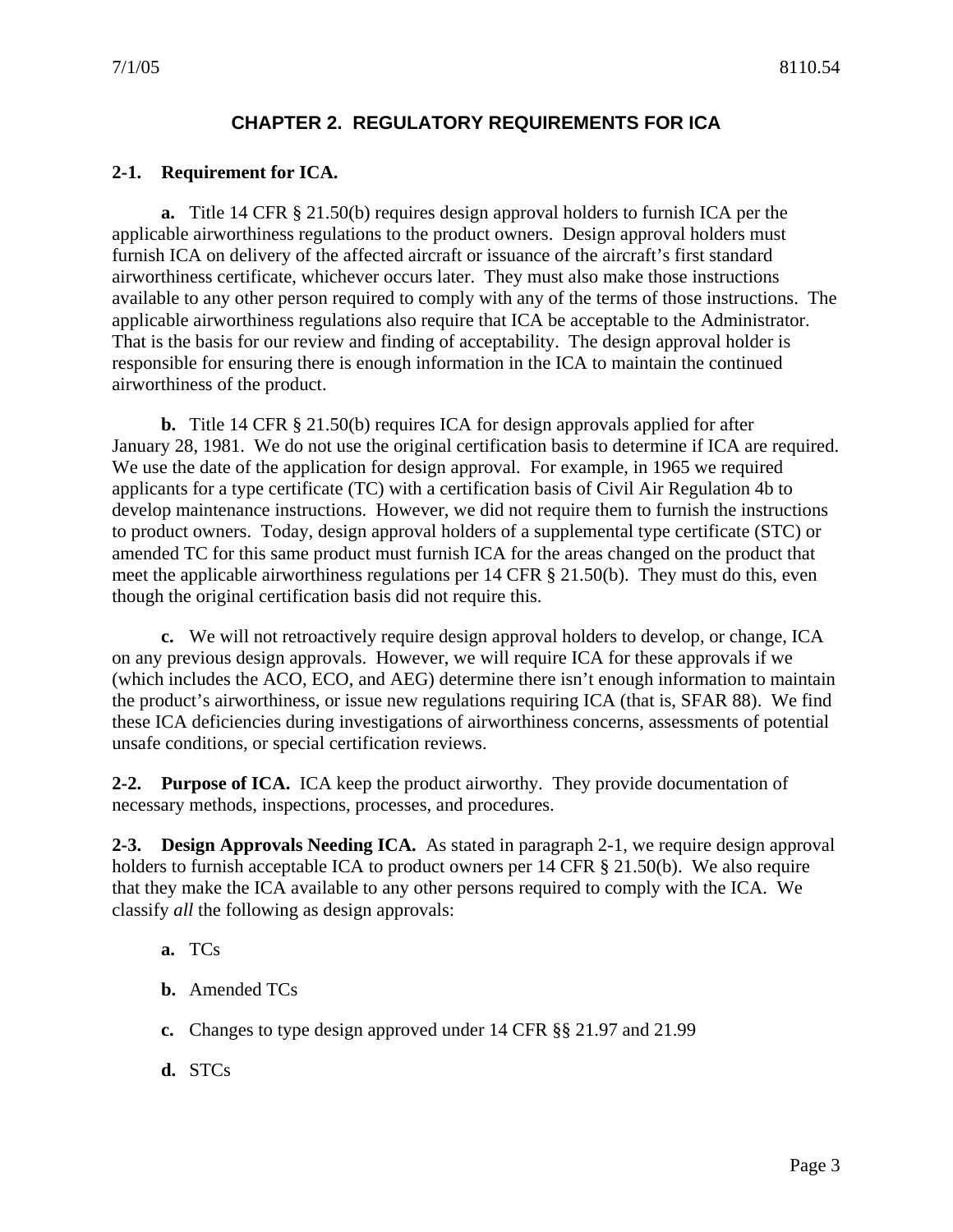# CHAPTER 2. REGULATORY REQUIREMENTS FOR ICA

## 2-1. Requirement for ICA.

**a.** Title 14 CFR § 21.50(b) requires design approval holders to furnish ICA per the applicable airworthiness regulations to the product owners. Design approval holders must furnish ICA on delivery of the affected aircraft or issuance of the aircraft's first standard airworthiness certificate, whichever occurs later. They must also make those instructions available to any other person required to comply with any of the terms of those instructions. The applicable airworthiness regulations also require that ICA be acceptable to the Administrator. That is the basis for our review and finding of acceptability. The design approval holder is responsible for ensuring there is enough information in the ICA to maintain the continued airworthiness of the product.

**b.** Title 14 CFR § 21.50(b) requires ICA for design approvals applied for after January 28, 1981. We do not use the original certification basis to determine if ICA are required. We use the date of the application for design approval. For example, in 1965 we required applicants for a type certificate (TC) with a certification basis of Civil Air Regulation 4b to develop maintenance instructions. However, we did not require them to furnish the instructions to product owners. Today, design approval holders of a supplemental type certificate (STC) or amended TC for this same product must furnish ICA for the areas changed on the product that meet the applicable airworthiness regulations per 14 CFR § 21.50(b). They must do this, even though the original certification basis did not require this.

**c.** We will not retroactively require design approval holders to develop, or change, ICA on any previous design approvals. However, we will require ICA for these approvals if we (which includes the ACO, ECO, and AEG) determine there isn't enough information to maintain the product's airworthiness, or issue new regulations requiring ICA (that is, SFAR 88). We find these ICA deficiencies during investigations of airworthiness concerns, assessments of potential unsafe conditions, or special certification reviews.

**2-2. Purpose of ICA.** ICA keep the product airworthy. They provide documentation of necessary methods, inspections, processes, and procedures.

**2-3. Design Approvals Needing ICA.** As stated in paragraph 2-1, we require design approval holders to furnish acceptable ICA to product owners per 14 CFR § 21.50(b). We also require that they make the ICA available to any other persons required to comply with the ICA. We classify *all* the following as design approvals:

**a.** TCs

**b.** Amended TCs

**c.** Changes to type design approved under 14 CFR §§ 21.97 and 21.99

**d.** STCs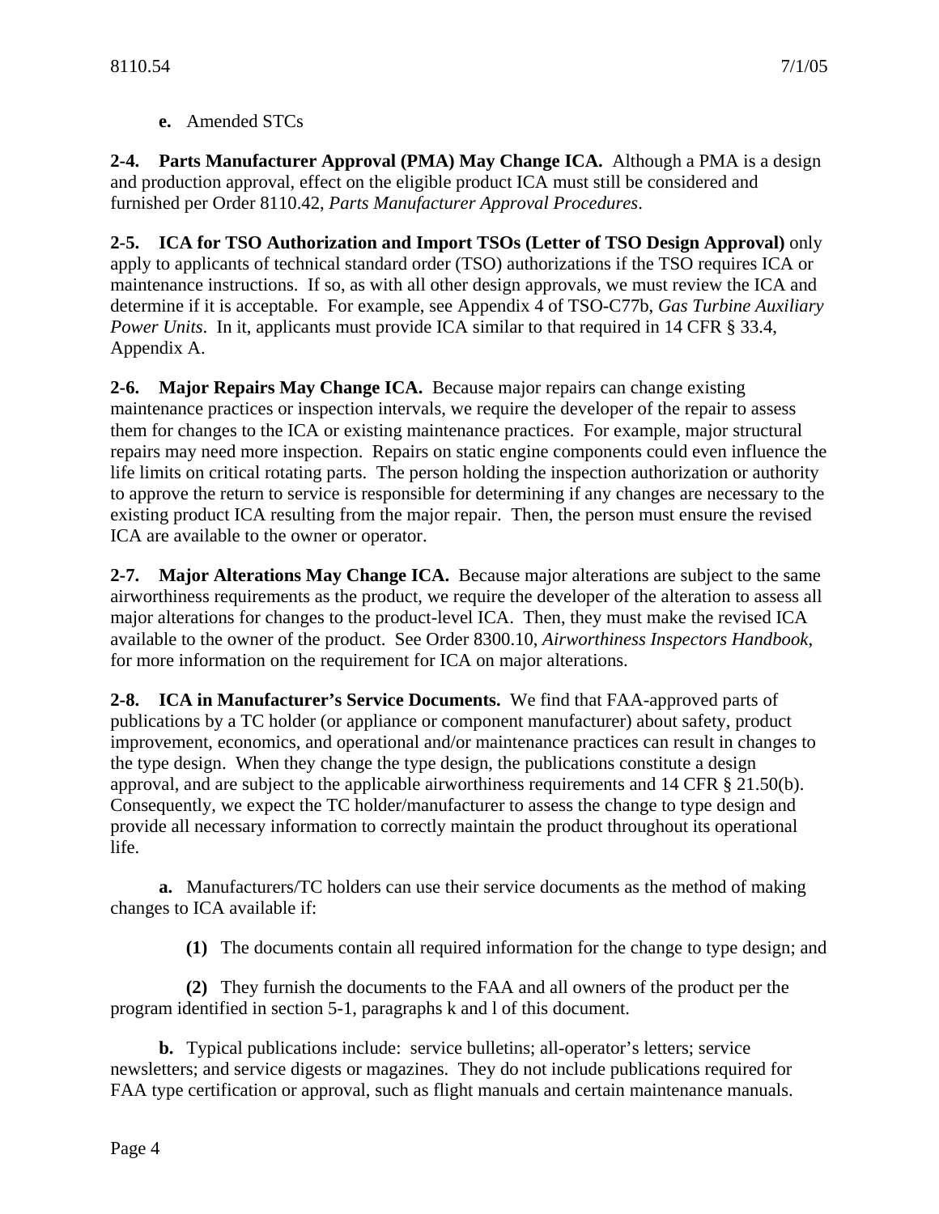**e.** Amended STCs

**2-4. Parts Manufacturer Approval (PMA) May Change ICA.** Although a PMA is a design and production approval, effect on the eligible product ICA must still be considered and furnished per Order 8110.42, *Parts Manufacturer Approval Procedures*.

**2-5. ICA for TSO Authorization and Import TSOs (Letter of TSO Design Approval)** only apply to applicants of technical standard order (TSO) authorizations if the TSO requires ICA or maintenance instructions. If so, as with all other design approvals, we must review the ICA and determine if it is acceptable. For example, see Appendix 4 of TSO-C77b, *Gas Turbine Auxiliary Power Units*. In it, applicants must provide ICA similar to that required in 14 CFR § 33.4, Appendix A.

**2-6. Major Repairs May Change ICA.** Because major repairs can change existing maintenance practices or inspection intervals, we require the developer of the repair to assess them for changes to the ICA or existing maintenance practices. For example, major structural repairs may need more inspection. Repairs on static engine components could even influence the life limits on critical rotating parts. The person holding the inspection authorization or authority to approve the return to service is responsible for determining if any changes are necessary to the existing product ICA resulting from the major repair. Then, the person must ensure the revised ICA are available to the owner or operator.

**2-7. Major Alterations May Change ICA.** Because major alterations are subject to the same airworthiness requirements as the product, we require the developer of the alteration to assess all major alterations for changes to the product-level ICA. Then, they must make the revised ICA available to the owner of the product. See Order 8300.10, *Airworthiness Inspectors Handbook*, for more information on the requirement for ICA on major alterations.

**2-8. ICA in Manufacturer's Service Documents.** We find that FAA-approved parts of publications by a TC holder (or appliance or component manufacturer) about safety, product improvement, economics, and operational and/or maintenance practices can result in changes to the type design. When they change the type design, the publications constitute a design approval, and are subject to the applicable airworthiness requirements and 14 CFR § 21.50(b). Consequently, we expect the TC holder/manufacturer to assess the change to type design and provide all necessary information to correctly maintain the product throughout its operational life.

**a.** Manufacturers/TC holders can use their service documents as the method of making changes to ICA available if:

**(1)** The documents contain all required information for the change to type design; and

**(2)** They furnish the documents to the FAA and all owners of the product per the program identified in section 5-1, paragraphs k and l of this document.

**b.** Typical publications include: service bulletins; all-operator's letters; service newsletters; and service digests or magazines. They do not include publications required for FAA type certification or approval, such as flight manuals and certain maintenance manuals.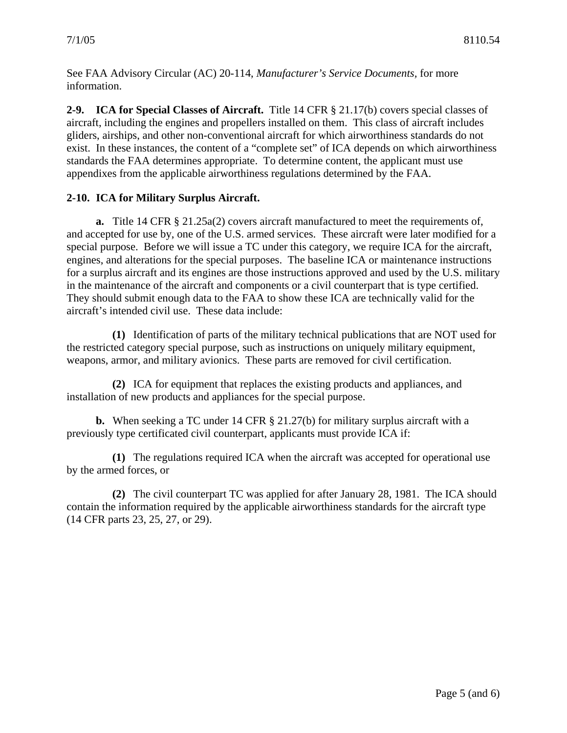See FAA Advisory Circular (AC) 20-114, *Manufacturer's Service Documents*, for more information.

**2-9. ICA for Special Classes of Aircraft.** Title 14 CFR § 21.17(b) covers special classes of aircraft, including the engines and propellers installed on them. This class of aircraft includes gliders, airships, and other non-conventional aircraft for which airworthiness standards do not exist. In these instances, the content of a "complete set" of ICA depends on which airworthiness standards the FAA determines appropriate. To determine content, the applicant must use appendixes from the applicable airworthiness regulations determined by the FAA.

**2-10. ICA for Military Surplus Aircraft.**

**a.** Title 14 CFR § 21.25a(2) covers aircraft manufactured to meet the requirements of, and accepted for use by, one of the U.S. armed services. These aircraft were later modified for a special purpose. Before we will issue a TC under this category, we require ICA for the aircraft, engines, and alterations for the special purposes. The baseline ICA or maintenance instructions for a surplus aircraft and its engines are those instructions approved and used by the U.S. military in the maintenance of the aircraft and components or a civil counterpart that is type certified. They should submit enough data to the FAA to show these ICA are technically valid for the aircraft's intended civil use. These data include:

**(1)** Identification of parts of the military technical publications that are NOT used for the restricted category special purpose, such as instructions on uniquely military equipment, weapons, armor, and military avionics. These parts are removed for civil certification.

**(2)** ICA for equipment that replaces the existing products and appliances, and installation of new products and appliances for the special purpose.

**b.** When seeking a TC under 14 CFR § 21.27(b) for military surplus aircraft with a previously type certificated civil counterpart, applicants must provide ICA if:

**(1)** The regulations required ICA when the aircraft was accepted for operational use by the armed forces, or

**(2)** The civil counterpart TC was applied for after January 28, 1981. The ICA should contain the information required by the applicable airworthiness standards for the aircraft type (14 CFR parts 23, 25, 27, or 29).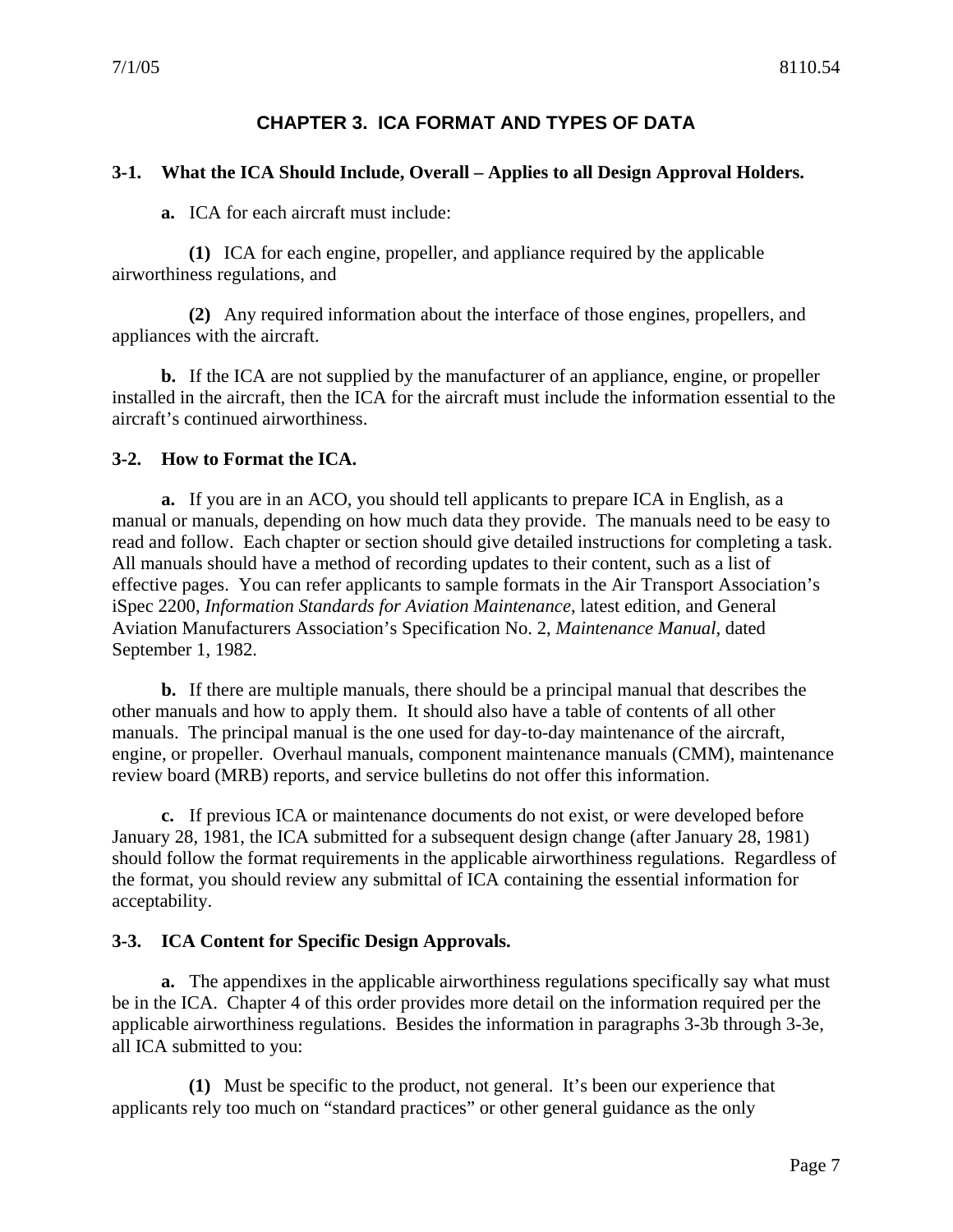# CHAPTER 3. ICA FORMAT AND TYPES OF DATA

**3-1. What the ICA Should Include, Overall – Applies to all Design Approval Holders.**

**a.** ICA for each aircraft must include:

**(1)** ICA for each engine, propeller, and appliance required by the applicable airworthiness regulations, and

**(2)** Any required information about the interface of those engines, propellers, and appliances with the aircraft.

**b.** If the ICA are not supplied by the manufacturer of an appliance, engine, or propeller installed in the aircraft, then the ICA for the aircraft must include the information essential to the aircraft's continued airworthiness.

**3-2. How to Format the ICA.**

**a.** If you are in an ACO, you should tell applicants to prepare ICA in English, as a manual or manuals, depending on how much data they provide. The manuals need to be easy to read and follow. Each chapter or section should give detailed instructions for completing a task. All manuals should have a method of recording updates to their content, such as a list of effective pages. You can refer applicants to sample formats in the Air Transport Association's iSpec 2200, *Information Standards for Aviation Maintenance*, latest edition, and General Aviation Manufacturers Association's Specification No. 2, *Maintenance Manual*, dated September 1, 1982.

**b.** If there are multiple manuals, there should be a principal manual that describes the other manuals and how to apply them. It should also have a table of contents of all other manuals. The principal manual is the one used for day-to-day maintenance of the aircraft, engine, or propeller. Overhaul manuals, component maintenance manuals (CMM), maintenance review board (MRB) reports, and service bulletins do not offer this information.

**c.** If previous ICA or maintenance documents do not exist, or were developed before January 28, 1981, the ICA submitted for a subsequent design change (after January 28, 1981) should follow the format requirements in the applicable airworthiness regulations. Regardless of the format, you should review any submittal of ICA containing the essential information for acceptability.

**3-3. ICA Content for Specific Design Approvals.**

**a.** The appendixes in the applicable airworthiness regulations specifically say what must be in the ICA. Chapter 4 of this order provides more detail on the information required per the applicable airworthiness regulations. Besides the information in paragraphs 3-3b through 3-3e, all ICA submitted to you:

**(1)** Must be specific to the product, not general. It's been our experience that applicants rely too much on "standard practices" or other general guidance as the only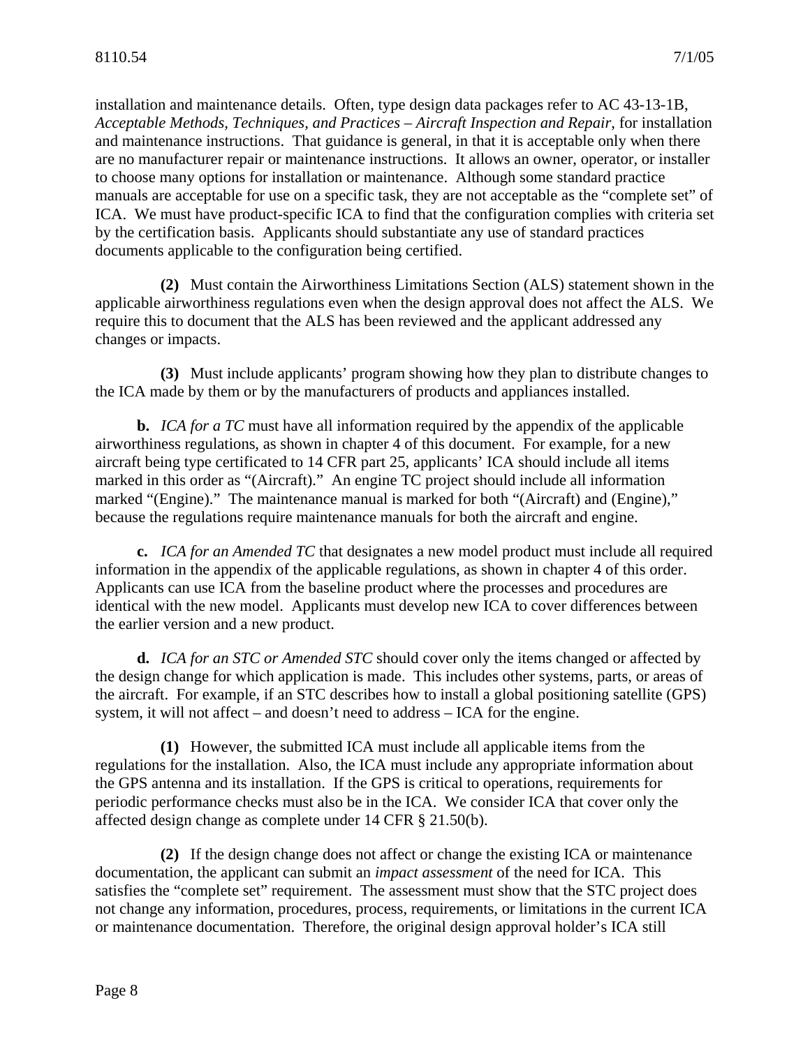installation and maintenance details. Often, type design data packages refer to AC 43-13-1B, *Acceptable Methods, Techniques, and Practices – Aircraft Inspection and Repair,* for installation and maintenance instructions. That guidance is general, in that it is acceptable only when there are no manufacturer repair or maintenance instructions. It allows an owner, operator, or installer to choose many options for installation or maintenance. Although some standard practice manuals are acceptable for use on a specific task, they are not acceptable as the "complete set" of ICA. We must have product-specific ICA to find that the configuration complies with criteria set by the certification basis. Applicants should substantiate any use of standard practices documents applicable to the configuration being certified.

**(2)** Must contain the Airworthiness Limitations Section (ALS) statement shown in the applicable airworthiness regulations even when the design approval does not affect the ALS. We require this to document that the ALS has been reviewed and the applicant addressed any changes or impacts.

**(3)** Must include applicants' program showing how they plan to distribute changes to the ICA made by them or by the manufacturers of products and appliances installed.

**b.** *ICA for a TC* must have all information required by the appendix of the applicable airworthiness regulations, as shown in chapter 4 of this document. For example, for a new aircraft being type certificated to 14 CFR part 25, applicants' ICA should include all items marked in this order as "(Aircraft)." An engine TC project should include all information marked "(Engine)." The maintenance manual is marked for both "(Aircraft) and (Engine)," because the regulations require maintenance manuals for both the aircraft and engine.

**c.** *ICA for an Amended TC* that designates a new model product must include all required information in the appendix of the applicable regulations, as shown in chapter 4 of this order. Applicants can use ICA from the baseline product where the processes and procedures are identical with the new model. Applicants must develop new ICA to cover differences between the earlier version and a new product.

**d.** *ICA for an STC or Amended STC* should cover only the items changed or affected by the design change for which application is made. This includes other systems, parts, or areas of the aircraft. For example, if an STC describes how to install a global positioning satellite (GPS) system, it will not affect – and doesn't need to address – ICA for the engine.

**(1)** However, the submitted ICA must include all applicable items from the regulations for the installation. Also, the ICA must include any appropriate information about the GPS antenna and its installation. If the GPS is critical to operations, requirements for periodic performance checks must also be in the ICA. We consider ICA that cover only the affected design change as complete under 14 CFR § 21.50(b).

**(2)** If the design change does not affect or change the existing ICA or maintenance documentation, the applicant can submit an *impact assessment* of the need for ICA. This satisfies the "complete set" requirement. The assessment must show that the STC project does not change any information, procedures, process, requirements, or limitations in the current ICA or maintenance documentation. Therefore, the original design approval holder's ICA still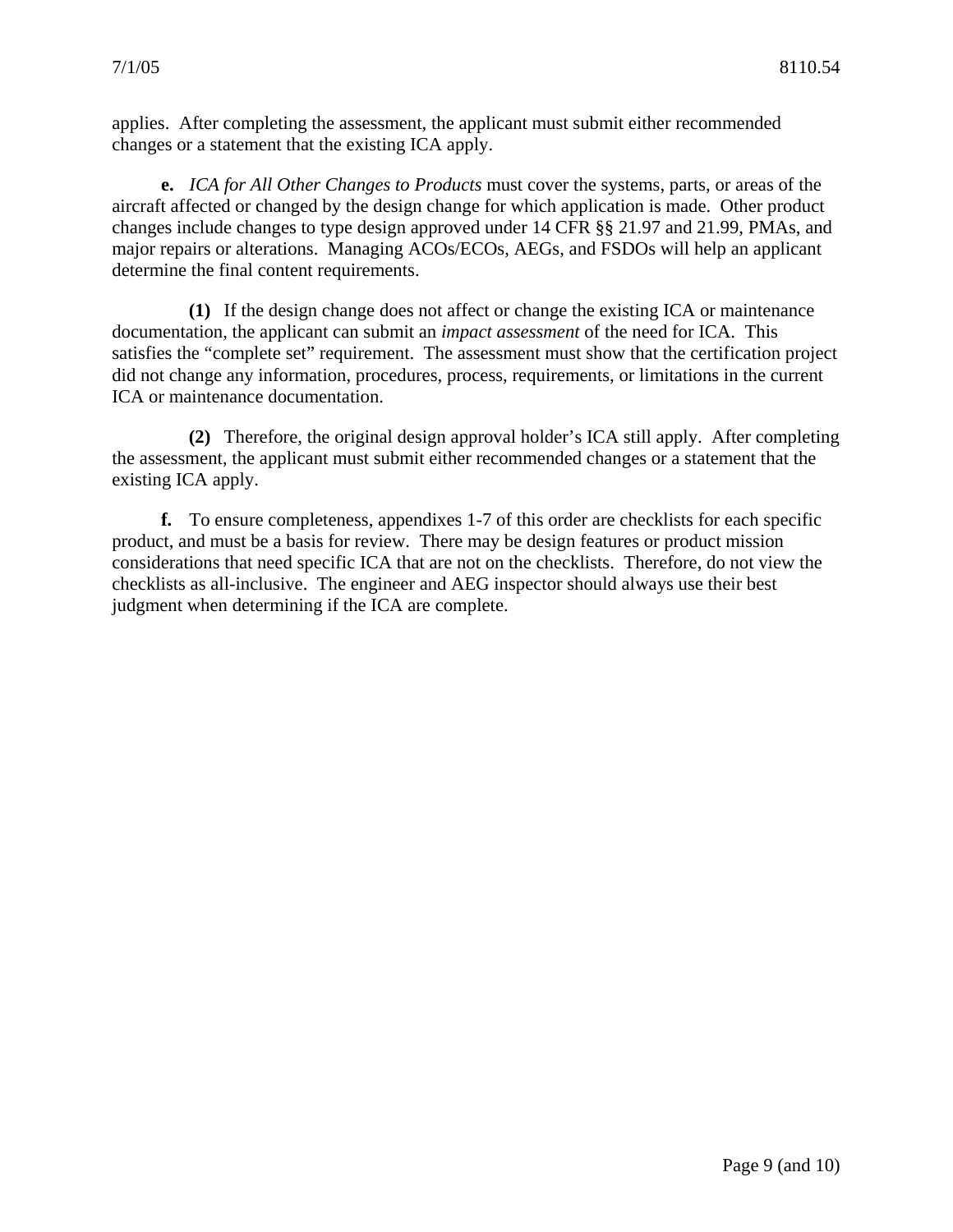applies. After completing the assessment, the applicant must submit either recommended changes or a statement that the existing ICA apply.

**e.** *ICA for All Other Changes to Products* must cover the systems, parts, or areas of the aircraft affected or changed by the design change for which application is made. Other product changes include changes to type design approved under 14 CFR §§ 21.97 and 21.99, PMAs, and major repairs or alterations. Managing ACOs/ECOs, AEGs, and FSDOs will help an applicant determine the final content requirements.

**(1)** If the design change does not affect or change the existing ICA or maintenance documentation, the applicant can submit an *impact assessment* of the need for ICA. This satisfies the "complete set" requirement. The assessment must show that the certification project did not change any information, procedures, process, requirements, or limitations in the current ICA or maintenance documentation.

**(2)** Therefore, the original design approval holder's ICA still apply. After completing the assessment, the applicant must submit either recommended changes or a statement that the existing ICA apply.

**f.** To ensure completeness, appendixes 1-7 of this order are checklists for each specific product, and must be a basis for review. There may be design features or product mission considerations that need specific ICA that are not on the checklists. Therefore, do not view the checklists as all-inclusive. The engineer and AEG inspector should always use their best judgment when determining if the ICA are complete.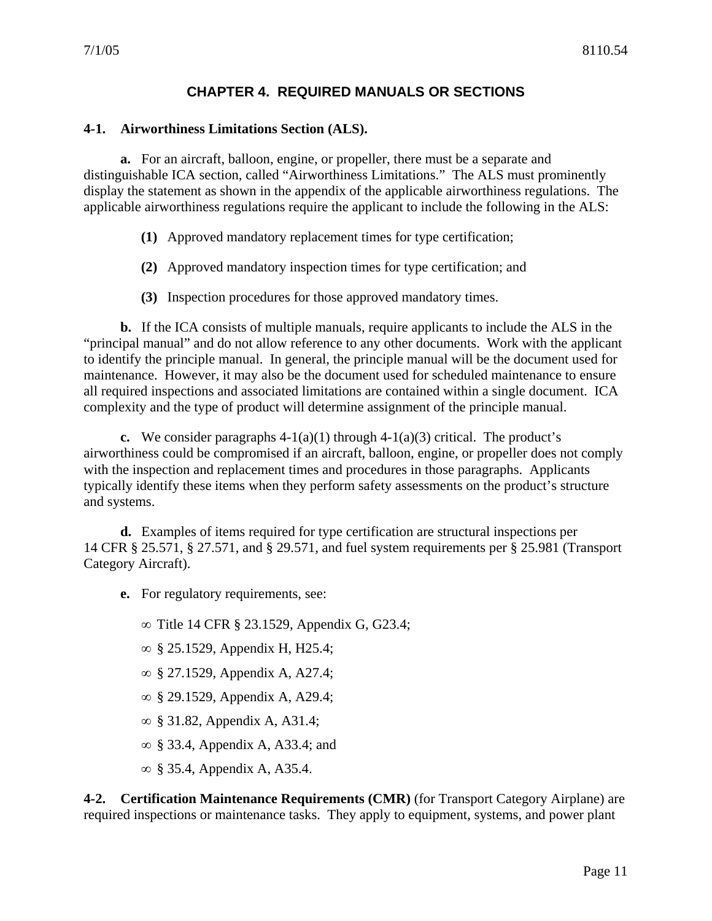# CHAPTER 4. REQUIRED MANUALS OR SECTIONS

**4-1. Airworthiness Limitations Section (ALS).**

**a.** For an aircraft, balloon, engine, or propeller, there must be a separate and distinguishable ICA section, called "Airworthiness Limitations." The ALS must prominently display the statement as shown in the appendix of the applicable airworthiness regulations. The applicable airworthiness regulations require the applicant to include the following in the ALS:

**(1)** Approved mandatory replacement times for type certification;

**(2)** Approved mandatory inspection times for type certification; and

**(3)** Inspection procedures for those approved mandatory times.

**b.** If the ICA consists of multiple manuals, require applicants to include the ALS in the "principal manual" and do not allow reference to any other documents. Work with the applicant to identify the principle manual. In general, the principle manual will be the document used for maintenance. However, it may also be the document used for scheduled maintenance to ensure all required inspections and associated limitations are contained within a single document. ICA complexity and the type of product will determine assignment of the principle manual.

**c.** We consider paragraphs 4-1(a)(1) through 4-1(a)(3) critical. The product's airworthiness could be compromised if an aircraft, balloon, engine, or propeller does not comply with the inspection and replacement times and procedures in those paragraphs. Applicants typically identify these items when they perform safety assessments on the product's structure and systems.

**d.** Examples of items required for type certification are structural inspections per 14 CFR § 25.571, § 27.571, and § 29.571, and fuel system requirements per § 25.981 (Transport Category Aircraft).

**e.** For regulatory requirements, see:

- Title 14 CFR § 23.1529, Appendix G, G23.4;
- § 25.1529, Appendix H, H25.4;
- § 27.1529, Appendix A, A27.4;
- § 29.1529, Appendix A, A29.4;
- § 31.82, Appendix A, A31.4;
- § 33.4, Appendix A, A33.4; and
- § 35.4, Appendix A, A35.4.

**4-2. Certification Maintenance Requirements (CMR)** (for Transport Category Airplane) are required inspections or maintenance tasks. They apply to equipment, systems, and power plant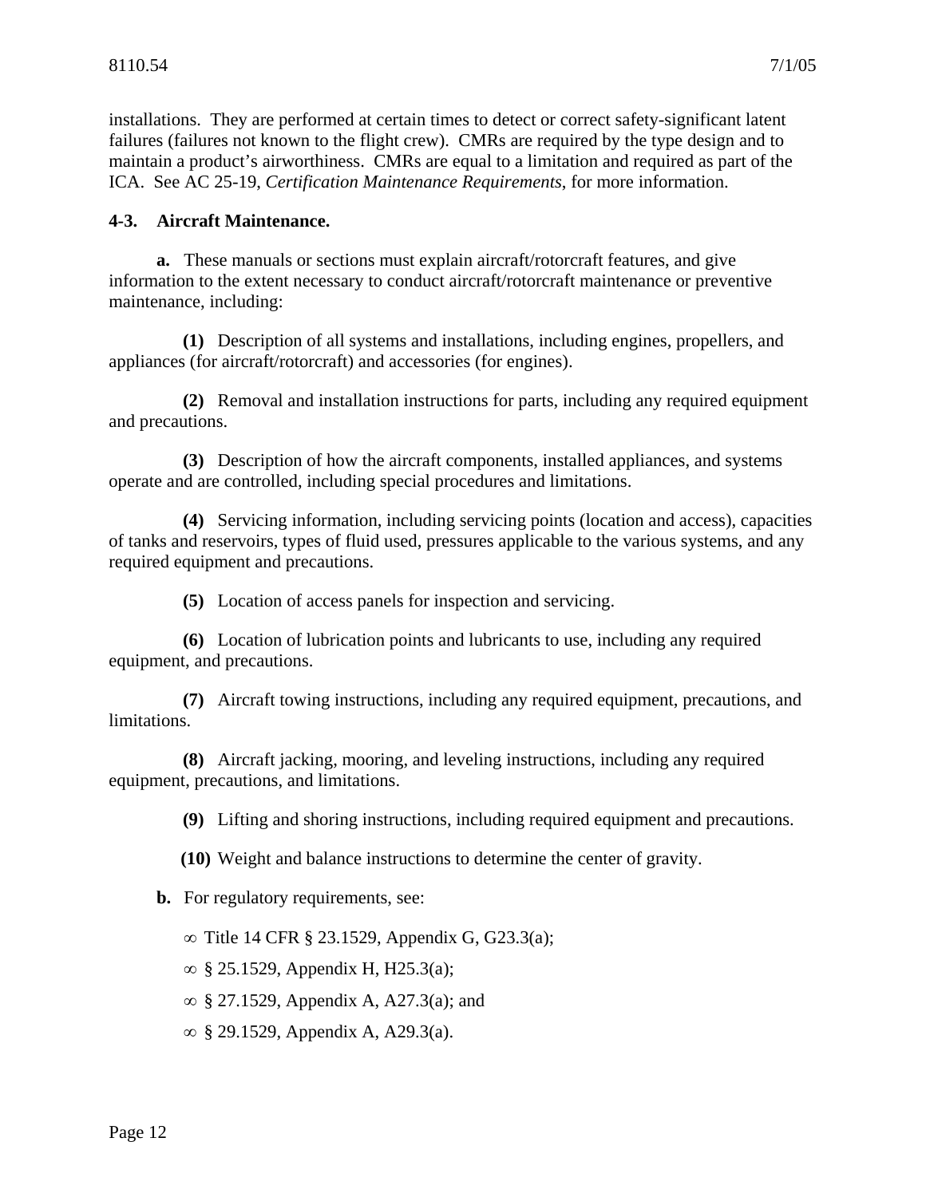installations. They are performed at certain times to detect or correct safety-significant latent failures (failures not known to the flight crew). CMRs are required by the type design and to maintain a product's airworthiness. CMRs are equal to a limitation and required as part of the ICA. See AC 25-19, *Certification Maintenance Requirements*, for more information.

**4-3. Aircraft Maintenance.**

**a.** These manuals or sections must explain aircraft/rotorcraft features, and give information to the extent necessary to conduct aircraft/rotorcraft maintenance or preventive maintenance, including:

**(1)** Description of all systems and installations, including engines, propellers, and appliances (for aircraft/rotorcraft) and accessories (for engines).

**(2)** Removal and installation instructions for parts, including any required equipment and precautions.

**(3)** Description of how the aircraft components, installed appliances, and systems operate and are controlled, including special procedures and limitations.

**(4)** Servicing information, including servicing points (location and access), capacities of tanks and reservoirs, types of fluid used, pressures applicable to the various systems, and any required equipment and precautions.

**(5)** Location of access panels for inspection and servicing.

**(6)** Location of lubrication points and lubricants to use, including any required equipment, and precautions.

**(7)** Aircraft towing instructions, including any required equipment, precautions, and limitations.

**(8)** Aircraft jacking, mooring, and leveling instructions, including any required equipment, precautions, and limitations.

**(9)** Lifting and shoring instructions, including required equipment and precautions.

**(10)** Weight and balance instructions to determine the center of gravity.

**b.** For regulatory requirements, see:

- Title 14 CFR § 23.1529, Appendix G, G23.3(a);
- § 25.1529, Appendix H, H25.3(a);
- § 27.1529, Appendix A, A27.3(a); and
- § 29.1529, Appendix A, A29.3(a).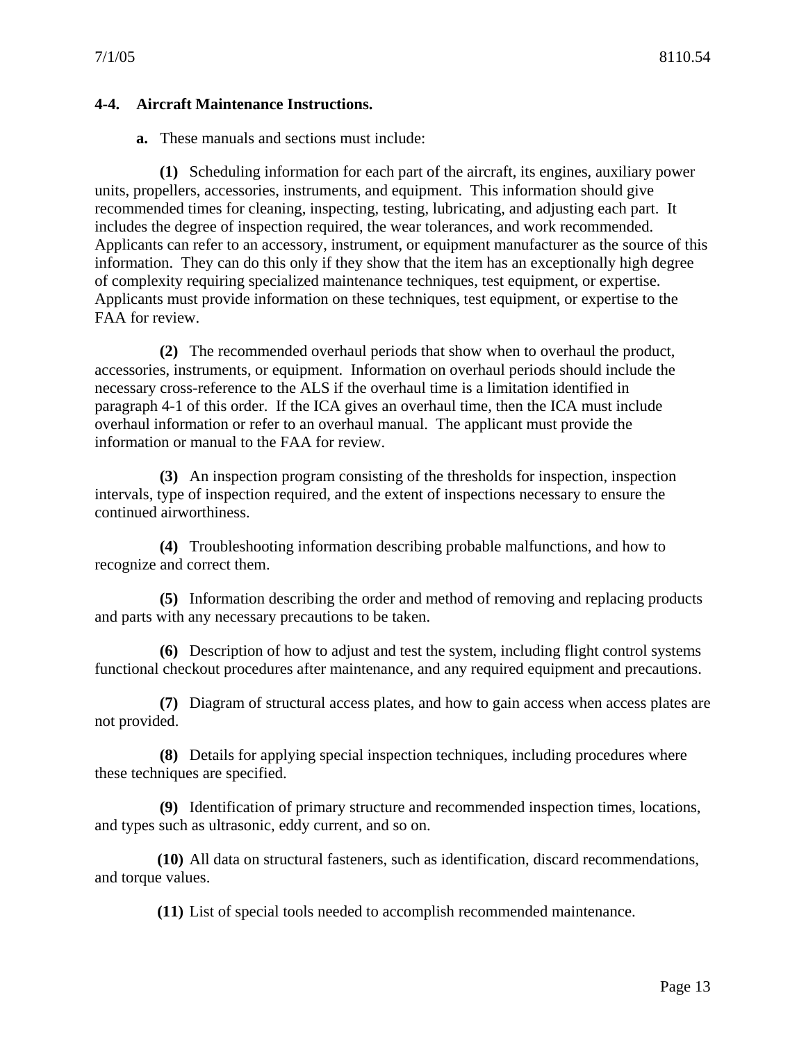### 4-4. Aircraft Maintenance Instructions.

**a.** These manuals and sections must include:

**(1)** Scheduling information for each part of the aircraft, its engines, auxiliary power units, propellers, accessories, instruments, and equipment. This information should give recommended times for cleaning, inspecting, testing, lubricating, and adjusting each part. It includes the degree of inspection required, the wear tolerances, and work recommended. Applicants can refer to an accessory, instrument, or equipment manufacturer as the source of this information. They can do this only if they show that the item has an exceptionally high degree of complexity requiring specialized maintenance techniques, test equipment, or expertise. Applicants must provide information on these techniques, test equipment, or expertise to the FAA for review.

**(2)** The recommended overhaul periods that show when to overhaul the product, accessories, instruments, or equipment. Information on overhaul periods should include the necessary cross-reference to the ALS if the overhaul time is a limitation identified in paragraph 4-1 of this order. If the ICA gives an overhaul time, then the ICA must include overhaul information or refer to an overhaul manual. The applicant must provide the information or manual to the FAA for review.

**(3)** An inspection program consisting of the thresholds for inspection, inspection intervals, type of inspection required, and the extent of inspections necessary to ensure the continued airworthiness.

**(4)** Troubleshooting information describing probable malfunctions, and how to recognize and correct them.

**(5)** Information describing the order and method of removing and replacing products and parts with any necessary precautions to be taken.

**(6)** Description of how to adjust and test the system, including flight control systems functional checkout procedures after maintenance, and any required equipment and precautions.

**(7)** Diagram of structural access plates, and how to gain access when access plates are not provided.

**(8)** Details for applying special inspection techniques, including procedures where these techniques are specified.

**(9)** Identification of primary structure and recommended inspection times, locations, and types such as ultrasonic, eddy current, and so on.

**(10)** All data on structural fasteners, such as identification, discard recommendations, and torque values.

**(11)** List of special tools needed to accomplish recommended maintenance.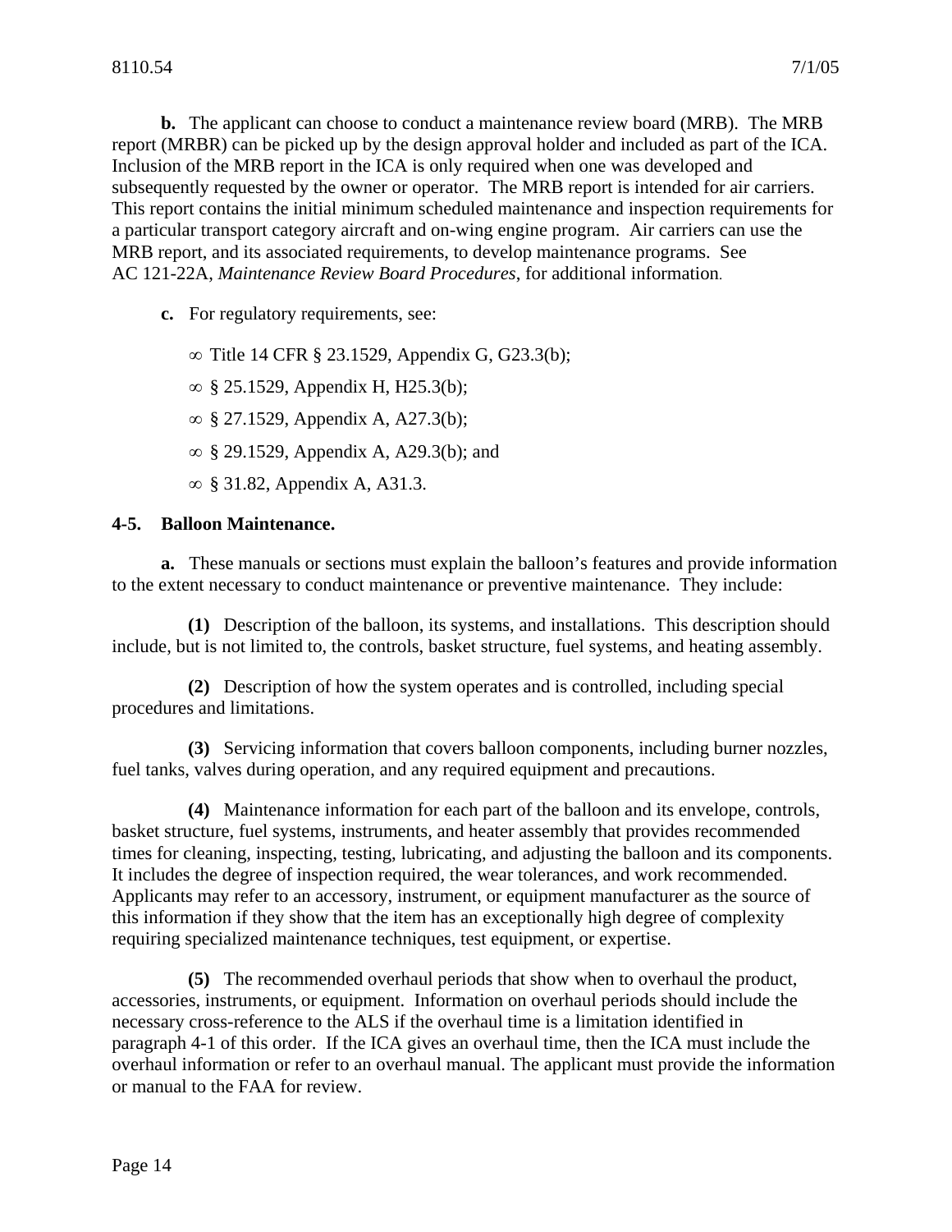**b.** The applicant can choose to conduct a maintenance review board (MRB). The MRB report (MRBR) can be picked up by the design approval holder and included as part of the ICA. Inclusion of the MRB report in the ICA is only required when one was developed and subsequently requested by the owner or operator. The MRB report is intended for air carriers. This report contains the initial minimum scheduled maintenance and inspection requirements for a particular transport category aircraft and on-wing engine program. Air carriers can use the MRB report, and its associated requirements, to develop maintenance programs. See AC 121-22A, *Maintenance Review Board Procedures*, for additional information.

**c.** For regulatory requirements, see:

- Title 14 CFR § 23.1529, Appendix G, G23.3(b);
- § 25.1529, Appendix H, H25.3(b);
- § 27.1529, Appendix A, A27.3(b);
- § 29.1529, Appendix A, A29.3(b); and
- § 31.82, Appendix A, A31.3.

**4-5. Balloon Maintenance.**

**a.** These manuals or sections must explain the balloon's features and provide information to the extent necessary to conduct maintenance or preventive maintenance. They include:

**(1)** Description of the balloon, its systems, and installations. This description should include, but is not limited to, the controls, basket structure, fuel systems, and heating assembly.

**(2)** Description of how the system operates and is controlled, including special procedures and limitations.

**(3)** Servicing information that covers balloon components, including burner nozzles, fuel tanks, valves during operation, and any required equipment and precautions.

**(4)** Maintenance information for each part of the balloon and its envelope, controls, basket structure, fuel systems, instruments, and heater assembly that provides recommended times for cleaning, inspecting, testing, lubricating, and adjusting the balloon and its components. It includes the degree of inspection required, the wear tolerances, and work recommended. Applicants may refer to an accessory, instrument, or equipment manufacturer as the source of this information if they show that the item has an exceptionally high degree of complexity requiring specialized maintenance techniques, test equipment, or expertise.

**(5)** The recommended overhaul periods that show when to overhaul the product, accessories, instruments, or equipment. Information on overhaul periods should include the necessary cross-reference to the ALS if the overhaul time is a limitation identified in paragraph 4-1 of this order. If the ICA gives an overhaul time, then the ICA must include the overhaul information or refer to an overhaul manual. The applicant must provide the information or manual to the FAA for review.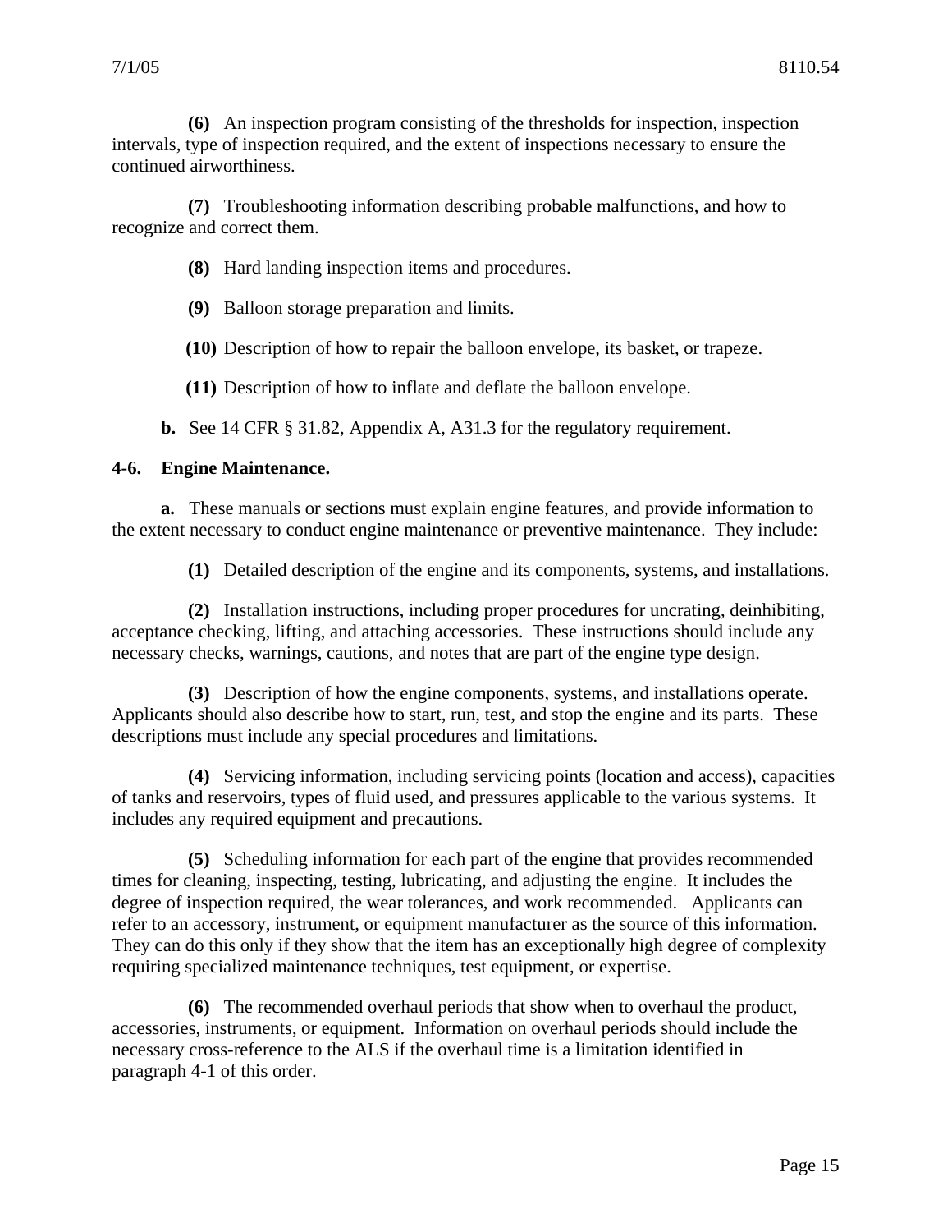**(6)** An inspection program consisting of the thresholds for inspection, inspection intervals, type of inspection required, and the extent of inspections necessary to ensure the continued airworthiness.

**(7)** Troubleshooting information describing probable malfunctions, and how to recognize and correct them.

**(8)** Hard landing inspection items and procedures.

**(9)** Balloon storage preparation and limits.

**(10)** Description of how to repair the balloon envelope, its basket, or trapeze.

**(11)** Description of how to inflate and deflate the balloon envelope.

**b.** See 14 CFR § 31.82, Appendix A, A31.3 for the regulatory requirement.

## 4-6. Engine Maintenance.

**a.** These manuals or sections must explain engine features, and provide information to the extent necessary to conduct engine maintenance or preventive maintenance. They include:

**(1)** Detailed description of the engine and its components, systems, and installations.

**(2)** Installation instructions, including proper procedures for uncrating, deinhibiting, acceptance checking, lifting, and attaching accessories. These instructions should include any necessary checks, warnings, cautions, and notes that are part of the engine type design.

**(3)** Description of how the engine components, systems, and installations operate. Applicants should also describe how to start, run, test, and stop the engine and its parts. These descriptions must include any special procedures and limitations.

**(4)** Servicing information, including servicing points (location and access), capacities of tanks and reservoirs, types of fluid used, and pressures applicable to the various systems. It includes any required equipment and precautions.

**(5)** Scheduling information for each part of the engine that provides recommended times for cleaning, inspecting, testing, lubricating, and adjusting the engine. It includes the degree of inspection required, the wear tolerances, and work recommended. Applicants can refer to an accessory, instrument, or equipment manufacturer as the source of this information. They can do this only if they show that the item has an exceptionally high degree of complexity requiring specialized maintenance techniques, test equipment, or expertise.

**(6)** The recommended overhaul periods that show when to overhaul the product, accessories, instruments, or equipment. Information on overhaul periods should include the necessary cross-reference to the ALS if the overhaul time is a limitation identified in paragraph 4-1 of this order.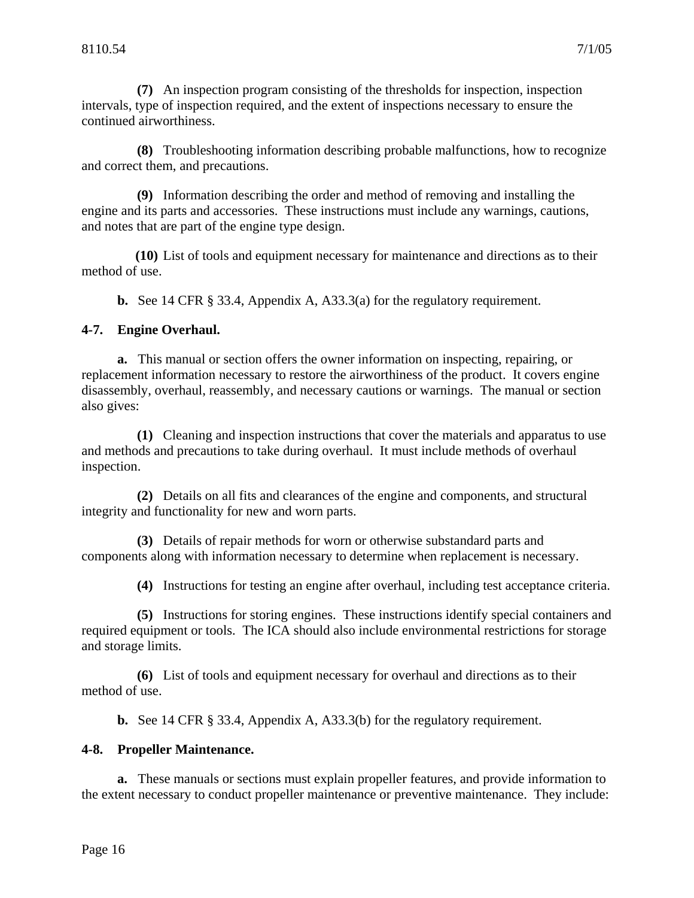**(7)** An inspection program consisting of the thresholds for inspection, inspection intervals, type of inspection required, and the extent of inspections necessary to ensure the continued airworthiness.

**(8)** Troubleshooting information describing probable malfunctions, how to recognize and correct them, and precautions.

**(9)** Information describing the order and method of removing and installing the engine and its parts and accessories. These instructions must include any warnings, cautions, and notes that are part of the engine type design.

**(10)** List of tools and equipment necessary for maintenance and directions as to their method of use.

**b.** See 14 CFR § 33.4, Appendix A, A33.3(a) for the regulatory requirement.

### 4-7. Engine Overhaul.

**a.** This manual or section offers the owner information on inspecting, repairing, or replacement information necessary to restore the airworthiness of the product. It covers engine disassembly, overhaul, reassembly, and necessary cautions or warnings. The manual or section also gives:

**(1)** Cleaning and inspection instructions that cover the materials and apparatus to use and methods and precautions to take during overhaul. It must include methods of overhaul inspection.

**(2)** Details on all fits and clearances of the engine and components, and structural integrity and functionality for new and worn parts.

**(3)** Details of repair methods for worn or otherwise substandard parts and components along with information necessary to determine when replacement is necessary.

**(4)** Instructions for testing an engine after overhaul, including test acceptance criteria.

**(5)** Instructions for storing engines. These instructions identify special containers and required equipment or tools. The ICA should also include environmental restrictions for storage and storage limits.

**(6)** List of tools and equipment necessary for overhaul and directions as to their method of use.

**b.** See 14 CFR § 33.4, Appendix A, A33.3(b) for the regulatory requirement.

### 4-8. Propeller Maintenance.

**a.** These manuals or sections must explain propeller features, and provide information to the extent necessary to conduct propeller maintenance or preventive maintenance. They include: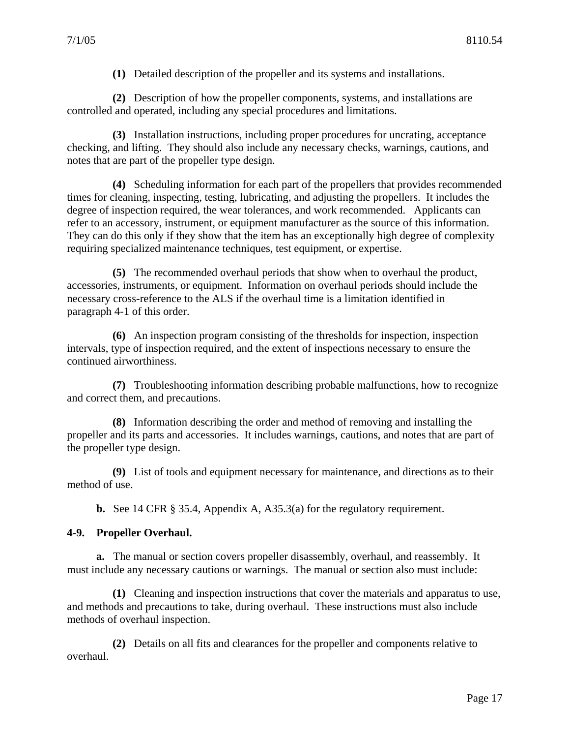**(1)** Detailed description of the propeller and its systems and installations.

**(2)** Description of how the propeller components, systems, and installations are controlled and operated, including any special procedures and limitations.

**(3)** Installation instructions, including proper procedures for uncrating, acceptance checking, and lifting. They should also include any necessary checks, warnings, cautions, and notes that are part of the propeller type design.

**(4)** Scheduling information for each part of the propellers that provides recommended times for cleaning, inspecting, testing, lubricating, and adjusting the propellers. It includes the degree of inspection required, the wear tolerances, and work recommended. Applicants can refer to an accessory, instrument, or equipment manufacturer as the source of this information. They can do this only if they show that the item has an exceptionally high degree of complexity requiring specialized maintenance techniques, test equipment, or expertise.

**(5)** The recommended overhaul periods that show when to overhaul the product, accessories, instruments, or equipment. Information on overhaul periods should include the necessary cross-reference to the ALS if the overhaul time is a limitation identified in paragraph 4-1 of this order.

**(6)** An inspection program consisting of the thresholds for inspection, inspection intervals, type of inspection required, and the extent of inspections necessary to ensure the continued airworthiness.

**(7)** Troubleshooting information describing probable malfunctions, how to recognize and correct them, and precautions.

**(8)** Information describing the order and method of removing and installing the propeller and its parts and accessories. It includes warnings, cautions, and notes that are part of the propeller type design.

**(9)** List of tools and equipment necessary for maintenance, and directions as to their method of use.

**b.** See 14 CFR § 35.4, Appendix A, A35.3(a) for the regulatory requirement.

**4-9. Propeller Overhaul.**

**a.** The manual or section covers propeller disassembly, overhaul, and reassembly. It must include any necessary cautions or warnings. The manual or section also must include:

**(1)** Cleaning and inspection instructions that cover the materials and apparatus to use, and methods and precautions to take, during overhaul. These instructions must also include methods of overhaul inspection.

**(2)** Details on all fits and clearances for the propeller and components relative to overhaul.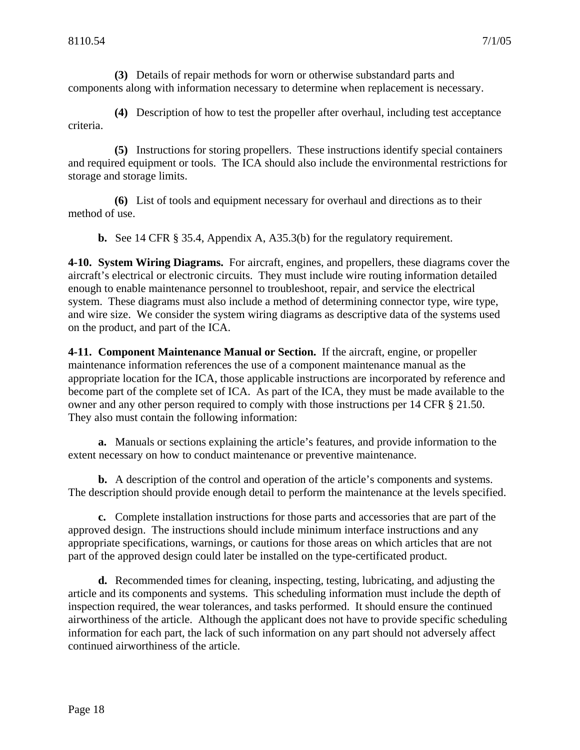**(3)** Details of repair methods for worn or otherwise substandard parts and components along with information necessary to determine when replacement is necessary.

**(4)** Description of how to test the propeller after overhaul, including test acceptance criteria.

**(5)** Instructions for storing propellers. These instructions identify special containers and required equipment or tools. The ICA should also include the environmental restrictions for storage and storage limits.

**(6)** List of tools and equipment necessary for overhaul and directions as to their method of use.

**b.** See 14 CFR § 35.4, Appendix A, A35.3(b) for the regulatory requirement.

**4-10. System Wiring Diagrams.** For aircraft, engines, and propellers, these diagrams cover the aircraft's electrical or electronic circuits. They must include wire routing information detailed enough to enable maintenance personnel to troubleshoot, repair, and service the electrical system. These diagrams must also include a method of determining connector type, wire type, and wire size. We consider the system wiring diagrams as descriptive data of the systems used on the product, and part of the ICA.

**4-11. Component Maintenance Manual or Section.** If the aircraft, engine, or propeller maintenance information references the use of a component maintenance manual as the appropriate location for the ICA, those applicable instructions are incorporated by reference and become part of the complete set of ICA. As part of the ICA, they must be made available to the owner and any other person required to comply with those instructions per 14 CFR § 21.50. They also must contain the following information:

**a.** Manuals or sections explaining the article's features, and provide information to the extent necessary on how to conduct maintenance or preventive maintenance.

**b.** A description of the control and operation of the article's components and systems. The description should provide enough detail to perform the maintenance at the levels specified.

**c.** Complete installation instructions for those parts and accessories that are part of the approved design. The instructions should include minimum interface instructions and any appropriate specifications, warnings, or cautions for those areas on which articles that are not part of the approved design could later be installed on the type-certificated product.

**d.** Recommended times for cleaning, inspecting, testing, lubricating, and adjusting the article and its components and systems. This scheduling information must include the depth of inspection required, the wear tolerances, and tasks performed. It should ensure the continued airworthiness of the article. Although the applicant does not have to provide specific scheduling information for each part, the lack of such information on any part should not adversely affect continued airworthiness of the article.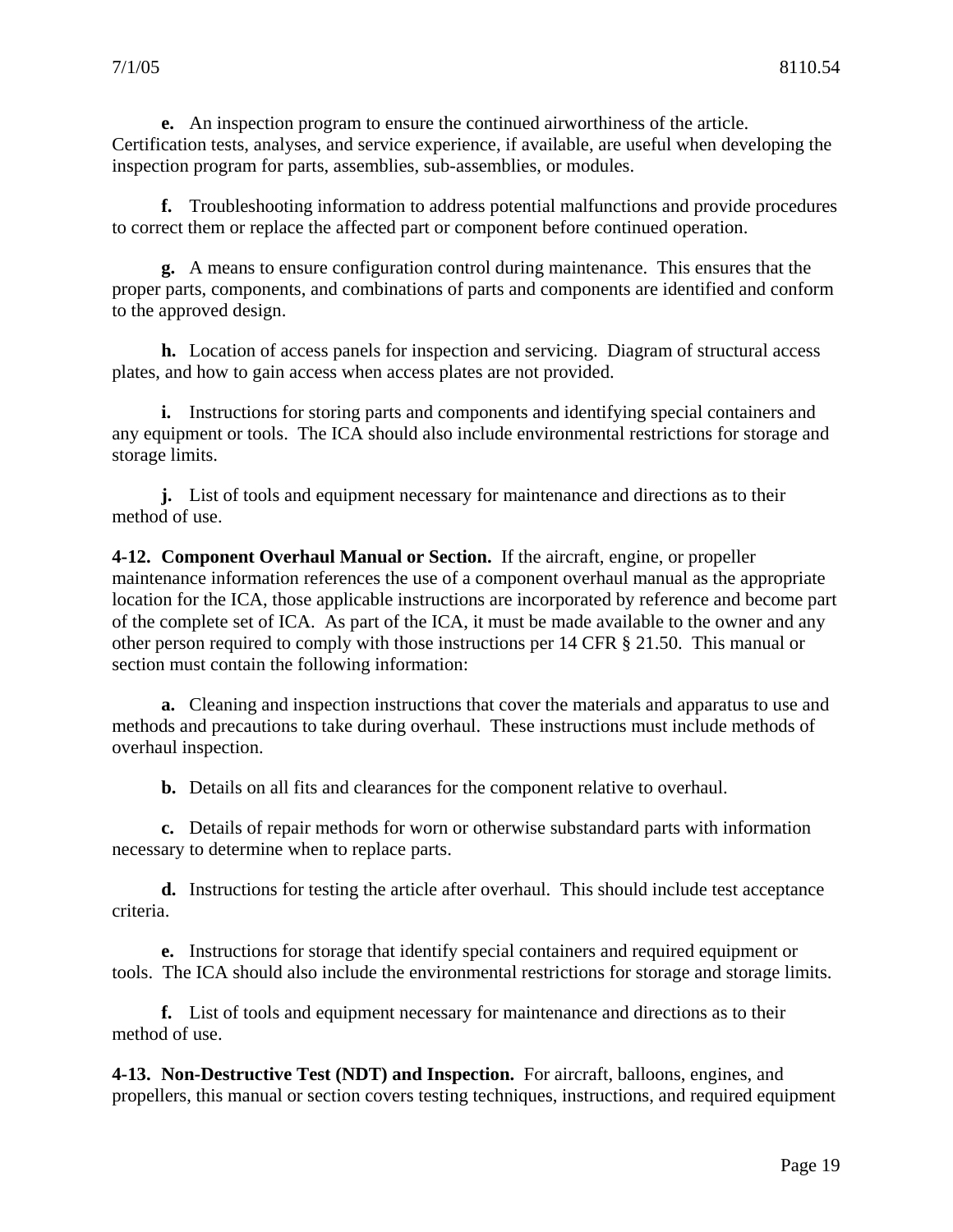**e.** An inspection program to ensure the continued airworthiness of the article. Certification tests, analyses, and service experience, if available, are useful when developing the inspection program for parts, assemblies, sub-assemblies, or modules.

**f.** Troubleshooting information to address potential malfunctions and provide procedures to correct them or replace the affected part or component before continued operation.

**g.** A means to ensure configuration control during maintenance. This ensures that the proper parts, components, and combinations of parts and components are identified and conform to the approved design.

**h.** Location of access panels for inspection and servicing. Diagram of structural access plates, and how to gain access when access plates are not provided.

**i.** Instructions for storing parts and components and identifying special containers and any equipment or tools. The ICA should also include environmental restrictions for storage and storage limits.

**j.** List of tools and equipment necessary for maintenance and directions as to their method of use.

**4-12. Component Overhaul Manual or Section.** If the aircraft, engine, or propeller maintenance information references the use of a component overhaul manual as the appropriate location for the ICA, those applicable instructions are incorporated by reference and become part of the complete set of ICA. As part of the ICA, it must be made available to the owner and any other person required to comply with those instructions per 14 CFR § 21.50. This manual or section must contain the following information:

**a.** Cleaning and inspection instructions that cover the materials and apparatus to use and methods and precautions to take during overhaul. These instructions must include methods of overhaul inspection.

**b.** Details on all fits and clearances for the component relative to overhaul.

**c.** Details of repair methods for worn or otherwise substandard parts with information necessary to determine when to replace parts.

**d.** Instructions for testing the article after overhaul. This should include test acceptance criteria.

**e.** Instructions for storage that identify special containers and required equipment or tools. The ICA should also include the environmental restrictions for storage and storage limits.

**f.** List of tools and equipment necessary for maintenance and directions as to their method of use.

**4-13. Non-Destructive Test (NDT) and Inspection.** For aircraft, balloons, engines, and propellers, this manual or section covers testing techniques, instructions, and required equipment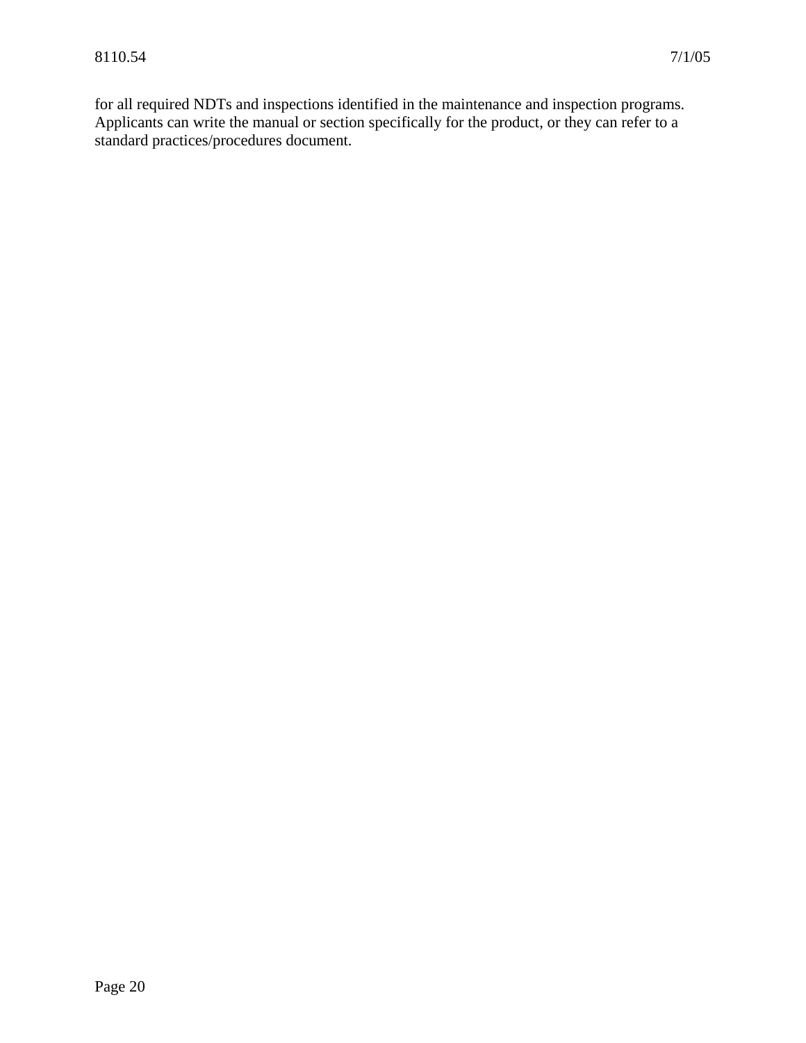for all required NDTs and inspections identified in the maintenance and inspection programs. Applicants can write the manual or section specifically for the product, or they can refer to a standard practices/procedures document.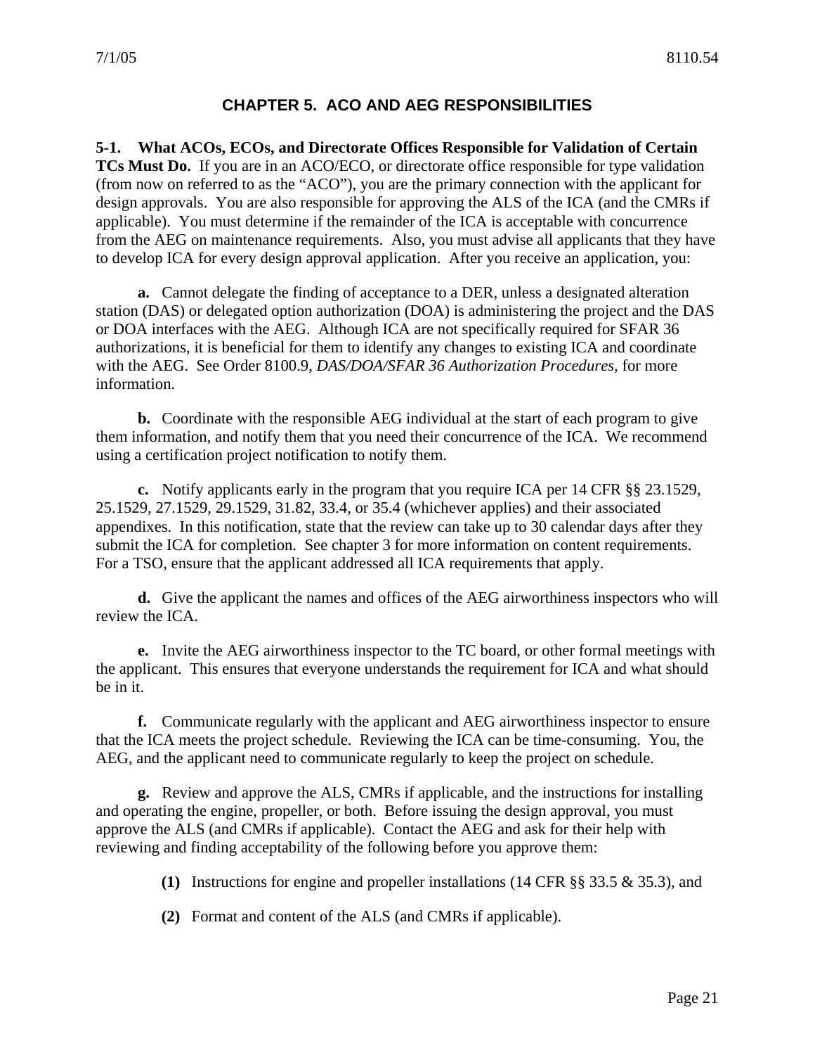# CHAPTER 5. ACO AND AEG RESPONSIBILITIES

**5-1. What ACOs, ECOs, and Directorate Offices Responsible for Validation of Certain TCs Must Do.** If you are in an ACO/ECO, or directorate office responsible for type validation (from now on referred to as the "ACO"), you are the primary connection with the applicant for design approvals. You are also responsible for approving the ALS of the ICA (and the CMRs if applicable). You must determine if the remainder of the ICA is acceptable with concurrence from the AEG on maintenance requirements. Also, you must advise all applicants that they have to develop ICA for every design approval application. After you receive an application, you:

**a.** Cannot delegate the finding of acceptance to a DER, unless a designated alteration station (DAS) or delegated option authorization (DOA) is administering the project and the DAS or DOA interfaces with the AEG. Although ICA are not specifically required for SFAR 36 authorizations, it is beneficial for them to identify any changes to existing ICA and coordinate with the AEG. See Order 8100.9, *DAS/DOA/SFAR 36 Authorization Procedures,* for more information.

**b.** Coordinate with the responsible AEG individual at the start of each program to give them information, and notify them that you need their concurrence of the ICA. We recommend using a certification project notification to notify them.

**c.** Notify applicants early in the program that you require ICA per 14 CFR §§ 23.1529, 25.1529, 27.1529, 29.1529, 31.82, 33.4, or 35.4 (whichever applies) and their associated appendixes. In this notification, state that the review can take up to 30 calendar days after they submit the ICA for completion. See chapter 3 for more information on content requirements. For a TSO, ensure that the applicant addressed all ICA requirements that apply.

**d.** Give the applicant the names and offices of the AEG airworthiness inspectors who will review the ICA.

**e.** Invite the AEG airworthiness inspector to the TC board, or other formal meetings with the applicant. This ensures that everyone understands the requirement for ICA and what should be in it.

**f.** Communicate regularly with the applicant and AEG airworthiness inspector to ensure that the ICA meets the project schedule. Reviewing the ICA can be time-consuming. You, the AEG, and the applicant need to communicate regularly to keep the project on schedule.

**g.** Review and approve the ALS, CMRs if applicable, and the instructions for installing and operating the engine, propeller, or both. Before issuing the design approval, you must approve the ALS (and CMRs if applicable). Contact the AEG and ask for their help with reviewing and finding acceptability of the following before you approve them:

**(1)** Instructions for engine and propeller installations (14 CFR §§ 33.5 & 35.3), and

**(2)** Format and content of the ALS (and CMRs if applicable).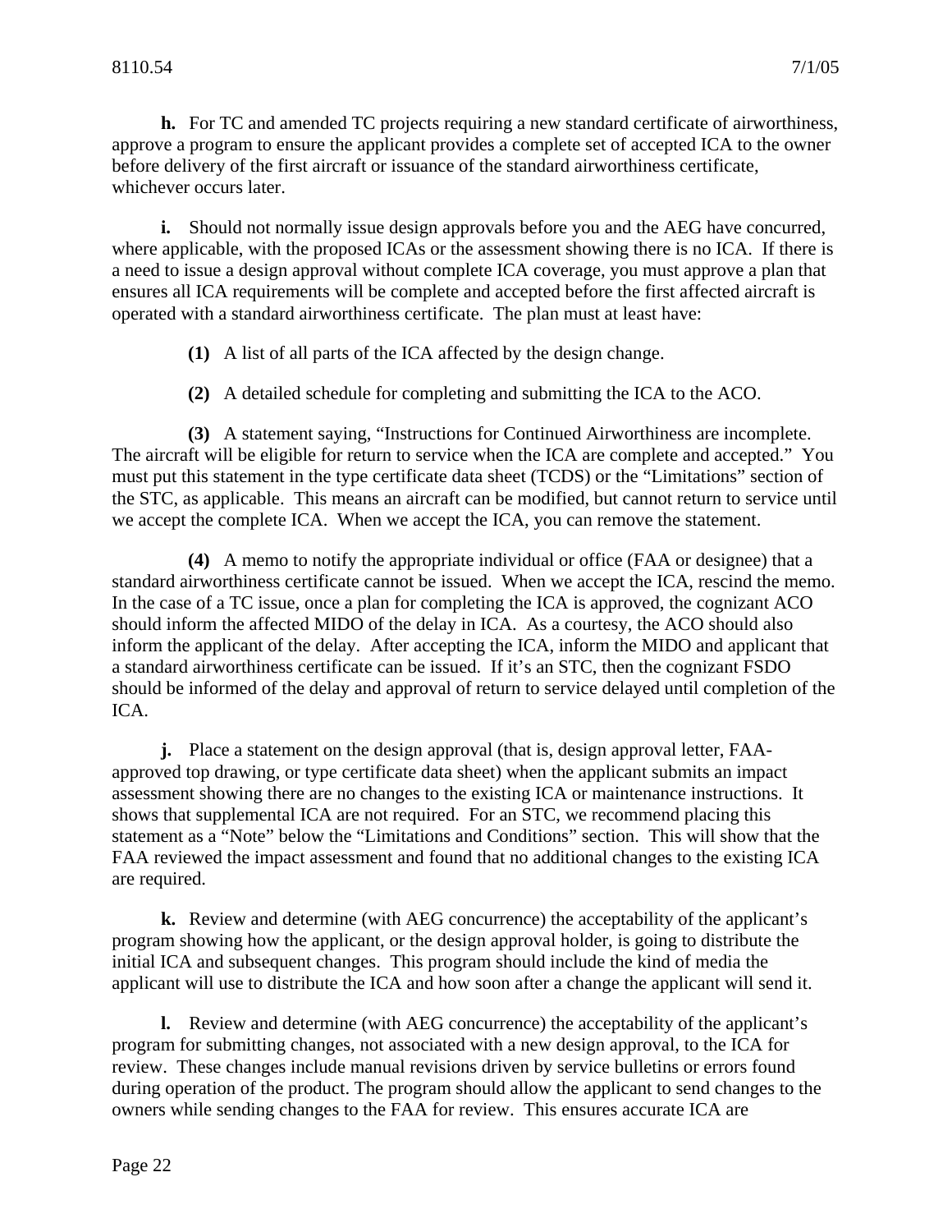**h.** For TC and amended TC projects requiring a new standard certificate of airworthiness, approve a program to ensure the applicant provides a complete set of accepted ICA to the owner before delivery of the first aircraft or issuance of the standard airworthiness certificate, whichever occurs later.

**i.** Should not normally issue design approvals before you and the AEG have concurred, where applicable, with the proposed ICAs or the assessment showing there is no ICA. If there is a need to issue a design approval without complete ICA coverage, you must approve a plan that ensures all ICA requirements will be complete and accepted before the first affected aircraft is operated with a standard airworthiness certificate. The plan must at least have:

**(1)** A list of all parts of the ICA affected by the design change.

**(2)** A detailed schedule for completing and submitting the ICA to the ACO.

**(3)** A statement saying, "Instructions for Continued Airworthiness are incomplete. The aircraft will be eligible for return to service when the ICA are complete and accepted." You must put this statement in the type certificate data sheet (TCDS) or the "Limitations" section of the STC, as applicable. This means an aircraft can be modified, but cannot return to service until we accept the complete ICA. When we accept the ICA, you can remove the statement.

**(4)** A memo to notify the appropriate individual or office (FAA or designee) that a standard airworthiness certificate cannot be issued. When we accept the ICA, rescind the memo. In the case of a TC issue, once a plan for completing the ICA is approved, the cognizant ACO should inform the affected MIDO of the delay in ICA. As a courtesy, the ACO should also inform the applicant of the delay. After accepting the ICA, inform the MIDO and applicant that a standard airworthiness certificate can be issued. If it's an STC, then the cognizant FSDO should be informed of the delay and approval of return to service delayed until completion of the ICA.

**j.** Place a statement on the design approval (that is, design approval letter, FAA-approved top drawing, or type certificate data sheet) when the applicant submits an impact assessment showing there are no changes to the existing ICA or maintenance instructions. It shows that supplemental ICA are not required. For an STC, we recommend placing this statement as a "Note" below the "Limitations and Conditions" section. This will show that the FAA reviewed the impact assessment and found that no additional changes to the existing ICA are required.

**k.** Review and determine (with AEG concurrence) the acceptability of the applicant's program showing how the applicant, or the design approval holder, is going to distribute the initial ICA and subsequent changes. This program should include the kind of media the applicant will use to distribute the ICA and how soon after a change the applicant will send it.

**l.** Review and determine (with AEG concurrence) the acceptability of the applicant's program for submitting changes, not associated with a new design approval, to the ICA for review. These changes include manual revisions driven by service bulletins or errors found during operation of the product. The program should allow the applicant to send changes to the owners while sending changes to the FAA for review. This ensures accurate ICA are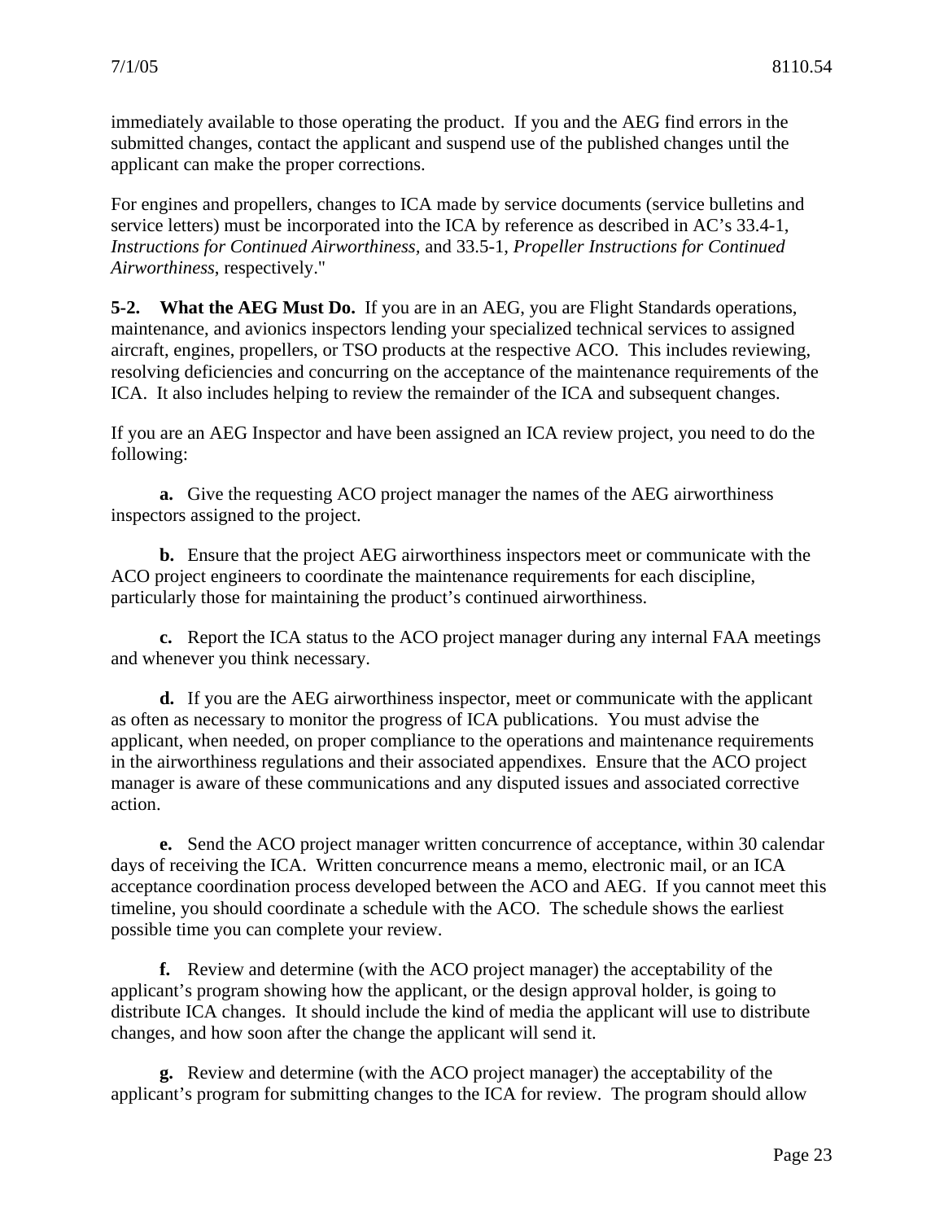immediately available to those operating the product. If you and the AEG find errors in the submitted changes, contact the applicant and suspend use of the published changes until the applicant can make the proper corrections.

For engines and propellers, changes to ICA made by service documents (service bulletins and service letters) must be incorporated into the ICA by reference as described in AC's 33.4-1, *Instructions for Continued Airworthiness,* and 33.5-1, *Propeller Instructions for Continued Airworthiness,* respectively."

**5-2. What the AEG Must Do.** If you are in an AEG, you are Flight Standards operations, maintenance, and avionics inspectors lending your specialized technical services to assigned aircraft, engines, propellers, or TSO products at the respective ACO. This includes reviewing, resolving deficiencies and concurring on the acceptance of the maintenance requirements of the ICA. It also includes helping to review the remainder of the ICA and subsequent changes.

If you are an AEG Inspector and have been assigned an ICA review project, you need to do the following:

**a.** Give the requesting ACO project manager the names of the AEG airworthiness inspectors assigned to the project.

**b.** Ensure that the project AEG airworthiness inspectors meet or communicate with the ACO project engineers to coordinate the maintenance requirements for each discipline, particularly those for maintaining the product's continued airworthiness.

**c.** Report the ICA status to the ACO project manager during any internal FAA meetings and whenever you think necessary.

**d.** If you are the AEG airworthiness inspector, meet or communicate with the applicant as often as necessary to monitor the progress of ICA publications. You must advise the applicant, when needed, on proper compliance to the operations and maintenance requirements in the airworthiness regulations and their associated appendixes. Ensure that the ACO project manager is aware of these communications and any disputed issues and associated corrective action.

**e.** Send the ACO project manager written concurrence of acceptance, within 30 calendar days of receiving the ICA. Written concurrence means a memo, electronic mail, or an ICA acceptance coordination process developed between the ACO and AEG. If you cannot meet this timeline, you should coordinate a schedule with the ACO. The schedule shows the earliest possible time you can complete your review.

**f.** Review and determine (with the ACO project manager) the acceptability of the applicant's program showing how the applicant, or the design approval holder, is going to distribute ICA changes. It should include the kind of media the applicant will use to distribute changes, and how soon after the change the applicant will send it.

**g.** Review and determine (with the ACO project manager) the acceptability of the applicant's program for submitting changes to the ICA for review. The program should allow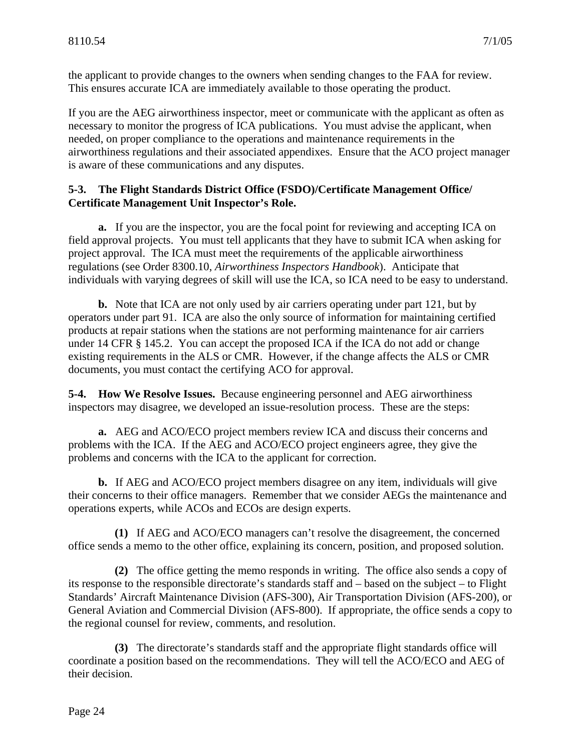the applicant to provide changes to the owners when sending changes to the FAA for review. This ensures accurate ICA are immediately available to those operating the product.

If you are the AEG airworthiness inspector, meet or communicate with the applicant as often as necessary to monitor the progress of ICA publications. You must advise the applicant, when needed, on proper compliance to the operations and maintenance requirements in the airworthiness regulations and their associated appendixes. Ensure that the ACO project manager is aware of these communications and any disputes.

**5-3. The Flight Standards District Office (FSDO)/Certificate Management Office/ Certificate Management Unit Inspector's Role.**

**a.** If you are the inspector, you are the focal point for reviewing and accepting ICA on field approval projects. You must tell applicants that they have to submit ICA when asking for project approval. The ICA must meet the requirements of the applicable airworthiness regulations (see Order 8300.10, *Airworthiness Inspectors Handbook*). Anticipate that individuals with varying degrees of skill will use the ICA, so ICA need to be easy to understand.

**b.** Note that ICA are not only used by air carriers operating under part 121, but by operators under part 91. ICA are also the only source of information for maintaining certified products at repair stations when the stations are not performing maintenance for air carriers under 14 CFR § 145.2. You can accept the proposed ICA if the ICA do not add or change existing requirements in the ALS or CMR. However, if the change affects the ALS or CMR documents, you must contact the certifying ACO for approval.

**5-4. How We Resolve Issues.** Because engineering personnel and AEG airworthiness inspectors may disagree, we developed an issue-resolution process. These are the steps:

**a.** AEG and ACO/ECO project members review ICA and discuss their concerns and problems with the ICA. If the AEG and ACO/ECO project engineers agree, they give the problems and concerns with the ICA to the applicant for correction.

**b.** If AEG and ACO/ECO project members disagree on any item, individuals will give their concerns to their office managers. Remember that we consider AEGs the maintenance and operations experts, while ACOs and ECOs are design experts.

**(1)** If AEG and ACO/ECO managers can't resolve the disagreement, the concerned office sends a memo to the other office, explaining its concern, position, and proposed solution.

**(2)** The office getting the memo responds in writing. The office also sends a copy of its response to the responsible directorate's standards staff and – based on the subject – to Flight Standards' Aircraft Maintenance Division (AFS-300), Air Transportation Division (AFS-200), or General Aviation and Commercial Division (AFS-800). If appropriate, the office sends a copy to the regional counsel for review, comments, and resolution.

**(3)** The directorate's standards staff and the appropriate flight standards office will coordinate a position based on the recommendations. They will tell the ACO/ECO and AEG of their decision.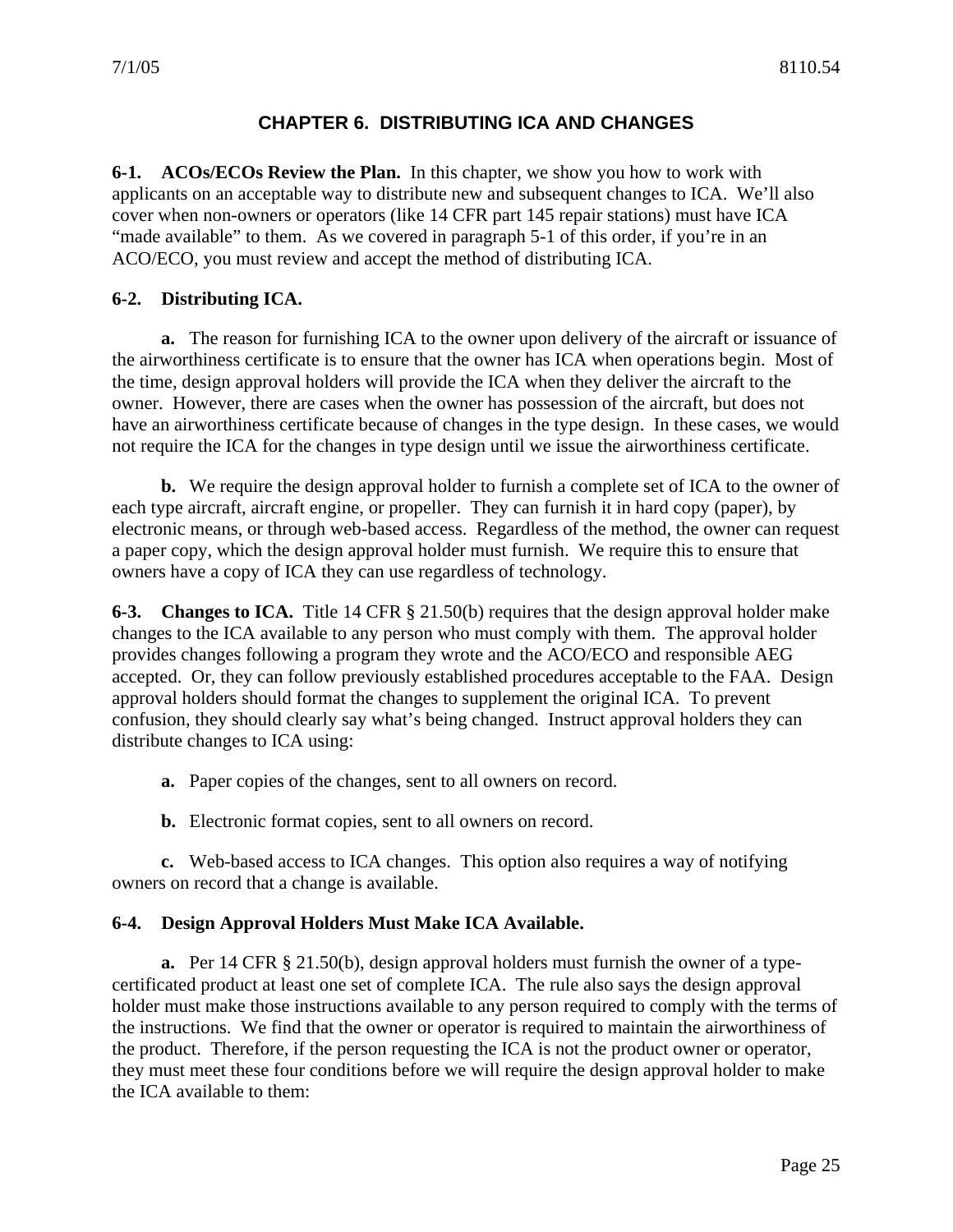# CHAPTER 6. DISTRIBUTING ICA AND CHANGES

**6-1. ACOs/ECOs Review the Plan.** In this chapter, we show you how to work with applicants on an acceptable way to distribute new and subsequent changes to ICA. We'll also cover when non-owners or operators (like 14 CFR part 145 repair stations) must have ICA "made available" to them. As we covered in paragraph 5-1 of this order, if you're in an ACO/ECO, you must review and accept the method of distributing ICA.

**6-2. Distributing ICA.**

**a.** The reason for furnishing ICA to the owner upon delivery of the aircraft or issuance of the airworthiness certificate is to ensure that the owner has ICA when operations begin. Most of the time, design approval holders will provide the ICA when they deliver the aircraft to the owner. However, there are cases when the owner has possession of the aircraft, but does not have an airworthiness certificate because of changes in the type design. In these cases, we would not require the ICA for the changes in type design until we issue the airworthiness certificate.

**b.** We require the design approval holder to furnish a complete set of ICA to the owner of each type aircraft, aircraft engine, or propeller. They can furnish it in hard copy (paper), by electronic means, or through web-based access. Regardless of the method, the owner can request a paper copy, which the design approval holder must furnish. We require this to ensure that owners have a copy of ICA they can use regardless of technology.

**6-3. Changes to ICA.** Title 14 CFR § 21.50(b) requires that the design approval holder make changes to the ICA available to any person who must comply with them. The approval holder provides changes following a program they wrote and the ACO/ECO and responsible AEG accepted. Or, they can follow previously established procedures acceptable to the FAA. Design approval holders should format the changes to supplement the original ICA. To prevent confusion, they should clearly say what's being changed. Instruct approval holders they can distribute changes to ICA using:

**a.** Paper copies of the changes, sent to all owners on record.

**b.** Electronic format copies, sent to all owners on record.

**c.** Web-based access to ICA changes. This option also requires a way of notifying owners on record that a change is available.

**6-4. Design Approval Holders Must Make ICA Available.**

**a.** Per 14 CFR § 21.50(b), design approval holders must furnish the owner of a type-certificated product at least one set of complete ICA. The rule also says the design approval holder must make those instructions available to any person required to comply with the terms of the instructions. We find that the owner or operator is required to maintain the airworthiness of the product. Therefore, if the person requesting the ICA is not the product owner or operator, they must meet these four conditions before we will require the design approval holder to make the ICA available to them: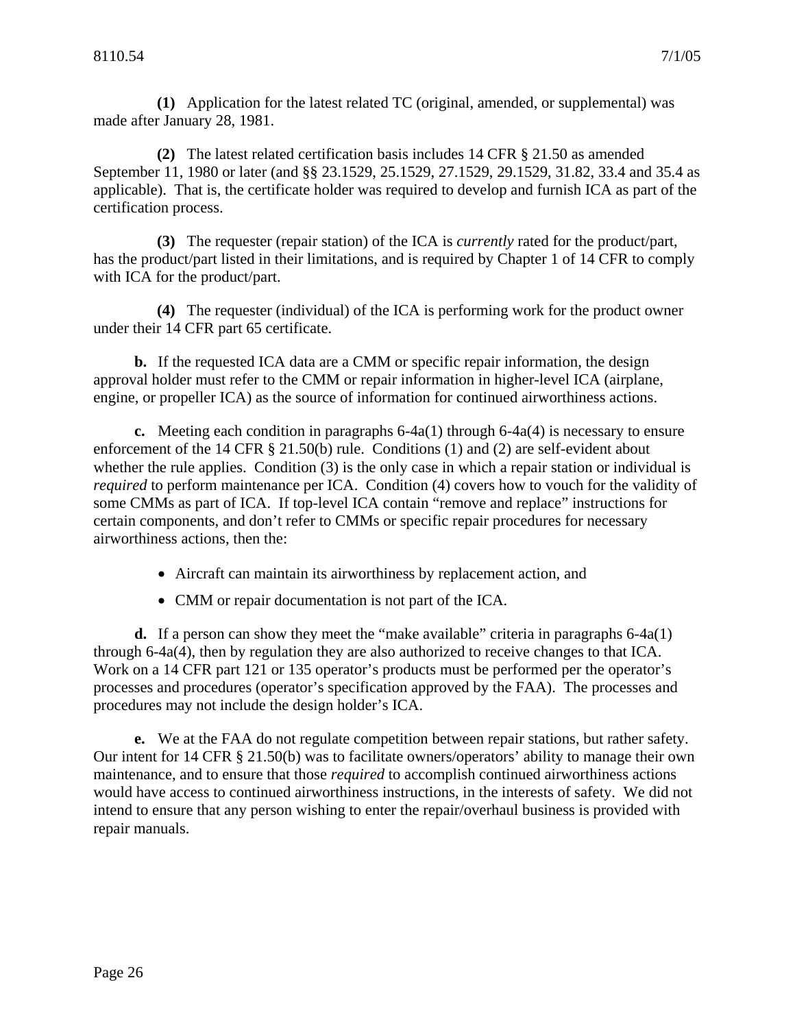**(1)** Application for the latest related TC (original, amended, or supplemental) was made after January 28, 1981.

**(2)** The latest related certification basis includes 14 CFR § 21.50 as amended September 11, 1980 or later (and §§ 23.1529, 25.1529, 27.1529, 29.1529, 31.82, 33.4 and 35.4 as applicable). That is, the certificate holder was required to develop and furnish ICA as part of the certification process.

**(3)** The requester (repair station) of the ICA is *currently* rated for the product/part, has the product/part listed in their limitations, and is required by Chapter 1 of 14 CFR to comply with ICA for the product/part.

**(4)** The requester (individual) of the ICA is performing work for the product owner under their 14 CFR part 65 certificate.

**b.** If the requested ICA data are a CMM or specific repair information, the design approval holder must refer to the CMM or repair information in higher-level ICA (airplane, engine, or propeller ICA) as the source of information for continued airworthiness actions.

**c.** Meeting each condition in paragraphs 6-4a(1) through 6-4a(4) is necessary to ensure enforcement of the 14 CFR § 21.50(b) rule. Conditions (1) and (2) are self-evident about whether the rule applies. Condition (3) is the only case in which a repair station or individual is *required* to perform maintenance per ICA. Condition (4) covers how to vouch for the validity of some CMMs as part of ICA. If top-level ICA contain "remove and replace" instructions for certain components, and don't refer to CMMs or specific repair procedures for necessary airworthiness actions, then the:

- Aircraft can maintain its airworthiness by replacement action, and
- CMM or repair documentation is not part of the ICA.

**d.** If a person can show they meet the "make available" criteria in paragraphs 6-4a(1) through 6-4a(4), then by regulation they are also authorized to receive changes to that ICA. Work on a 14 CFR part 121 or 135 operator's products must be performed per the operator's processes and procedures (operator's specification approved by the FAA). The processes and procedures may not include the design holder's ICA.

**e.** We at the FAA do not regulate competition between repair stations, but rather safety. Our intent for 14 CFR § 21.50(b) was to facilitate owners/operators' ability to manage their own maintenance, and to ensure that those *required* to accomplish continued airworthiness actions would have access to continued airworthiness instructions, in the interests of safety. We did not intend to ensure that any person wishing to enter the repair/overhaul business is provided with repair manuals.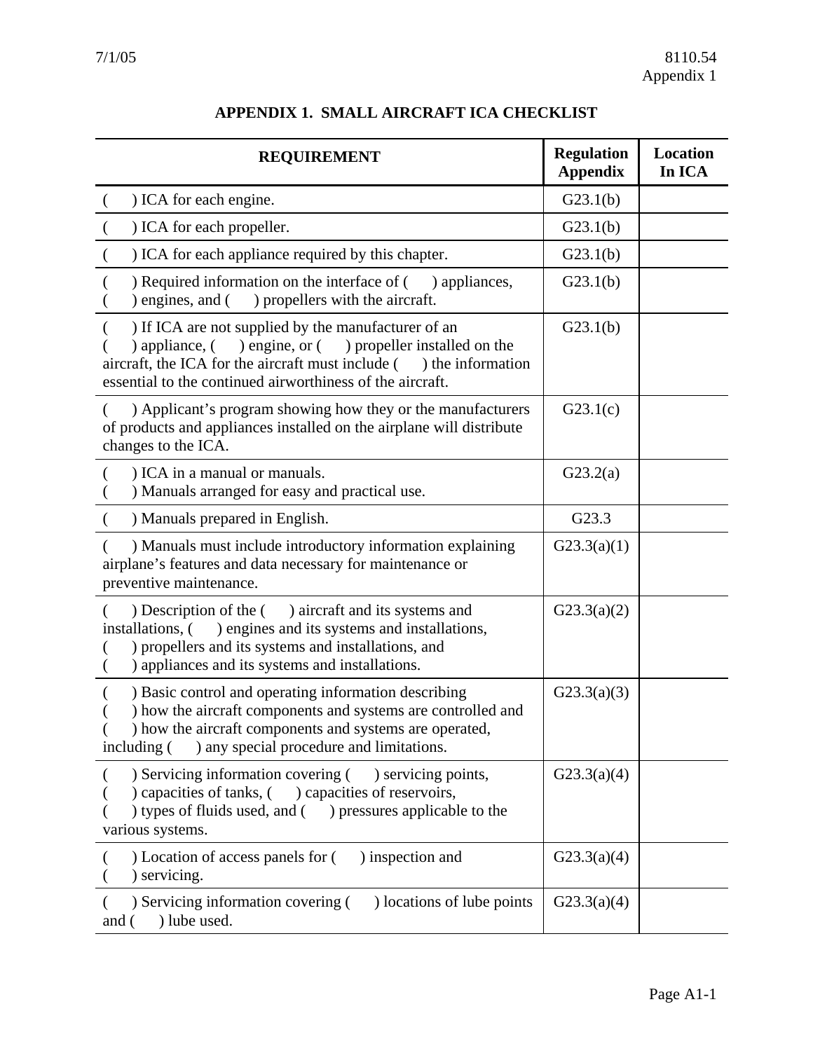# APPENDIX 1. SMALL AIRCRAFT ICA CHECKLIST

| REQUIREMENT | Regulation Appendix | Location In ICA |
|---|---|---|
| (   ) ICA for each engine. | G23.1(b) | |
| (   ) ICA for each propeller. | G23.1(b) | |
| (   ) ICA for each appliance required by this chapter. | G23.1(b) | |
| (   ) Required information on the interface of (   ) appliances, (   ) engines, and (   ) propellers with the aircraft. | G23.1(b) | |
| (   ) If ICA are not supplied by the manufacturer of an (   ) appliance, (   ) engine, or (   ) propeller installed on the aircraft, the ICA for the aircraft must include (   ) the information essential to the continued airworthiness of the aircraft. | G23.1(b) | |
| (   ) Applicant's program showing how they or the manufacturers of products and appliances installed on the airplane will distribute changes to the ICA. | G23.1(c) | |
| (   ) ICA in a manual or manuals.<br>(   ) Manuals arranged for easy and practical use. | G23.2(a) | |
| (   ) Manuals prepared in English. | G23.3 | |
| (   ) Manuals must include introductory information explaining airplane's features and data necessary for maintenance or preventive maintenance. | G23.3(a)(1) | |
| (   ) Description of the (   ) aircraft and its systems and installations, (   ) engines and its systems and installations, (   ) propellers and its systems and installations, and (   ) appliances and its systems and installations. | G23.3(a)(2) | |
| (   ) Basic control and operating information describing (   ) how the aircraft components and systems are controlled and (   ) how the aircraft components and systems are operated, including (   ) any special procedure and limitations. | G23.3(a)(3) | |
| (   ) Servicing information covering (   ) servicing points, (   ) capacities of tanks, (   ) capacities of reservoirs, (   ) types of fluids used, and (   ) pressures applicable to the various systems. | G23.3(a)(4) | |
| (   ) Location of access panels for (   ) inspection and (   ) servicing. | G23.3(a)(4) | |
| (   ) Servicing information covering (   ) locations of lube points and (   ) lube used. | G23.3(a)(4) | |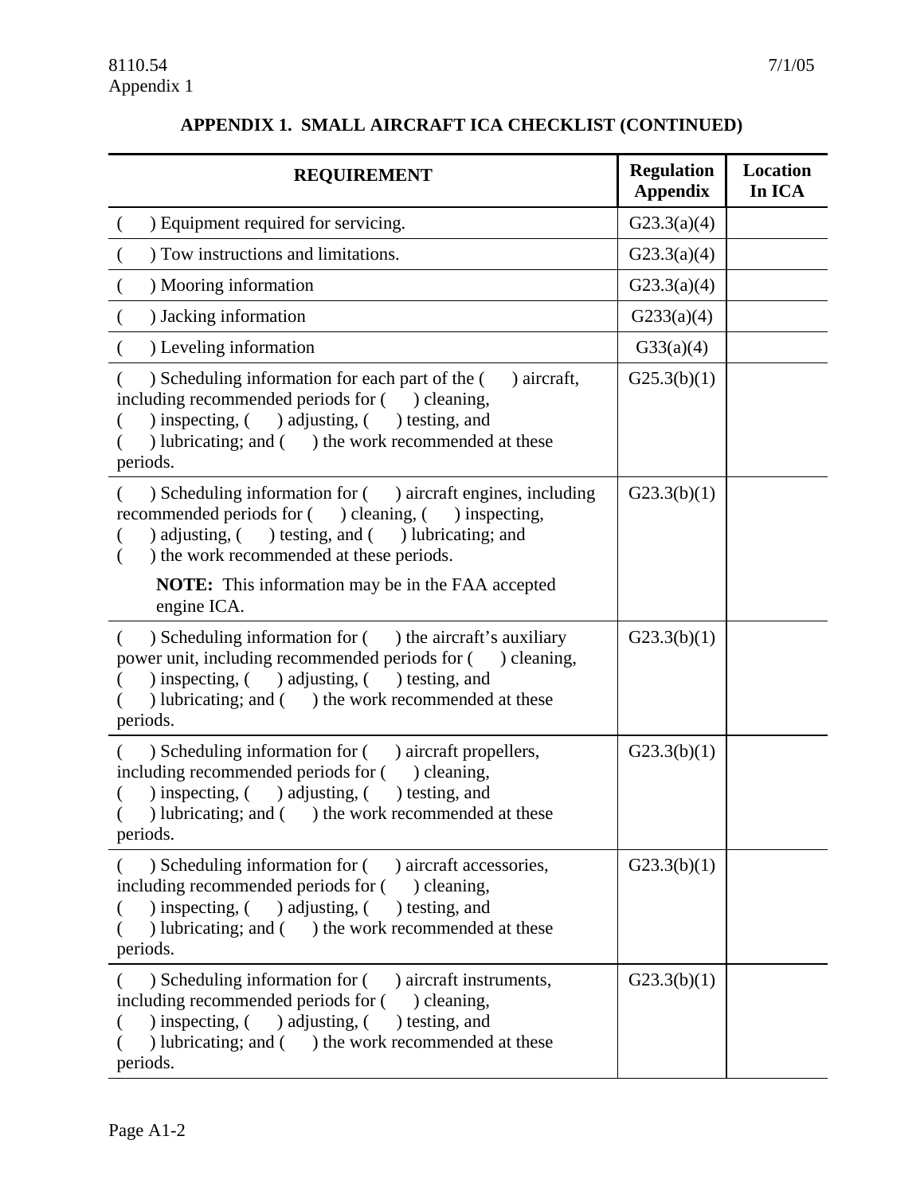## APPENDIX 1. SMALL AIRCRAFT ICA CHECKLIST (CONTINUED)

| REQUIREMENT | Regulation Appendix | Location In ICA |
|---|---|---|
| (  ) Equipment required for servicing. | G23.3(a)(4) | |
| (  ) Tow instructions and limitations. | G23.3(a)(4) | |
| (  ) Mooring information | G23.3(a)(4) | |
| (  ) Jacking information | G233(a)(4) | |
| (  ) Leveling information | G33(a)(4) | |
| (  ) Scheduling information for each part of the (  ) aircraft, including recommended periods for (  ) cleaning, (  ) inspecting, (  ) adjusting, (  ) testing, and (  ) lubricating; and (  ) the work recommended at these periods. | G25.3(b)(1) | |
| (  ) Scheduling information for (  ) aircraft engines, including recommended periods for (  ) cleaning, (  ) inspecting, (  ) adjusting, (  ) testing, and (  ) lubricating; and (  ) the work recommended at these periods. **NOTE:** This information may be in the FAA accepted engine ICA. | G23.3(b)(1) | |
| (  ) Scheduling information for (  ) the aircraft's auxiliary power unit, including recommended periods for (  ) cleaning, (  ) inspecting, (  ) adjusting, (  ) testing, and (  ) lubricating; and (  ) the work recommended at these periods. | G23.3(b)(1) | |
| (  ) Scheduling information for (  ) aircraft propellers, including recommended periods for (  ) cleaning, (  ) inspecting, (  ) adjusting, (  ) testing, and (  ) lubricating; and (  ) the work recommended at these periods. | G23.3(b)(1) | |
| (  ) Scheduling information for (  ) aircraft accessories, including recommended periods for (  ) cleaning, (  ) inspecting, (  ) adjusting, (  ) testing, and (  ) lubricating; and (  ) the work recommended at these periods. | G23.3(b)(1) | |
| (  ) Scheduling information for (  ) aircraft instruments, including recommended periods for (  ) cleaning, (  ) inspecting, (  ) adjusting, (  ) testing, and (  ) lubricating; and (  ) the work recommended at these periods. | G23.3(b)(1) | |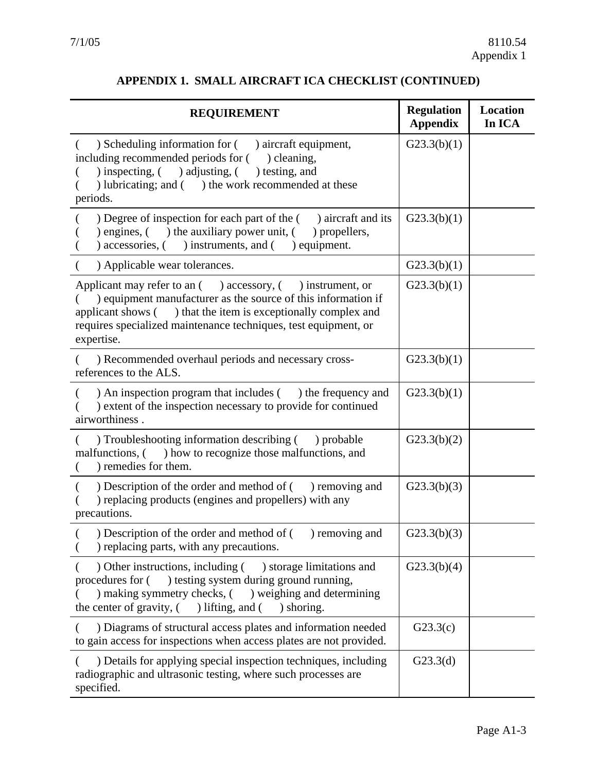## APPENDIX 1. SMALL AIRCRAFT ICA CHECKLIST (CONTINUED)

| REQUIREMENT | Regulation Appendix | Location In ICA |
|---|---|---|
| (  ) Scheduling information for (  ) aircraft equipment, including recommended periods for (  ) cleaning, (  ) inspecting, (  ) adjusting, (  ) testing, and (  ) lubricating; and (  ) the work recommended at these periods. | G23.3(b)(1) | |
| (  ) Degree of inspection for each part of the (  ) aircraft and its (  ) engines, (  ) the auxiliary power unit, (  ) propellers, (  ) accessories, (  ) instruments, and (  ) equipment. | G23.3(b)(1) | |
| (  ) Applicable wear tolerances. | G23.3(b)(1) | |
| Applicant may refer to an (  ) accessory, (  ) instrument, or (  ) equipment manufacturer as the source of this information if applicant shows (  ) that the item is exceptionally complex and requires specialized maintenance techniques, test equipment, or expertise. | G23.3(b)(1) | |
| (  ) Recommended overhaul periods and necessary cross-references to the ALS. | G23.3(b)(1) | |
| (  ) An inspection program that includes (  ) the frequency and (  ) extent of the inspection necessary to provide for continued airworthiness . | G23.3(b)(1) | |
| (  ) Troubleshooting information describing (  ) probable malfunctions, (  ) how to recognize those malfunctions, and (  ) remedies for them. | G23.3(b)(2) | |
| (  ) Description of the order and method of (  ) removing and (  ) replacing products (engines and propellers) with any precautions. | G23.3(b)(3) | |
| (  ) Description of the order and method of (  ) removing and (  ) replacing parts, with any precautions. | G23.3(b)(3) | |
| (  ) Other instructions, including (  ) storage limitations and procedures for (  ) testing system during ground running, (  ) making symmetry checks, (  ) weighing and determining the center of gravity, (  ) lifting, and (  ) shoring. | G23.3(b)(4) | |
| (  ) Diagrams of structural access plates and information needed to gain access for inspections when access plates are not provided. | G23.3(c) | |
| (  ) Details for applying special inspection techniques, including radiographic and ultrasonic testing, where such processes are specified. | G23.3(d) | |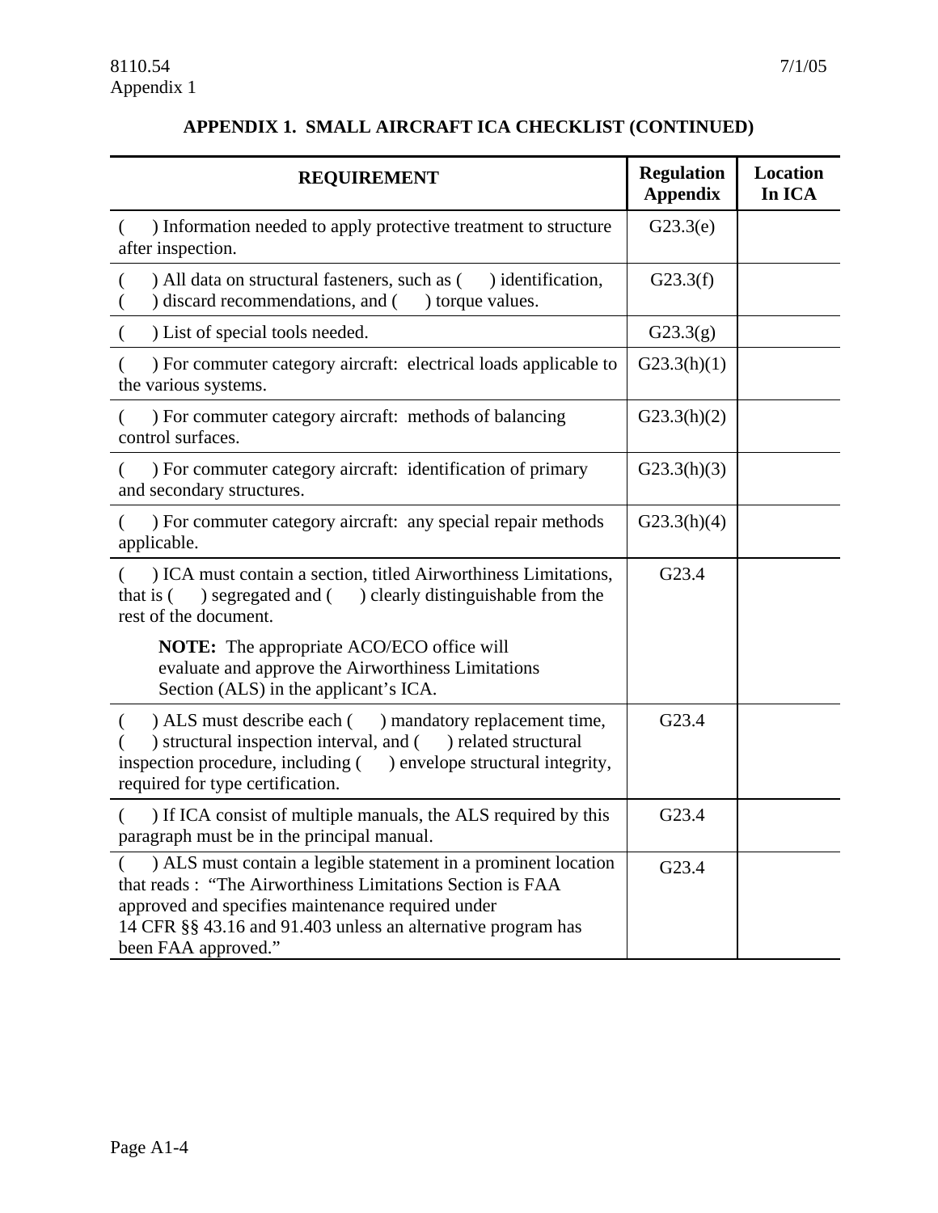## APPENDIX 1. SMALL AIRCRAFT ICA CHECKLIST (CONTINUED)

| REQUIREMENT | Regulation Appendix | Location In ICA |
|---|---|---|
| (   ) Information needed to apply protective treatment to structure after inspection. | G23.3(e) | |
| (   ) All data on structural fasteners, such as (   ) identification, (   ) discard recommendations, and (   ) torque values. | G23.3(f) | |
| (   ) List of special tools needed. | G23.3(g) | |
| (   ) For commuter category aircraft: electrical loads applicable to the various systems. | G23.3(h)(1) | |
| (   ) For commuter category aircraft: methods of balancing control surfaces. | G23.3(h)(2) | |
| (   ) For commuter category aircraft: identification of primary and secondary structures. | G23.3(h)(3) | |
| (   ) For commuter category aircraft: any special repair methods applicable. | G23.3(h)(4) | |
| (   ) ICA must contain a section, titled Airworthiness Limitations, that is (   ) segregated and (   ) clearly distinguishable from the rest of the document. **NOTE:** The appropriate ACO/ECO office will evaluate and approve the Airworthiness Limitations Section (ALS) in the applicant's ICA. | G23.4 | |
| (   ) ALS must describe each (   ) mandatory replacement time, (   ) structural inspection interval, and (   ) related structural inspection procedure, including (   ) envelope structural integrity, required for type certification. | G23.4 | |
| (   ) If ICA consist of multiple manuals, the ALS required by this paragraph must be in the principal manual. | G23.4 | |
| (   ) ALS must contain a legible statement in a prominent location that reads : "The Airworthiness Limitations Section is FAA approved and specifies maintenance required under 14 CFR §§ 43.16 and 91.403 unless an alternative program has been FAA approved." | G23.4 | |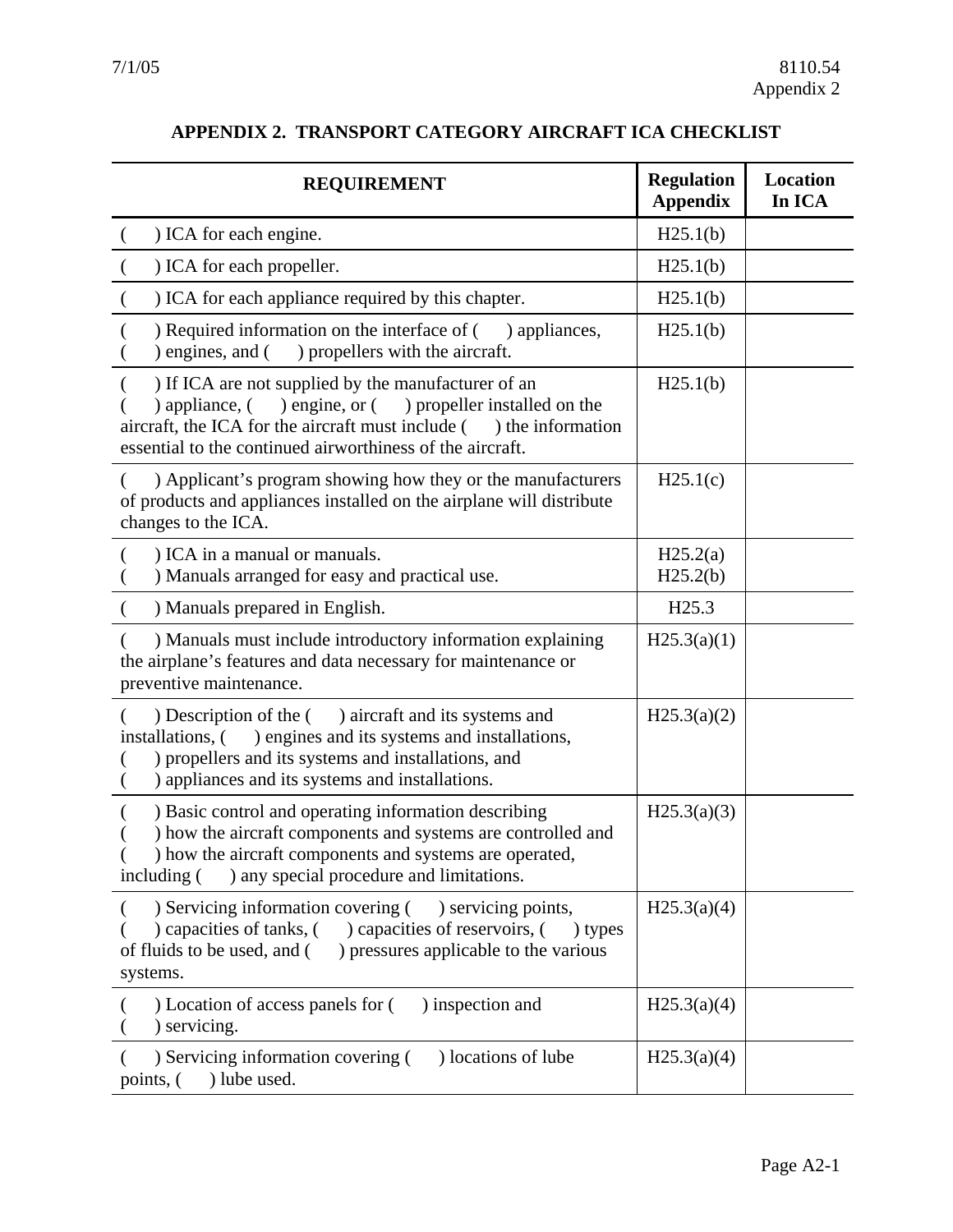## APPENDIX 2. TRANSPORT CATEGORY AIRCRAFT ICA CHECKLIST

| REQUIREMENT | Regulation Appendix | Location In ICA |
|---|---|---|
| ( ) ICA for each engine. | H25.1(b) | |
| ( ) ICA for each propeller. | H25.1(b) | |
| ( ) ICA for each appliance required by this chapter. | H25.1(b) | |
| ( ) Required information on the interface of ( ) appliances, ( ) engines, and ( ) propellers with the aircraft. | H25.1(b) | |
| ( ) If ICA are not supplied by the manufacturer of an ( ) appliance, ( ) engine, or ( ) propeller installed on the aircraft, the ICA for the aircraft must include ( ) the information essential to the continued airworthiness of the aircraft. | H25.1(b) | |
| ( ) Applicant's program showing how they or the manufacturers of products and appliances installed on the airplane will distribute changes to the ICA. | H25.1(c) | |
| ( ) ICA in a manual or manuals.<br>( ) Manuals arranged for easy and practical use. | H25.2(a)<br>H25.2(b) | |
| ( ) Manuals prepared in English. | H25.3 | |
| ( ) Manuals must include introductory information explaining the airplane's features and data necessary for maintenance or preventive maintenance. | H25.3(a)(1) | |
| ( ) Description of the ( ) aircraft and its systems and installations, ( ) engines and its systems and installations, ( ) propellers and its systems and installations, and ( ) appliances and its systems and installations. | H25.3(a)(2) | |
| ( ) Basic control and operating information describing ( ) how the aircraft components and systems are controlled and ( ) how the aircraft components and systems are operated, including ( ) any special procedure and limitations. | H25.3(a)(3) | |
| ( ) Servicing information covering ( ) servicing points, ( ) capacities of tanks, ( ) capacities of reservoirs, ( ) types of fluids to be used, and ( ) pressures applicable to the various systems. | H25.3(a)(4) | |
| ( ) Location of access panels for ( ) inspection and ( ) servicing. | H25.3(a)(4) | |
| ( ) Servicing information covering ( ) locations of lube points, ( ) lube used. | H25.3(a)(4) | |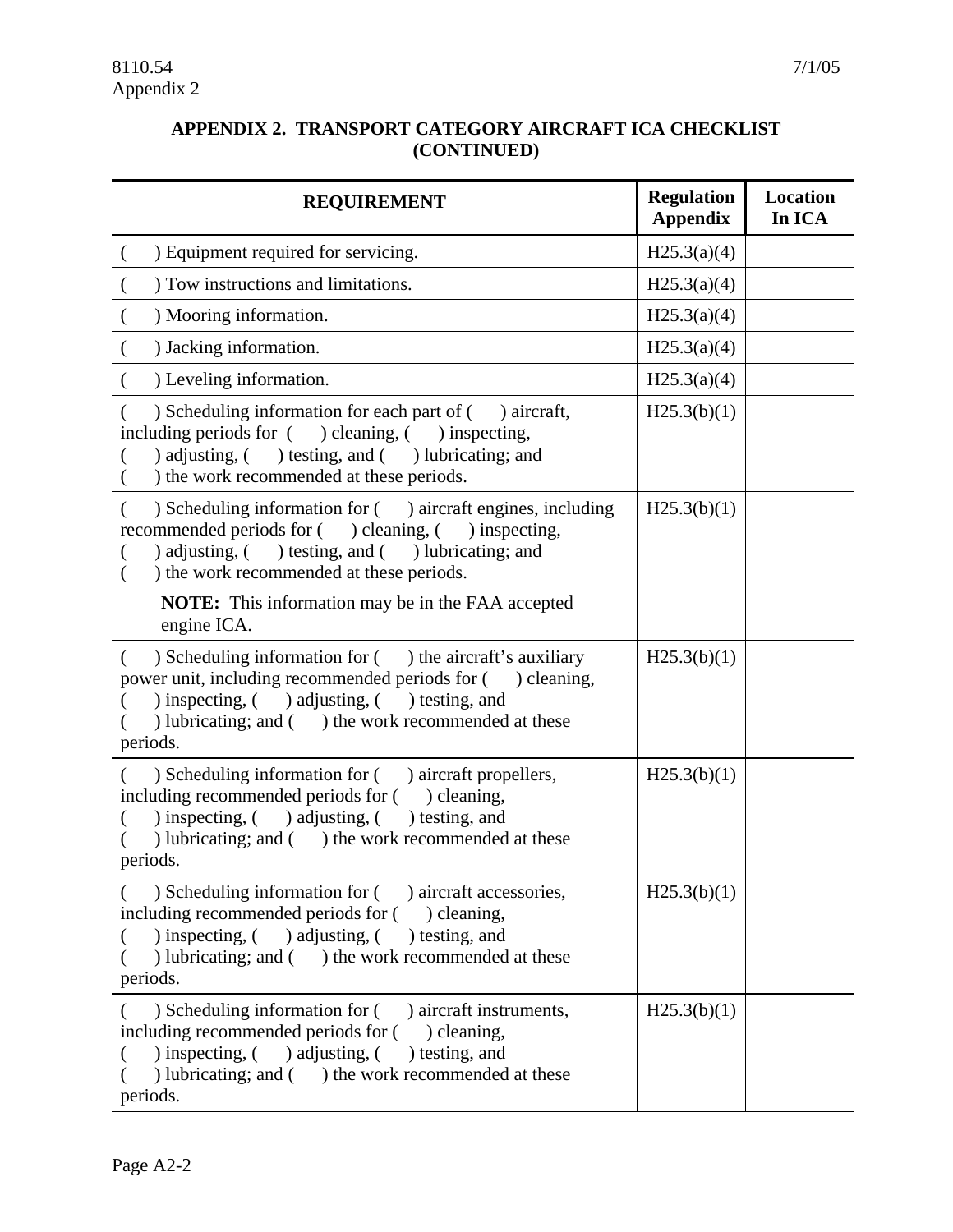**APPENDIX 2. TRANSPORT CATEGORY AIRCRAFT ICA CHECKLIST (CONTINUED)**

| REQUIREMENT | Regulation Appendix | Location In ICA |
|---|---|---|
| (   ) Equipment required for servicing. | H25.3(a)(4) | |
| (   ) Tow instructions and limitations. | H25.3(a)(4) | |
| (   ) Mooring information. | H25.3(a)(4) | |
| (   ) Jacking information. | H25.3(a)(4) | |
| (   ) Leveling information. | H25.3(a)(4) | |
| (   ) Scheduling information for each part of (   ) aircraft, including periods for (   ) cleaning, (   ) inspecting, (   ) adjusting, (   ) testing, and (   ) lubricating; and (   ) the work recommended at these periods. | H25.3(b)(1) | |
| (   ) Scheduling information for (   ) aircraft engines, including recommended periods for (   ) cleaning, (   ) inspecting, (   ) adjusting, (   ) testing, and (   ) lubricating; and (   ) the work recommended at these periods. **NOTE:** This information may be in the FAA accepted engine ICA. | H25.3(b)(1) | |
| (   ) Scheduling information for (   ) the aircraft's auxiliary power unit, including recommended periods for (   ) cleaning, (   ) inspecting, (   ) adjusting, (   ) testing, and (   ) lubricating; and (   ) the work recommended at these periods. | H25.3(b)(1) | |
| (   ) Scheduling information for (   ) aircraft propellers, including recommended periods for (   ) cleaning, (   ) inspecting, (   ) adjusting, (   ) testing, and (   ) lubricating; and (   ) the work recommended at these periods. | H25.3(b)(1) | |
| (   ) Scheduling information for (   ) aircraft accessories, including recommended periods for (   ) cleaning, (   ) inspecting, (   ) adjusting, (   ) testing, and (   ) lubricating; and (   ) the work recommended at these periods. | H25.3(b)(1) | |
| (   ) Scheduling information for (   ) aircraft instruments, including recommended periods for (   ) cleaning, (   ) inspecting, (   ) adjusting, (   ) testing, and (   ) lubricating; and (   ) the work recommended at these periods. | H25.3(b)(1) | |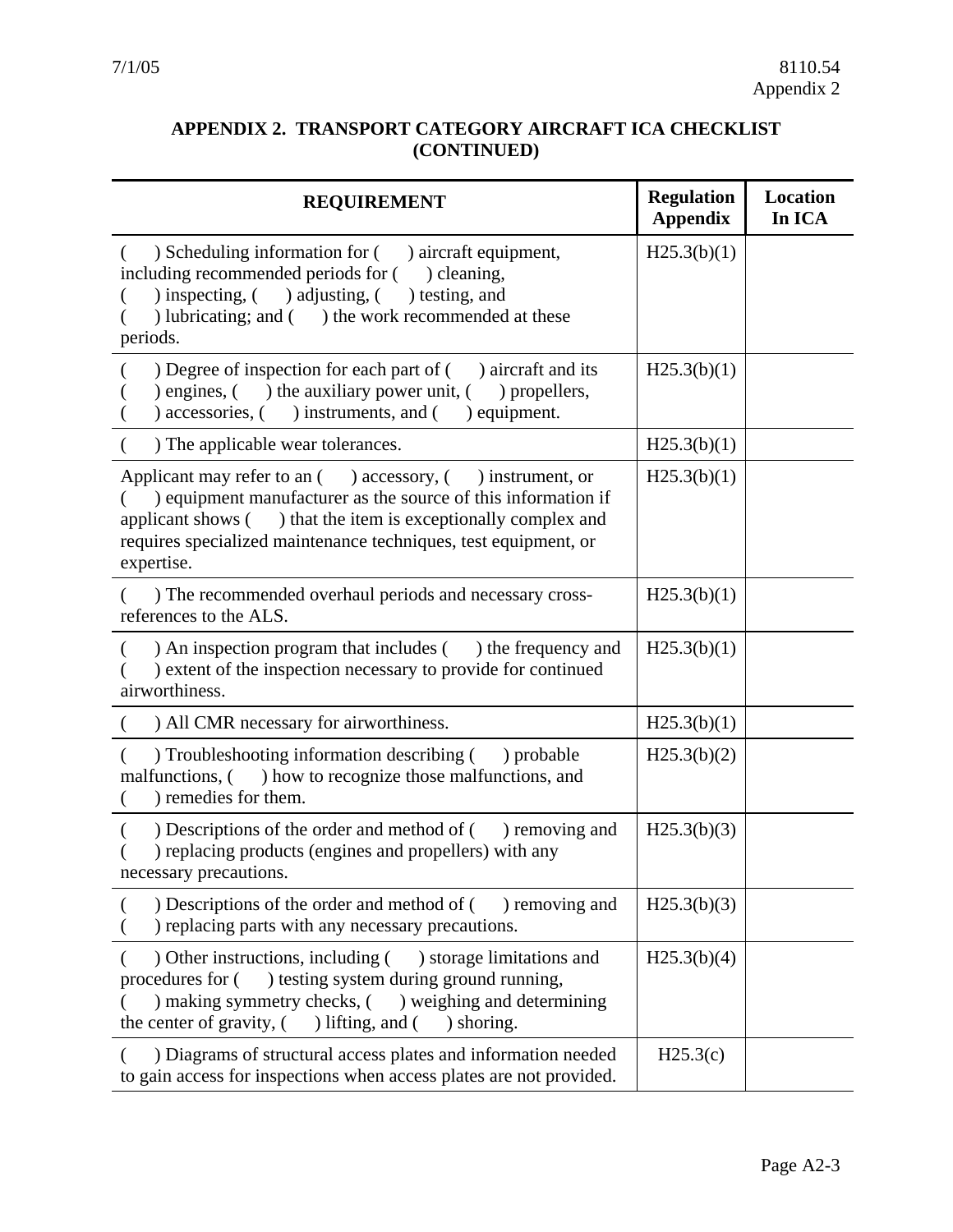## APPENDIX 2. TRANSPORT CATEGORY AIRCRAFT ICA CHECKLIST (CONTINUED)

| REQUIREMENT | Regulation Appendix | Location In ICA |
|---|---|---|
| ( ) Scheduling information for ( ) aircraft equipment, including recommended periods for ( ) cleaning, ( ) inspecting, ( ) adjusting, ( ) testing, and ( ) lubricating; and ( ) the work recommended at these periods. | H25.3(b)(1) | |
| ( ) Degree of inspection for each part of ( ) aircraft and its ( ) engines, ( ) the auxiliary power unit, ( ) propellers, ( ) accessories, ( ) instruments, and ( ) equipment. | H25.3(b)(1) | |
| ( ) The applicable wear tolerances. | H25.3(b)(1) | |
| Applicant may refer to an ( ) accessory, ( ) instrument, or ( ) equipment manufacturer as the source of this information if applicant shows ( ) that the item is exceptionally complex and requires specialized maintenance techniques, test equipment, or expertise. | H25.3(b)(1) | |
| ( ) The recommended overhaul periods and necessary cross-references to the ALS. | H25.3(b)(1) | |
| ( ) An inspection program that includes ( ) the frequency and ( ) extent of the inspection necessary to provide for continued airworthiness. | H25.3(b)(1) | |
| ( ) All CMR necessary for airworthiness. | H25.3(b)(1) | |
| ( ) Troubleshooting information describing ( ) probable malfunctions, ( ) how to recognize those malfunctions, and ( ) remedies for them. | H25.3(b)(2) | |
| ( ) Descriptions of the order and method of ( ) removing and ( ) replacing products (engines and propellers) with any necessary precautions. | H25.3(b)(3) | |
| ( ) Descriptions of the order and method of ( ) removing and ( ) replacing parts with any necessary precautions. | H25.3(b)(3) | |
| ( ) Other instructions, including ( ) storage limitations and procedures for ( ) testing system during ground running, ( ) making symmetry checks, ( ) weighing and determining the center of gravity, ( ) lifting, and ( ) shoring. | H25.3(b)(4) | |
| ( ) Diagrams of structural access plates and information needed to gain access for inspections when access plates are not provided. | H25.3(c) | |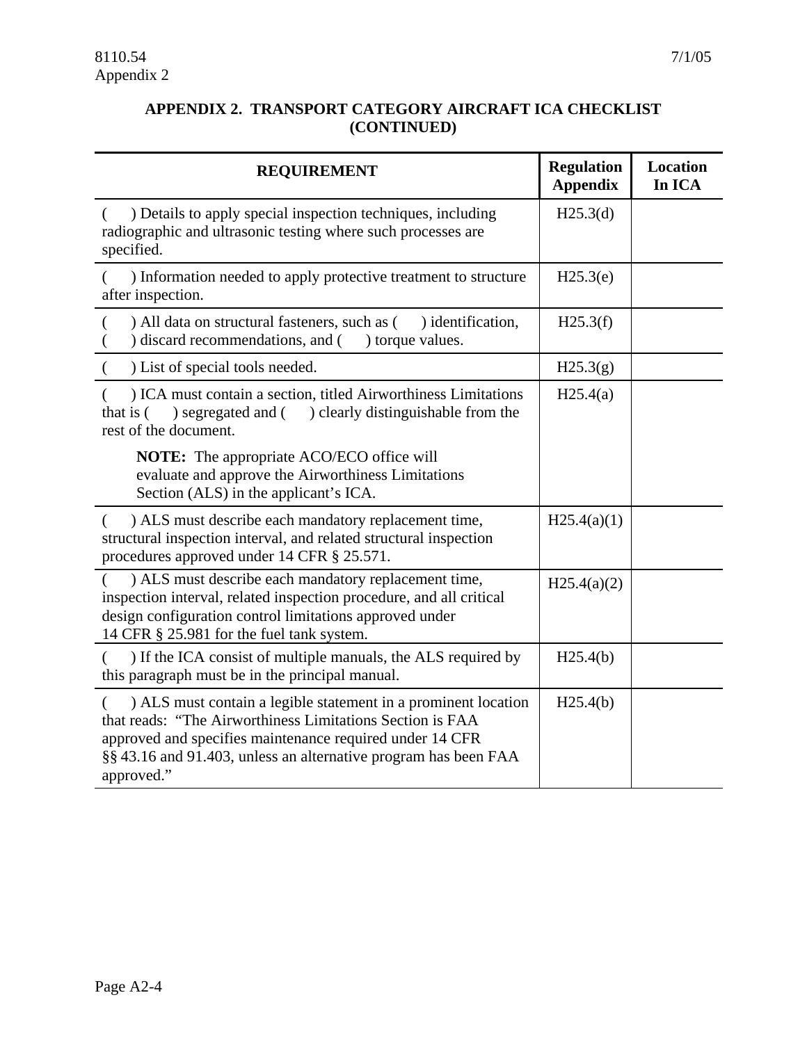## APPENDIX 2. TRANSPORT CATEGORY AIRCRAFT ICA CHECKLIST (CONTINUED)

| REQUIREMENT | Regulation Appendix | Location In ICA |
|---|---|---|
| (  ) Details to apply special inspection techniques, including radiographic and ultrasonic testing where such processes are specified. | H25.3(d) | |
| (  ) Information needed to apply protective treatment to structure after inspection. | H25.3(e) | |
| (  ) All data on structural fasteners, such as (  ) identification, (  ) discard recommendations, and (  ) torque values. | H25.3(f) | |
| (  ) List of special tools needed. | H25.3(g) | |
| (  ) ICA must contain a section, titled Airworthiness Limitations that is (  ) segregated and (  ) clearly distinguishable from the rest of the document.<br><br>**NOTE:** The appropriate ACO/ECO office will evaluate and approve the Airworthiness Limitations Section (ALS) in the applicant's ICA. | H25.4(a) | |
| (  ) ALS must describe each mandatory replacement time, structural inspection interval, and related structural inspection procedures approved under 14 CFR § 25.571. | H25.4(a)(1) | |
| (  ) ALS must describe each mandatory replacement time, inspection interval, related inspection procedure, and all critical design configuration control limitations approved under 14 CFR § 25.981 for the fuel tank system. | H25.4(a)(2) | |
| (  ) If the ICA consist of multiple manuals, the ALS required by this paragraph must be in the principal manual. | H25.4(b) | |
| (  ) ALS must contain a legible statement in a prominent location that reads: "The Airworthiness Limitations Section is FAA approved and specifies maintenance required under 14 CFR §§ 43.16 and 91.403, unless an alternative program has been FAA approved." | H25.4(b) | |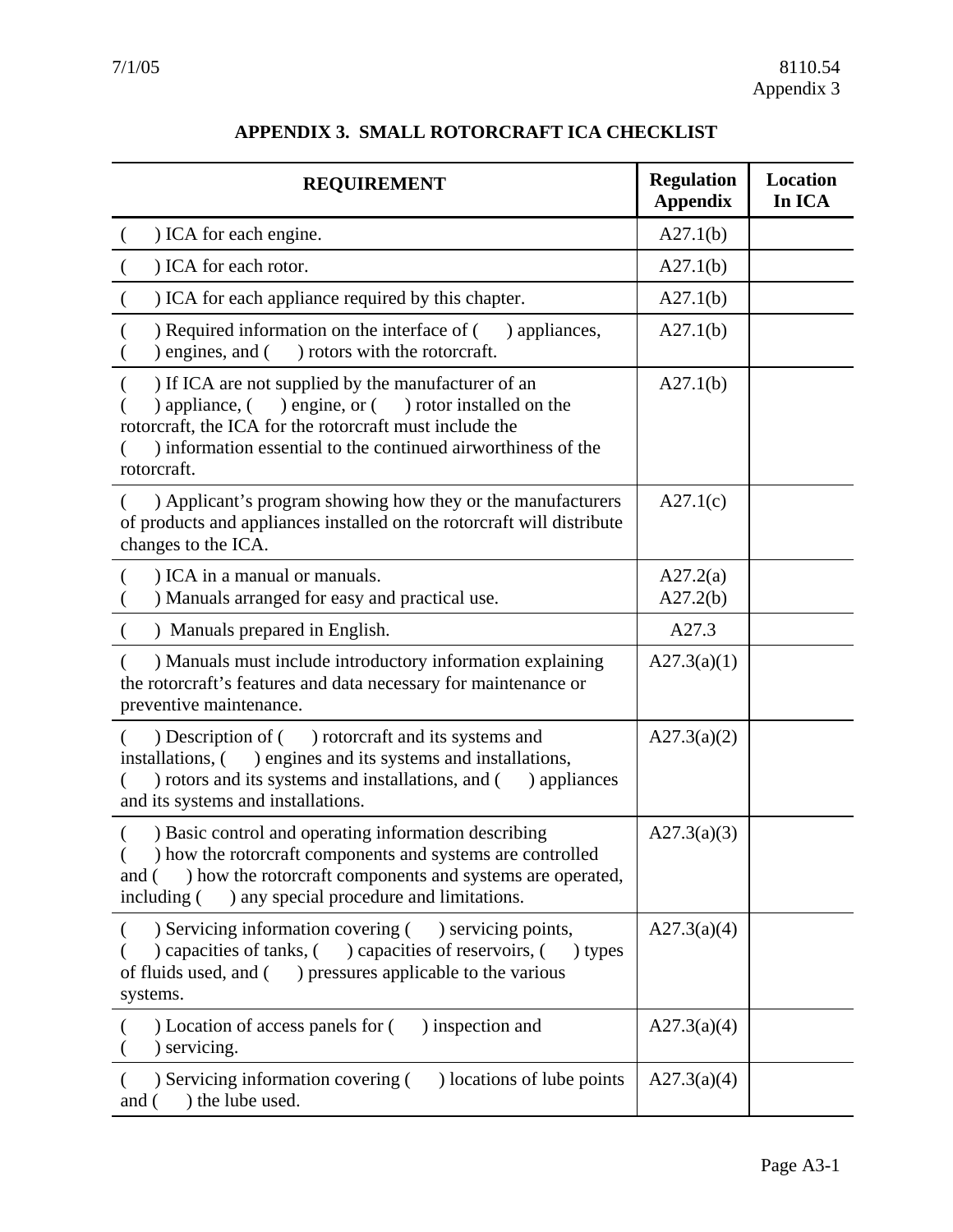# APPENDIX 3. SMALL ROTORCRAFT ICA CHECKLIST

| REQUIREMENT | Regulation Appendix | Location In ICA |
|---|---|---|
| ( ) ICA for each engine. | A27.1(b) | |
| ( ) ICA for each rotor. | A27.1(b) | |
| ( ) ICA for each appliance required by this chapter. | A27.1(b) | |
| ( ) Required information on the interface of ( ) appliances, ( ) engines, and ( ) rotors with the rotorcraft. | A27.1(b) | |
| ( ) If ICA are not supplied by the manufacturer of an ( ) appliance, ( ) engine, or ( ) rotor installed on the rotorcraft, the ICA for the rotorcraft must include the ( ) information essential to the continued airworthiness of the rotorcraft. | A27.1(b) | |
| ( ) Applicant's program showing how they or the manufacturers of products and appliances installed on the rotorcraft will distribute changes to the ICA. | A27.1(c) | |
| ( ) ICA in a manual or manuals.<br>( ) Manuals arranged for easy and practical use. | A27.2(a)<br>A27.2(b) | |
| ( ) Manuals prepared in English. | A27.3 | |
| ( ) Manuals must include introductory information explaining the rotorcraft's features and data necessary for maintenance or preventive maintenance. | A27.3(a)(1) | |
| ( ) Description of ( ) rotorcraft and its systems and installations, ( ) engines and its systems and installations, ( ) rotors and its systems and installations, and ( ) appliances and its systems and installations. | A27.3(a)(2) | |
| ( ) Basic control and operating information describing ( ) how the rotorcraft components and systems are controlled and ( ) how the rotorcraft components and systems are operated, including ( ) any special procedure and limitations. | A27.3(a)(3) | |
| ( ) Servicing information covering ( ) servicing points, ( ) capacities of tanks, ( ) capacities of reservoirs, ( ) types of fluids used, and ( ) pressures applicable to the various systems. | A27.3(a)(4) | |
| ( ) Location of access panels for ( ) inspection and ( ) servicing. | A27.3(a)(4) | |
| ( ) Servicing information covering ( ) locations of lube points and ( ) the lube used. | A27.3(a)(4) | |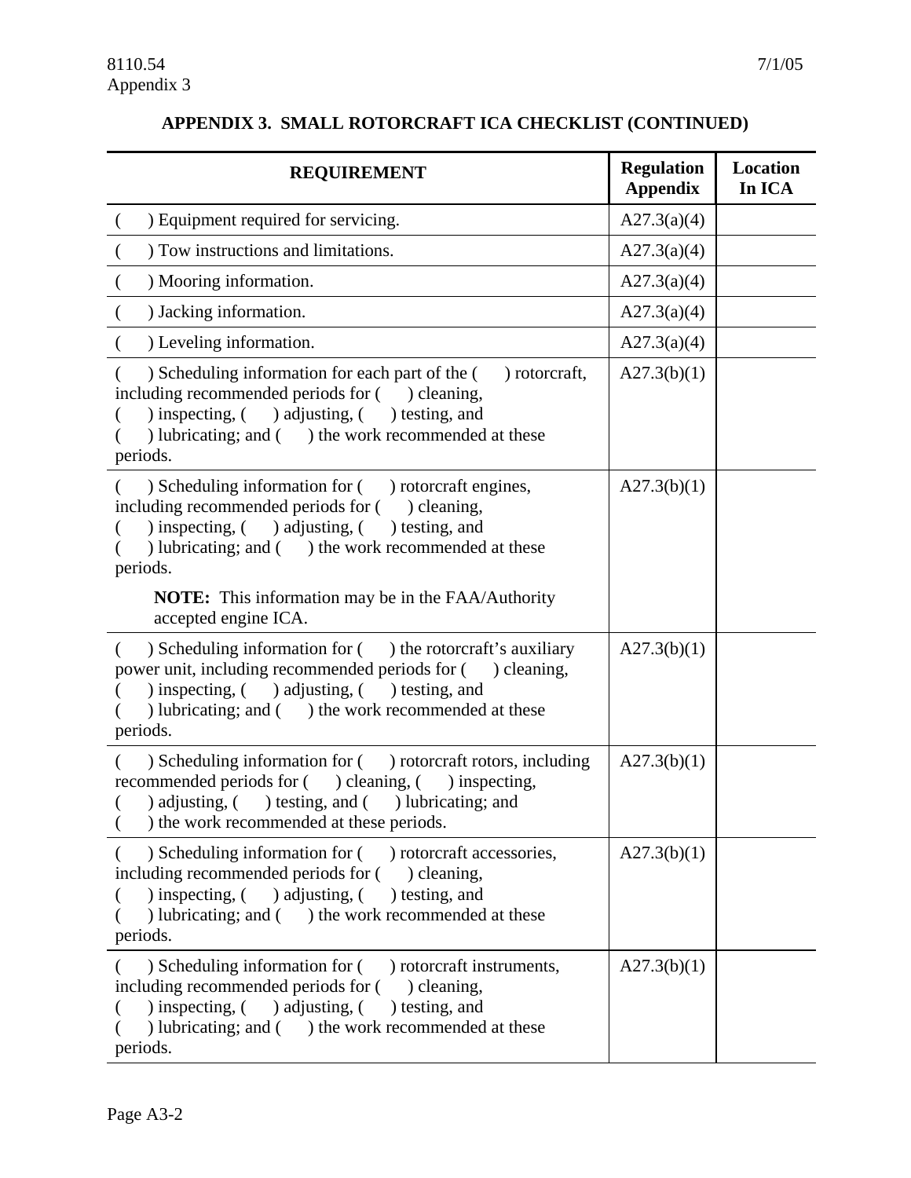## APPENDIX 3. SMALL ROTORCRAFT ICA CHECKLIST (CONTINUED)

| REQUIREMENT | Regulation Appendix | Location In ICA |
|---|---|---|
| ( ) Equipment required for servicing. | A27.3(a)(4) | |
| ( ) Tow instructions and limitations. | A27.3(a)(4) | |
| ( ) Mooring information. | A27.3(a)(4) | |
| ( ) Jacking information. | A27.3(a)(4) | |
| ( ) Leveling information. | A27.3(a)(4) | |
| ( ) Scheduling information for each part of the ( ) rotorcraft, including recommended periods for ( ) cleaning, ( ) inspecting, ( ) adjusting, ( ) testing, and ( ) lubricating; and ( ) the work recommended at these periods. | A27.3(b)(1) | |
| ( ) Scheduling information for ( ) rotorcraft engines, including recommended periods for ( ) cleaning, ( ) inspecting, ( ) adjusting, ( ) testing, and ( ) lubricating; and ( ) the work recommended at these periods.<br><br>**NOTE:** This information may be in the FAA/Authority accepted engine ICA. | A27.3(b)(1) | |
| ( ) Scheduling information for ( ) the rotorcraft's auxiliary power unit, including recommended periods for ( ) cleaning, ( ) inspecting, ( ) adjusting, ( ) testing, and ( ) lubricating; and ( ) the work recommended at these periods. | A27.3(b)(1) | |
| ( ) Scheduling information for ( ) rotorcraft rotors, including recommended periods for ( ) cleaning, ( ) inspecting, ( ) adjusting, ( ) testing, and ( ) lubricating; and ( ) the work recommended at these periods. | A27.3(b)(1) | |
| ( ) Scheduling information for ( ) rotorcraft accessories, including recommended periods for ( ) cleaning, ( ) inspecting, ( ) adjusting, ( ) testing, and ( ) lubricating; and ( ) the work recommended at these periods. | A27.3(b)(1) | |
| ( ) Scheduling information for ( ) rotorcraft instruments, including recommended periods for ( ) cleaning, ( ) inspecting, ( ) adjusting, ( ) testing, and ( ) lubricating; and ( ) the work recommended at these periods. | A27.3(b)(1) | |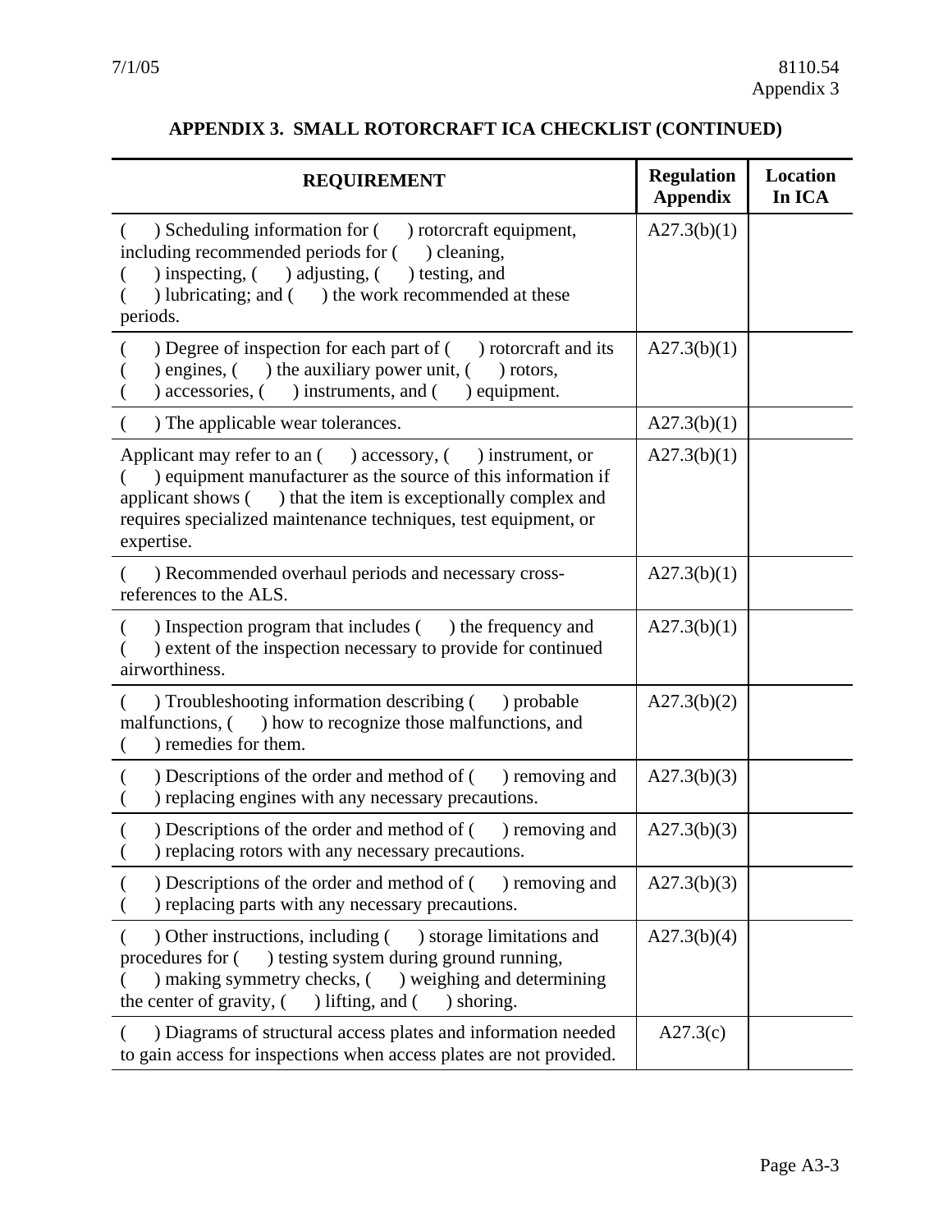## APPENDIX 3. SMALL ROTORCRAFT ICA CHECKLIST (CONTINUED)

| REQUIREMENT | Regulation Appendix | Location In ICA |
|---|---|---|
| (   ) Scheduling information for (   ) rotorcraft equipment, including recommended periods for (   ) cleaning, (   ) inspecting, (   ) adjusting, (   ) testing, and (   ) lubricating; and (   ) the work recommended at these periods. | A27.3(b)(1) | |
| (   ) Degree of inspection for each part of (   ) rotorcraft and its (   ) engines, (   ) the auxiliary power unit, (   ) rotors, (   ) accessories, (   ) instruments, and (   ) equipment. | A27.3(b)(1) | |
| (   ) The applicable wear tolerances. | A27.3(b)(1) | |
| Applicant may refer to an (   ) accessory, (   ) instrument, or (   ) equipment manufacturer as the source of this information if applicant shows (   ) that the item is exceptionally complex and requires specialized maintenance techniques, test equipment, or expertise. | A27.3(b)(1) | |
| (   ) Recommended overhaul periods and necessary cross-references to the ALS. | A27.3(b)(1) | |
| (   ) Inspection program that includes (   ) the frequency and (   ) extent of the inspection necessary to provide for continued airworthiness. | A27.3(b)(1) | |
| (   ) Troubleshooting information describing (   ) probable malfunctions, (   ) how to recognize those malfunctions, and (   ) remedies for them. | A27.3(b)(2) | |
| (   ) Descriptions of the order and method of (   ) removing and (   ) replacing engines with any necessary precautions. | A27.3(b)(3) | |
| (   ) Descriptions of the order and method of (   ) removing and (   ) replacing rotors with any necessary precautions. | A27.3(b)(3) | |
| (   ) Descriptions of the order and method of (   ) removing and (   ) replacing parts with any necessary precautions. | A27.3(b)(3) | |
| (   ) Other instructions, including (   ) storage limitations and procedures for (   ) testing system during ground running, (   ) making symmetry checks, (   ) weighing and determining the center of gravity, (   ) lifting, and (   ) shoring. | A27.3(b)(4) | |
| (   ) Diagrams of structural access plates and information needed to gain access for inspections when access plates are not provided. | A27.3(c) | |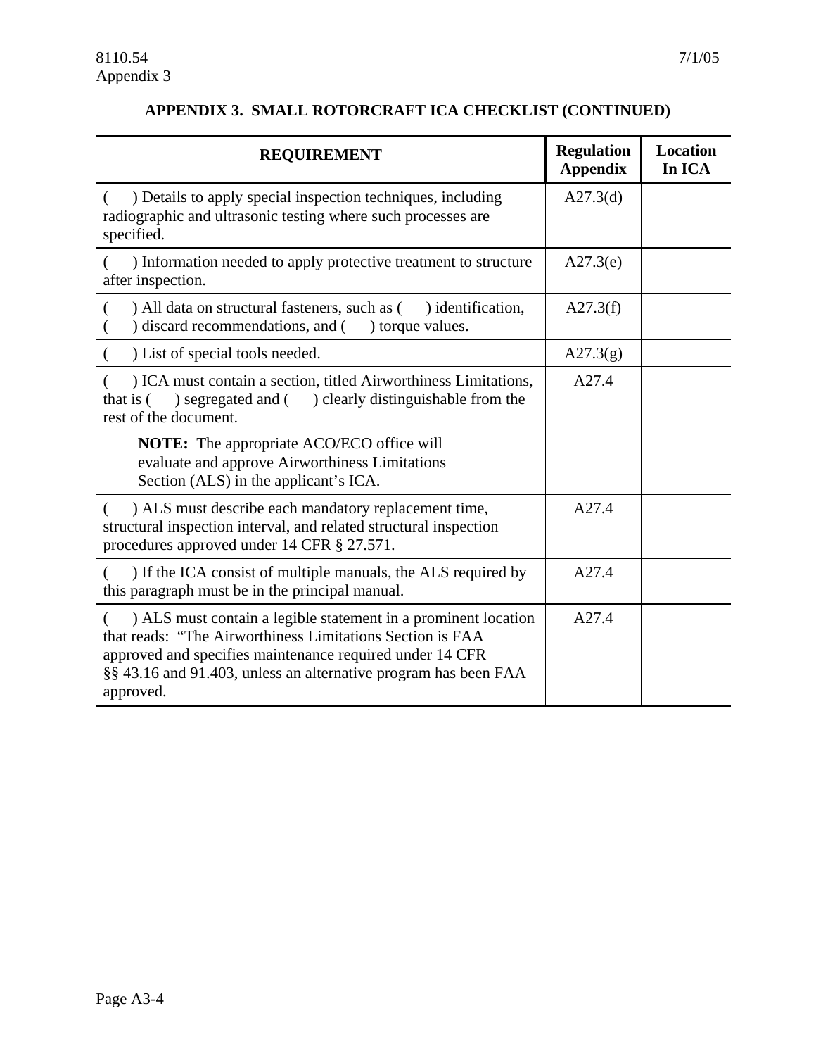## APPENDIX 3. SMALL ROTORCRAFT ICA CHECKLIST (CONTINUED)

| REQUIREMENT | Regulation Appendix | Location In ICA |
|---|---|---|
| ( ) Details to apply special inspection techniques, including radiographic and ultrasonic testing where such processes are specified. | A27.3(d) | |
| ( ) Information needed to apply protective treatment to structure after inspection. | A27.3(e) | |
| ( ) All data on structural fasteners, such as ( ) identification, ( ) discard recommendations, and ( ) torque values. | A27.3(f) | |
| ( ) List of special tools needed. | A27.3(g) | |
| ( ) ICA must contain a section, titled Airworthiness Limitations, that is ( ) segregated and ( ) clearly distinguishable from the rest of the document. **NOTE:** The appropriate ACO/ECO office will evaluate and approve Airworthiness Limitations Section (ALS) in the applicant's ICA. | A27.4 | |
| ( ) ALS must describe each mandatory replacement time, structural inspection interval, and related structural inspection procedures approved under 14 CFR § 27.571. | A27.4 | |
| ( ) If the ICA consist of multiple manuals, the ALS required by this paragraph must be in the principal manual. | A27.4 | |
| ( ) ALS must contain a legible statement in a prominent location that reads: "The Airworthiness Limitations Section is FAA approved and specifies maintenance required under 14 CFR §§ 43.16 and 91.403, unless an alternative program has been FAA approved. | A27.4 | |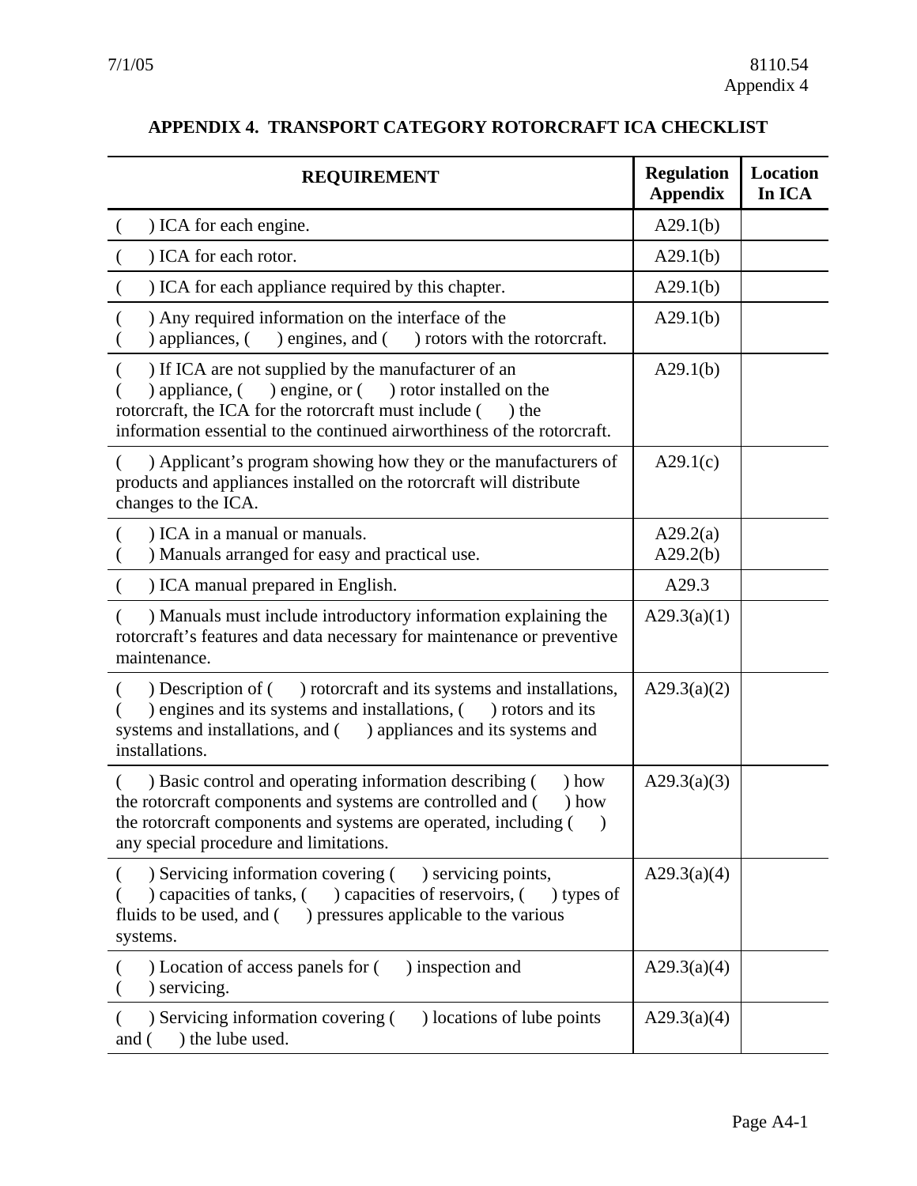## APPENDIX 4. TRANSPORT CATEGORY ROTORCRAFT ICA CHECKLIST

| REQUIREMENT | Regulation Appendix | Location In ICA |
|---|---|---|
| (     ) ICA for each engine. | A29.1(b) | |
| (     ) ICA for each rotor. | A29.1(b) | |
| (     ) ICA for each appliance required by this chapter. | A29.1(b) | |
| (     ) Any required information on the interface of the (     ) appliances, (     ) engines, and (     ) rotors with the rotorcraft. | A29.1(b) | |
| (     ) If ICA are not supplied by the manufacturer of an (     ) appliance, (     ) engine, or (     ) rotor installed on the rotorcraft, the ICA for the rotorcraft must include (     ) the information essential to the continued airworthiness of the rotorcraft. | A29.1(b) | |
| (     ) Applicant's program showing how they or the manufacturers of products and appliances installed on the rotorcraft will distribute changes to the ICA. | A29.1(c) | |
| (     ) ICA in a manual or manuals.<br>(     ) Manuals arranged for easy and practical use. | A29.2(a)<br>A29.2(b) | |
| (     ) ICA manual prepared in English. | A29.3 | |
| (     ) Manuals must include introductory information explaining the rotorcraft's features and data necessary for maintenance or preventive maintenance. | A29.3(a)(1) | |
| (     ) Description of (     ) rotorcraft and its systems and installations, (     ) engines and its systems and installations, (     ) rotors and its systems and installations, and (     ) appliances and its systems and installations. | A29.3(a)(2) | |
| (     ) Basic control and operating information describing (     ) how the rotorcraft components and systems are controlled and (     ) how the rotorcraft components and systems are operated, including (     ) any special procedure and limitations. | A29.3(a)(3) | |
| (     ) Servicing information covering (     ) servicing points, (     ) capacities of tanks, (     ) capacities of reservoirs, (     ) types of fluids to be used, and (     ) pressures applicable to the various systems. | A29.3(a)(4) | |
| (     ) Location of access panels for (     ) inspection and (     ) servicing. | A29.3(a)(4) | |
| (     ) Servicing information covering (     ) locations of lube points and (     ) the lube used. | A29.3(a)(4) | |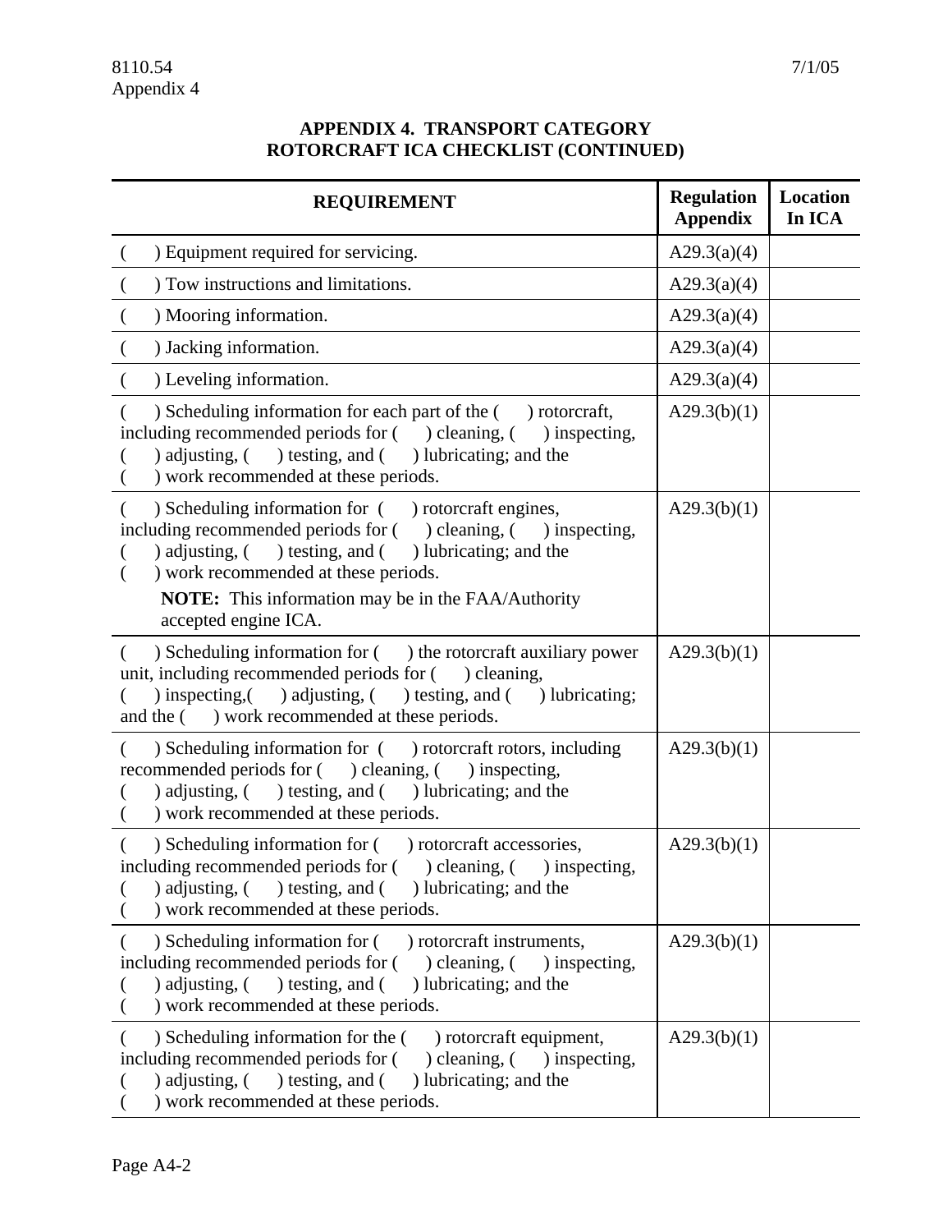**APPENDIX 4. TRANSPORT CATEGORY ROTORCRAFT ICA CHECKLIST (CONTINUED)**

| REQUIREMENT | Regulation Appendix | Location In ICA |
|---|---|---|
| (    ) Equipment required for servicing. | A29.3(a)(4) | |
| (    ) Tow instructions and limitations. | A29.3(a)(4) | |
| (    ) Mooring information. | A29.3(a)(4) | |
| (    ) Jacking information. | A29.3(a)(4) | |
| (    ) Leveling information. | A29.3(a)(4) | |
| (    ) Scheduling information for each part of the (    ) rotorcraft, including recommended periods for (    ) cleaning, (    ) inspecting, (    ) adjusting, (    ) testing, and (    ) lubricating; and the (    ) work recommended at these periods. | A29.3(b)(1) | |
| (    ) Scheduling information for (    ) rotorcraft engines, including recommended periods for (    ) cleaning, (    ) inspecting, (    ) adjusting, (    ) testing, and (    ) lubricating; and the (    ) work recommended at these periods. **NOTE:** This information may be in the FAA/Authority accepted engine ICA. | A29.3(b)(1) | |
| (    ) Scheduling information for (    ) the rotorcraft auxiliary power unit, including recommended periods for (    ) cleaning, (    ) inspecting,(    ) adjusting, (    ) testing, and (    ) lubricating; and the (    ) work recommended at these periods. | A29.3(b)(1) | |
| (    ) Scheduling information for (    ) rotorcraft rotors, including recommended periods for (    ) cleaning, (    ) inspecting, (    ) adjusting, (    ) testing, and (    ) lubricating; and the (    ) work recommended at these periods. | A29.3(b)(1) | |
| (    ) Scheduling information for (    ) rotorcraft accessories, including recommended periods for (    ) cleaning, (    ) inspecting, (    ) adjusting, (    ) testing, and (    ) lubricating; and the (    ) work recommended at these periods. | A29.3(b)(1) | |
| (    ) Scheduling information for (    ) rotorcraft instruments, including recommended periods for (    ) cleaning, (    ) inspecting, (    ) adjusting, (    ) testing, and (    ) lubricating; and the (    ) work recommended at these periods. | A29.3(b)(1) | |
| (    ) Scheduling information for the (    ) rotorcraft equipment, including recommended periods for (    ) cleaning, (    ) inspecting, (    ) adjusting, (    ) testing, and (    ) lubricating; and the (    ) work recommended at these periods. | A29.3(b)(1) | |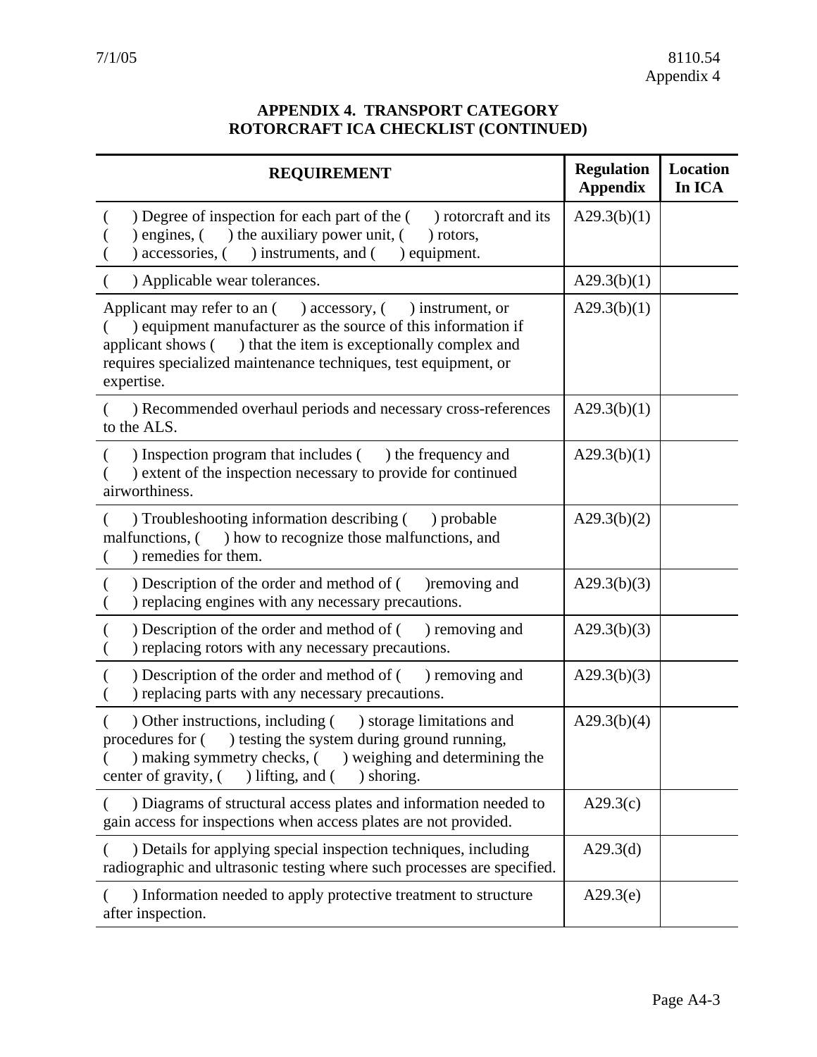## APPENDIX 4. TRANSPORT CATEGORY ROTORCRAFT ICA CHECKLIST (CONTINUED)

| REQUIREMENT | Regulation Appendix | Location In ICA |
|---|---|---|
| ( ) Degree of inspection for each part of the ( ) rotorcraft and its ( ) engines, ( ) the auxiliary power unit, ( ) rotors, ( ) accessories, ( ) instruments, and ( ) equipment. | A29.3(b)(1) | |
| ( ) Applicable wear tolerances. | A29.3(b)(1) | |
| Applicant may refer to an ( ) accessory, ( ) instrument, or ( ) equipment manufacturer as the source of this information if applicant shows ( ) that the item is exceptionally complex and requires specialized maintenance techniques, test equipment, or expertise. | A29.3(b)(1) | |
| ( ) Recommended overhaul periods and necessary cross-references to the ALS. | A29.3(b)(1) | |
| ( ) Inspection program that includes ( ) the frequency and ( ) extent of the inspection necessary to provide for continued airworthiness. | A29.3(b)(1) | |
| ( ) Troubleshooting information describing ( ) probable malfunctions, ( ) how to recognize those malfunctions, and ( ) remedies for them. | A29.3(b)(2) | |
| ( ) Description of the order and method of ( )removing and ( ) replacing engines with any necessary precautions. | A29.3(b)(3) | |
| ( ) Description of the order and method of ( ) removing and ( ) replacing rotors with any necessary precautions. | A29.3(b)(3) | |
| ( ) Description of the order and method of ( ) removing and ( ) replacing parts with any necessary precautions. | A29.3(b)(3) | |
| ( ) Other instructions, including ( ) storage limitations and procedures for ( ) testing the system during ground running, ( ) making symmetry checks, ( ) weighing and determining the center of gravity, ( ) lifting, and ( ) shoring. | A29.3(b)(4) | |
| ( ) Diagrams of structural access plates and information needed to gain access for inspections when access plates are not provided. | A29.3(c) | |
| ( ) Details for applying special inspection techniques, including radiographic and ultrasonic testing where such processes are specified. | A29.3(d) | |
| ( ) Information needed to apply protective treatment to structure after inspection. | A29.3(e) | |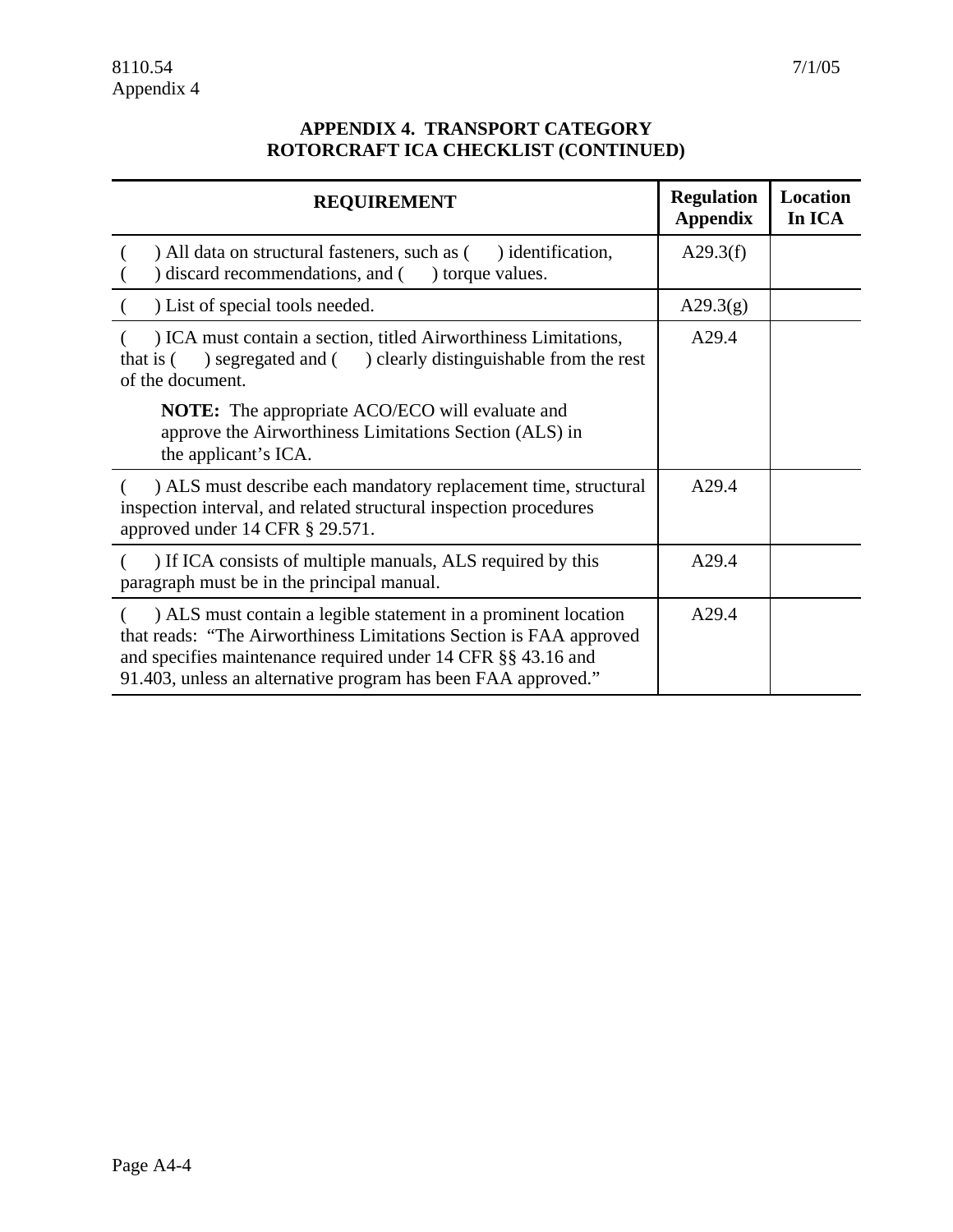## APPENDIX 4. TRANSPORT CATEGORY ROTORCRAFT ICA CHECKLIST (CONTINUED)

| REQUIREMENT | Regulation Appendix | Location In ICA |
|---|---|---|
| (     ) All data on structural fasteners, such as (     ) identification, (     ) discard recommendations, and (     ) torque values. | A29.3(f) | |
| (     ) List of special tools needed. | A29.3(g) | |
| (     ) ICA must contain a section, titled Airworthiness Limitations, that is (     ) segregated and (     ) clearly distinguishable from the rest of the document. **NOTE:** The appropriate ACO/ECO will evaluate and approve the Airworthiness Limitations Section (ALS) in the applicant's ICA. | A29.4 | |
| (     ) ALS must describe each mandatory replacement time, structural inspection interval, and related structural inspection procedures approved under 14 CFR § 29.571. | A29.4 | |
| (     ) If ICA consists of multiple manuals, ALS required by this paragraph must be in the principal manual. | A29.4 | |
| (     ) ALS must contain a legible statement in a prominent location that reads: "The Airworthiness Limitations Section is FAA approved and specifies maintenance required under 14 CFR §§ 43.16 and 91.403, unless an alternative program has been FAA approved." | A29.4 | |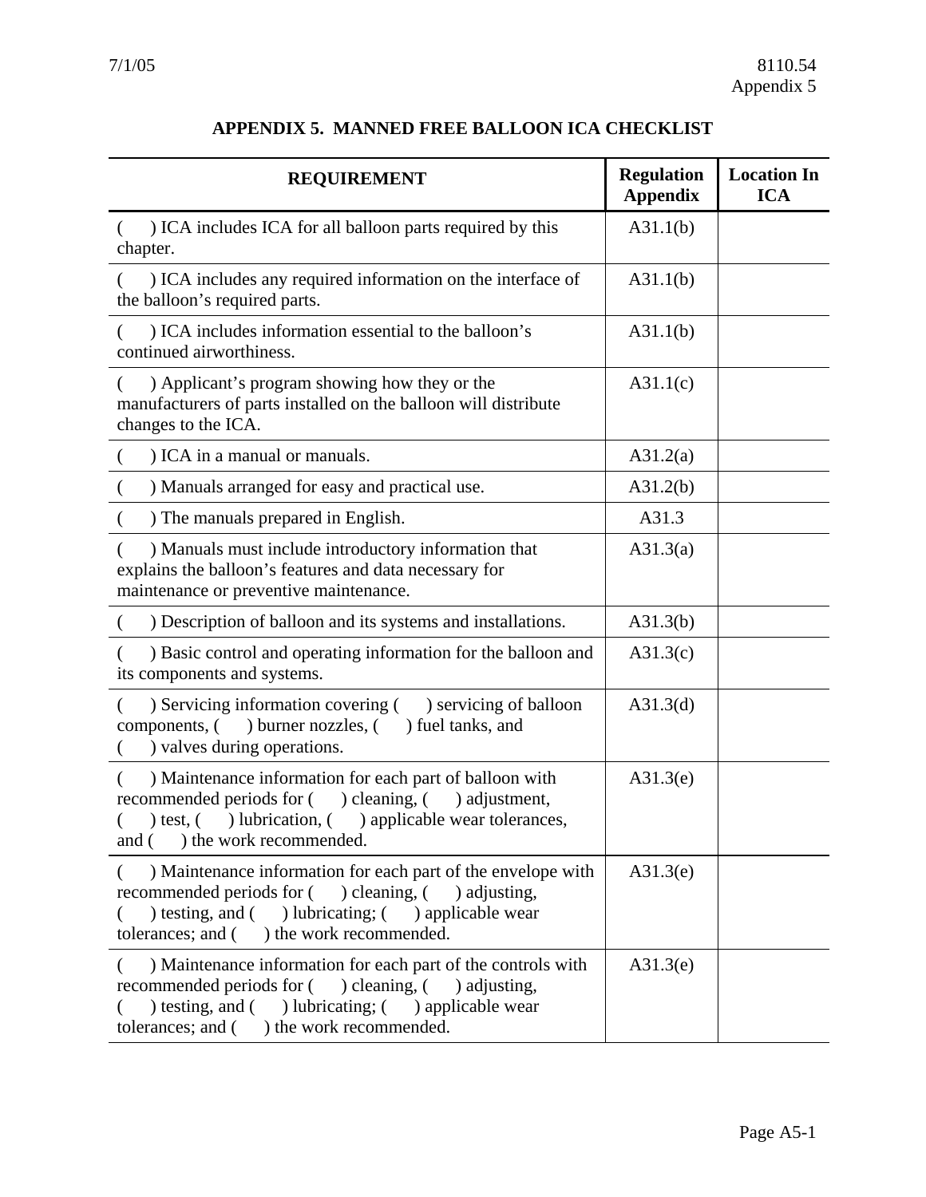# APPENDIX 5. MANNED FREE BALLOON ICA CHECKLIST

| REQUIREMENT | Regulation Appendix | Location In ICA |
|---|---|---|
| ( ) ICA includes ICA for all balloon parts required by this chapter. | A31.1(b) | |
| ( ) ICA includes any required information on the interface of the balloon's required parts. | A31.1(b) | |
| ( ) ICA includes information essential to the balloon's continued airworthiness. | A31.1(b) | |
| ( ) Applicant's program showing how they or the manufacturers of parts installed on the balloon will distribute changes to the ICA. | A31.1(c) | |
| ( ) ICA in a manual or manuals. | A31.2(a) | |
| ( ) Manuals arranged for easy and practical use. | A31.2(b) | |
| ( ) The manuals prepared in English. | A31.3 | |
| ( ) Manuals must include introductory information that explains the balloon's features and data necessary for maintenance or preventive maintenance. | A31.3(a) | |
| ( ) Description of balloon and its systems and installations. | A31.3(b) | |
| ( ) Basic control and operating information for the balloon and its components and systems. | A31.3(c) | |
| ( ) Servicing information covering ( ) servicing of balloon components, ( ) burner nozzles, ( ) fuel tanks, and ( ) valves during operations. | A31.3(d) | |
| ( ) Maintenance information for each part of balloon with recommended periods for ( ) cleaning, ( ) adjustment, ( ) test, ( ) lubrication, ( ) applicable wear tolerances, and ( ) the work recommended. | A31.3(e) | |
| ( ) Maintenance information for each part of the envelope with recommended periods for ( ) cleaning, ( ) adjusting, ( ) testing, and ( ) lubricating; ( ) applicable wear tolerances; and ( ) the work recommended. | A31.3(e) | |
| ( ) Maintenance information for each part of the controls with recommended periods for ( ) cleaning, ( ) adjusting, ( ) testing, and ( ) lubricating; ( ) applicable wear tolerances; and ( ) the work recommended. | A31.3(e) | |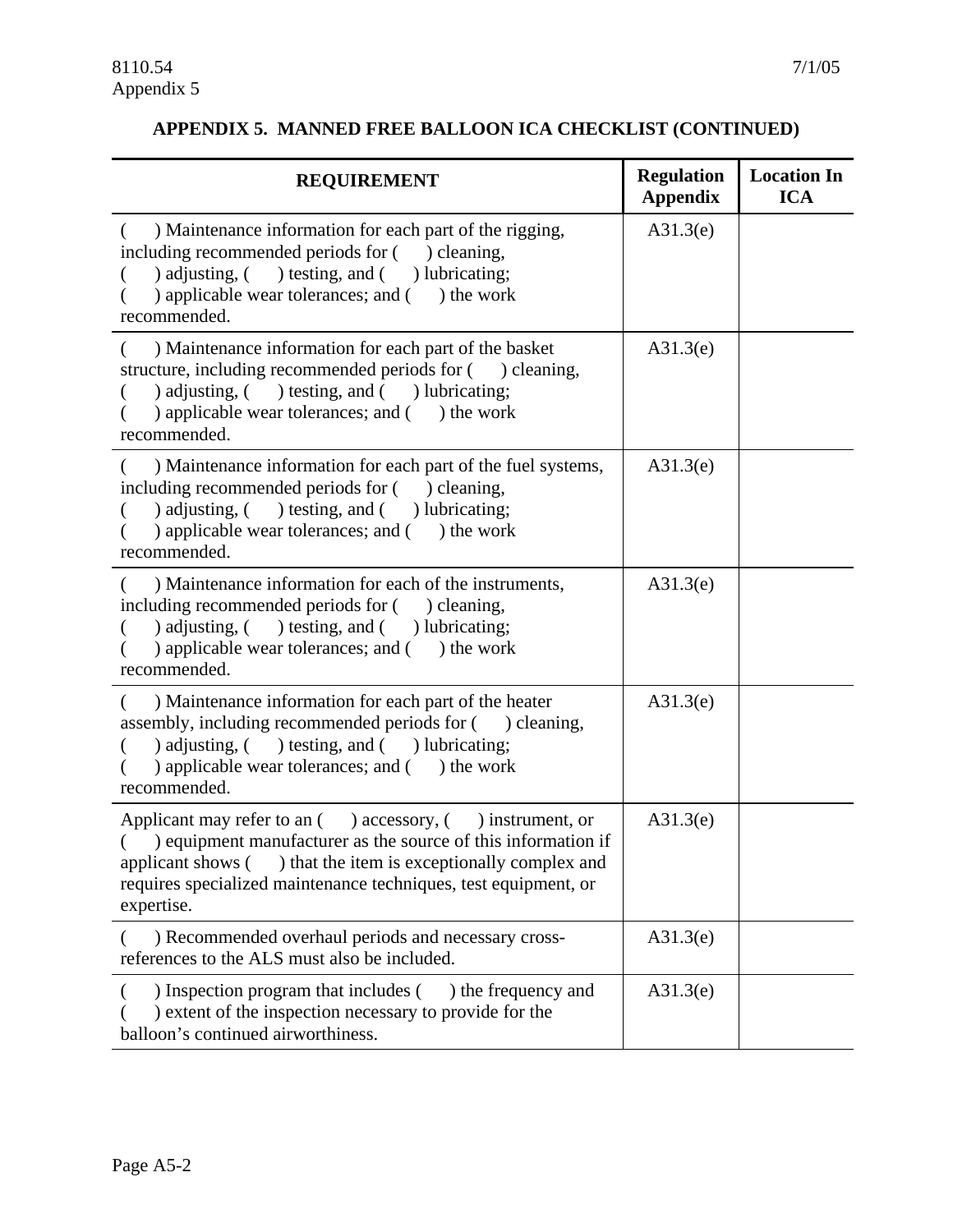## APPENDIX 5. MANNED FREE BALLOON ICA CHECKLIST (CONTINUED)

| REQUIREMENT | Regulation Appendix | Location In ICA |
|---|---|---|
| (    ) Maintenance information for each part of the rigging, including recommended periods for (    ) cleaning, (    ) adjusting, (    ) testing, and (    ) lubricating; (    ) applicable wear tolerances; and (    ) the work recommended. | A31.3(e) | |
| (    ) Maintenance information for each part of the basket structure, including recommended periods for (    ) cleaning, (    ) adjusting, (    ) testing, and (    ) lubricating; (    ) applicable wear tolerances; and (    ) the work recommended. | A31.3(e) | |
| (    ) Maintenance information for each part of the fuel systems, including recommended periods for (    ) cleaning, (    ) adjusting, (    ) testing, and (    ) lubricating; (    ) applicable wear tolerances; and (    ) the work recommended. | A31.3(e) | |
| (    ) Maintenance information for each of the instruments, including recommended periods for (    ) cleaning, (    ) adjusting, (    ) testing, and (    ) lubricating; (    ) applicable wear tolerances; and (    ) the work recommended. | A31.3(e) | |
| (    ) Maintenance information for each part of the heater assembly, including recommended periods for (    ) cleaning, (    ) adjusting, (    ) testing, and (    ) lubricating; (    ) applicable wear tolerances; and (    ) the work recommended. | A31.3(e) | |
| Applicant may refer to an (    ) accessory, (    ) instrument, or (    ) equipment manufacturer as the source of this information if applicant shows (    ) that the item is exceptionally complex and requires specialized maintenance techniques, test equipment, or expertise. | A31.3(e) | |
| (    ) Recommended overhaul periods and necessary cross-references to the ALS must also be included. | A31.3(e) | |
| (    ) Inspection program that includes (    ) the frequency and (    ) extent of the inspection necessary to provide for the balloon's continued airworthiness. | A31.3(e) | |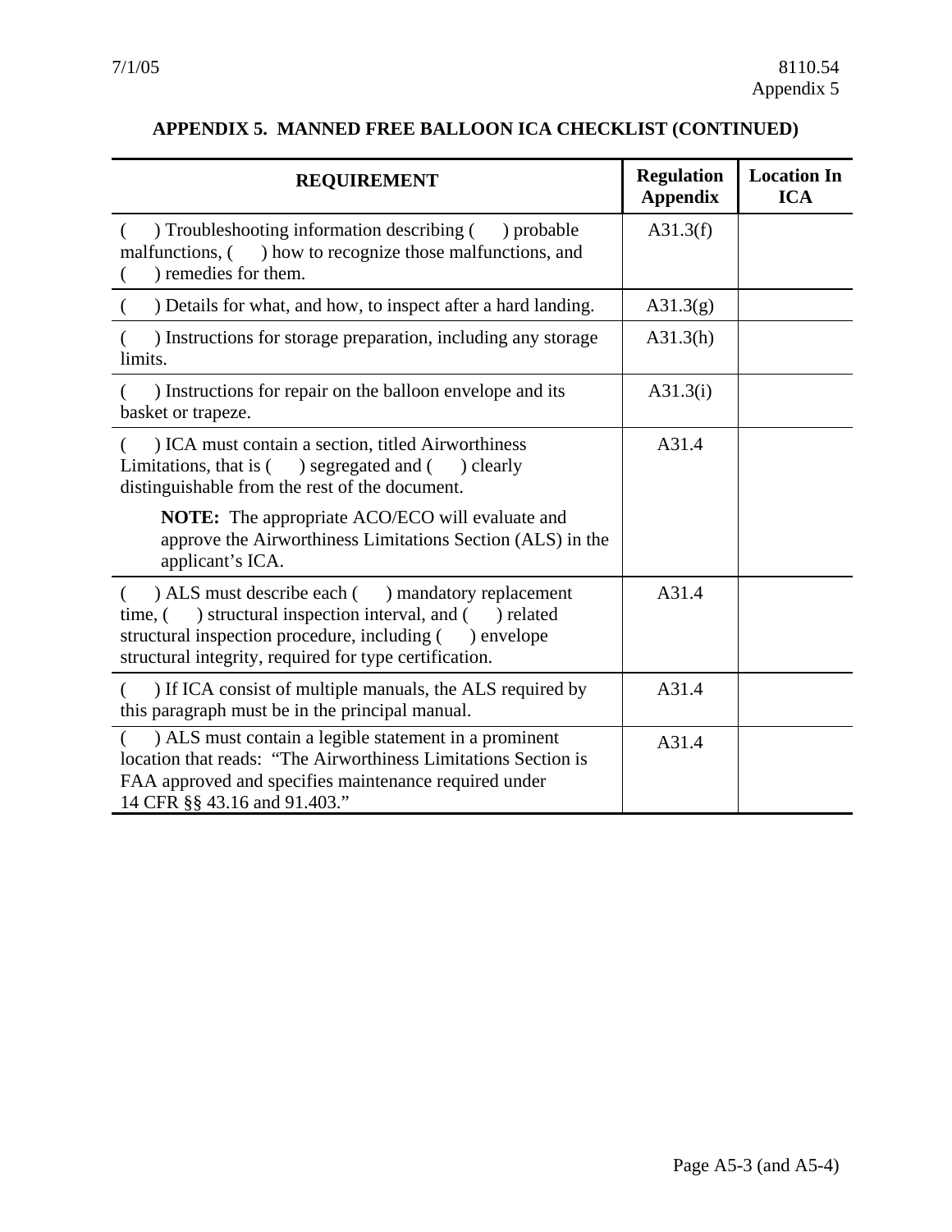## APPENDIX 5. MANNED FREE BALLOON ICA CHECKLIST (CONTINUED)

| REQUIREMENT | Regulation Appendix | Location In ICA |
|---|---|---|
| (     ) Troubleshooting information describing (     ) probable malfunctions, (     ) how to recognize those malfunctions, and (     ) remedies for them. | A31.3(f) | |
| (     ) Details for what, and how, to inspect after a hard landing. | A31.3(g) | |
| (     ) Instructions for storage preparation, including any storage limits. | A31.3(h) | |
| (     ) Instructions for repair on the balloon envelope and its basket or trapeze. | A31.3(i) | |
| (     ) ICA must contain a section, titled Airworthiness Limitations, that is (     ) segregated and (     ) clearly distinguishable from the rest of the document. **NOTE:** The appropriate ACO/ECO will evaluate and approve the Airworthiness Limitations Section (ALS) in the applicant's ICA. | A31.4 | |
| (     ) ALS must describe each (     ) mandatory replacement time, (     ) structural inspection interval, and (     ) related structural inspection procedure, including (     ) envelope structural integrity, required for type certification. | A31.4 | |
| (     ) If ICA consist of multiple manuals, the ALS required by this paragraph must be in the principal manual. | A31.4 | |
| (     ) ALS must contain a legible statement in a prominent location that reads: "The Airworthiness Limitations Section is FAA approved and specifies maintenance required under 14 CFR §§ 43.16 and 91.403." | A31.4 | |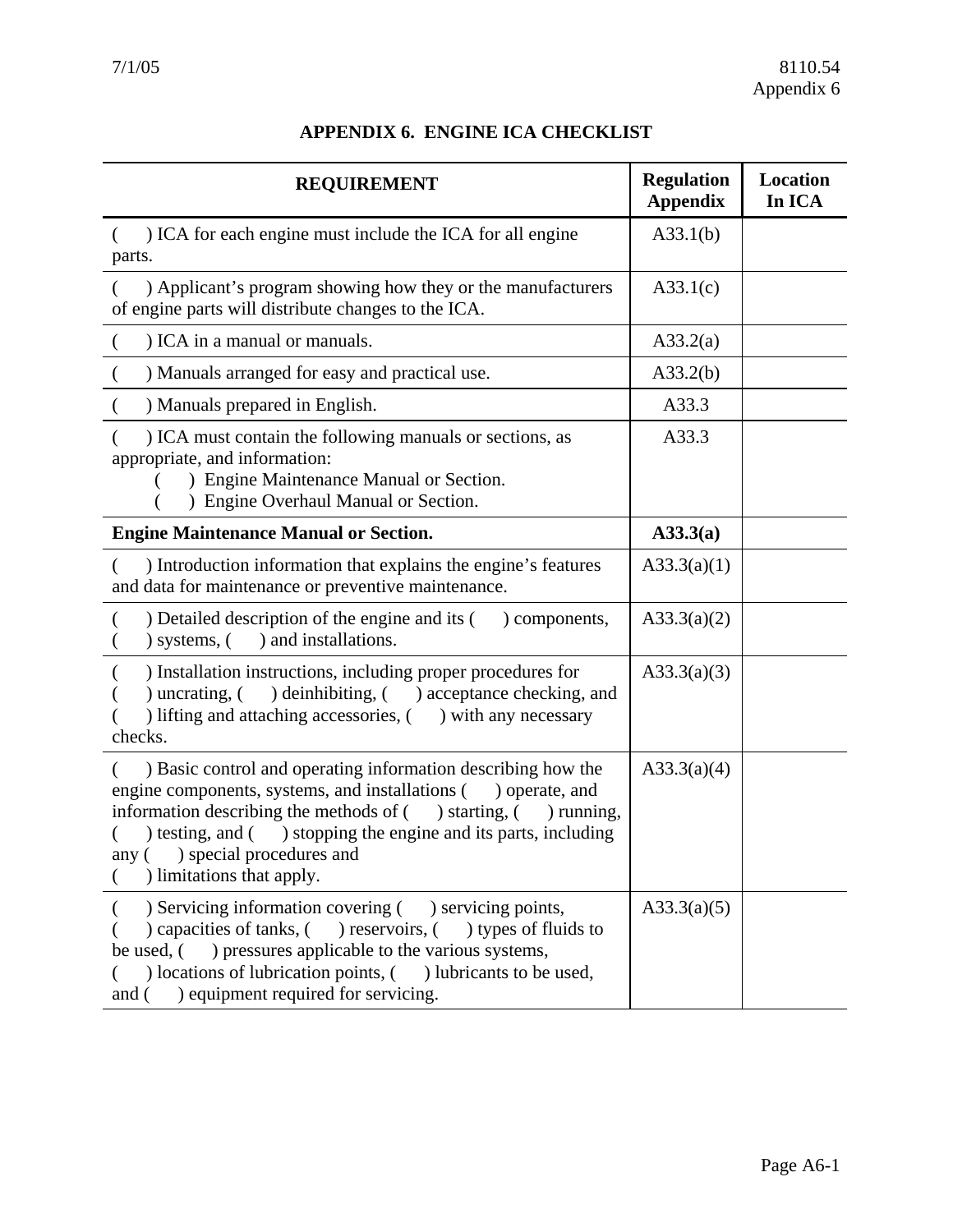## APPENDIX 6. ENGINE ICA CHECKLIST

| REQUIREMENT | Regulation Appendix | Location In ICA |
|---|---|---|
| (  ) ICA for each engine must include the ICA for all engine parts. | A33.1(b) | |
| (  ) Applicant's program showing how they or the manufacturers of engine parts will distribute changes to the ICA. | A33.1(c) | |
| (  ) ICA in a manual or manuals. | A33.2(a) | |
| (  ) Manuals arranged for easy and practical use. | A33.2(b) | |
| (  ) Manuals prepared in English. | A33.3 | |
| (  ) ICA must contain the following manuals or sections, as appropriate, and information: (  ) Engine Maintenance Manual or Section. (  ) Engine Overhaul Manual or Section. | A33.3 | |
| **Engine Maintenance Manual or Section.** | **A33.3(a)** | |
| (  ) Introduction information that explains the engine's features and data for maintenance or preventive maintenance. | A33.3(a)(1) | |
| (  ) Detailed description of the engine and its (  ) components, (  ) systems, (  ) and installations. | A33.3(a)(2) | |
| (  ) Installation instructions, including proper procedures for (  ) uncrating, (  ) deinhibiting, (  ) acceptance checking, and (  ) lifting and attaching accessories, (  ) with any necessary checks. | A33.3(a)(3) | |
| (  ) Basic control and operating information describing how the engine components, systems, and installations (  ) operate, and information describing the methods of (  ) starting, (  ) running, (  ) testing, and (  ) stopping the engine and its parts, including any (  ) special procedures and (  ) limitations that apply. | A33.3(a)(4) | |
| (  ) Servicing information covering (  ) servicing points, (  ) capacities of tanks, (  ) reservoirs, (  ) types of fluids to be used, (  ) pressures applicable to the various systems, (  ) locations of lubrication points, (  ) lubricants to be used, and (  ) equipment required for servicing. | A33.3(a)(5) | |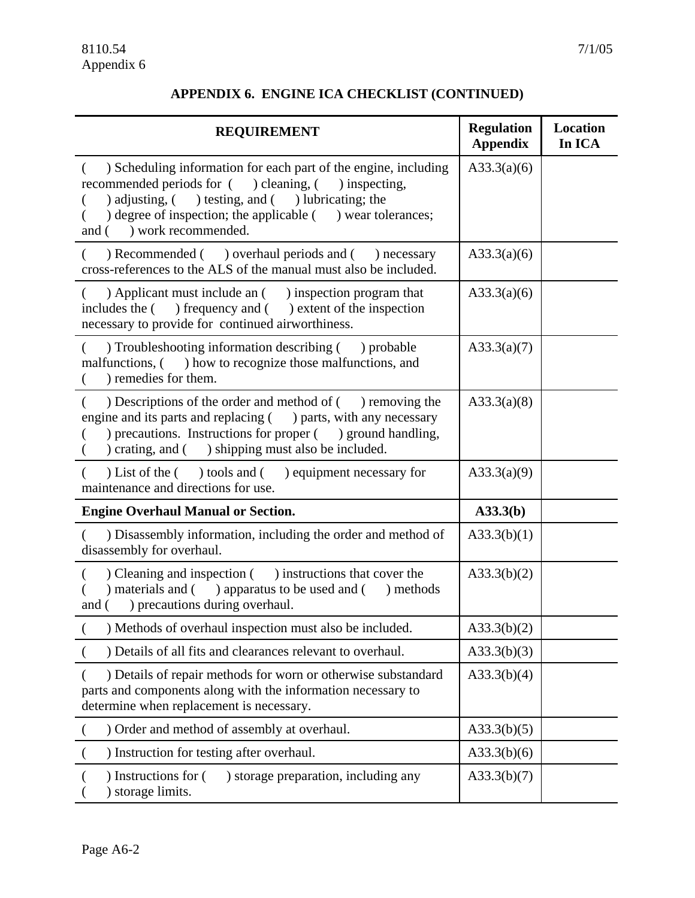## APPENDIX 6. ENGINE ICA CHECKLIST (CONTINUED)

| REQUIREMENT | Regulation Appendix | Location In ICA |
|---|---|---|
| ( ) Scheduling information for each part of the engine, including recommended periods for ( ) cleaning, ( ) inspecting, ( ) adjusting, ( ) testing, and ( ) lubricating; the ( ) degree of inspection; the applicable ( ) wear tolerances; and ( ) work recommended. | A33.3(a)(6) | |
| ( ) Recommended ( ) overhaul periods and ( ) necessary cross-references to the ALS of the manual must also be included. | A33.3(a)(6) | |
| ( ) Applicant must include an ( ) inspection program that includes the ( ) frequency and ( ) extent of the inspection necessary to provide for continued airworthiness. | A33.3(a)(6) | |
| ( ) Troubleshooting information describing ( ) probable malfunctions, ( ) how to recognize those malfunctions, and ( ) remedies for them. | A33.3(a)(7) | |
| ( ) Descriptions of the order and method of ( ) removing the engine and its parts and replacing ( ) parts, with any necessary ( ) precautions. Instructions for proper ( ) ground handling, ( ) crating, and ( ) shipping must also be included. | A33.3(a)(8) | |
| ( ) List of the ( ) tools and ( ) equipment necessary for maintenance and directions for use. | A33.3(a)(9) | |
| **Engine Overhaul Manual or Section.** | **A33.3(b)** | |
| ( ) Disassembly information, including the order and method of disassembly for overhaul. | A33.3(b)(1) | |
| ( ) Cleaning and inspection ( ) instructions that cover the ( ) materials and ( ) apparatus to be used and ( ) methods and ( ) precautions during overhaul. | A33.3(b)(2) | |
| ( ) Methods of overhaul inspection must also be included. | A33.3(b)(2) | |
| ( ) Details of all fits and clearances relevant to overhaul. | A33.3(b)(3) | |
| ( ) Details of repair methods for worn or otherwise substandard parts and components along with the information necessary to determine when replacement is necessary. | A33.3(b)(4) | |
| ( ) Order and method of assembly at overhaul. | A33.3(b)(5) | |
| ( ) Instruction for testing after overhaul. | A33.3(b)(6) | |
| ( ) Instructions for ( ) storage preparation, including any ( ) storage limits. | A33.3(b)(7) | |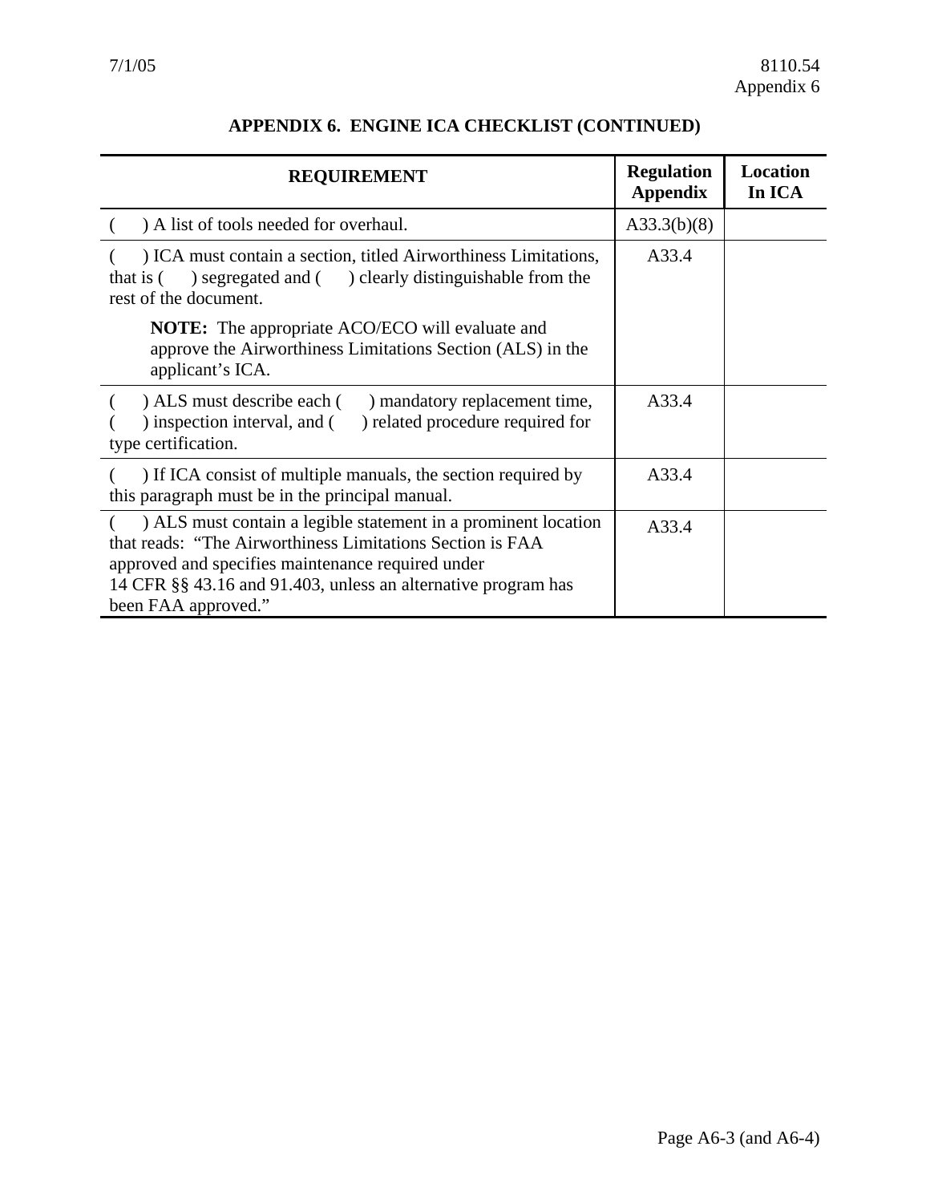## APPENDIX 6. ENGINE ICA CHECKLIST (CONTINUED)

| REQUIREMENT | Regulation Appendix | Location In ICA |
|---|---|---|
| (  ) A list of tools needed for overhaul. | A33.3(b)(8) | |
| (  ) ICA must contain a section, titled Airworthiness Limitations, that is (  ) segregated and (  ) clearly distinguishable from the rest of the document.<br><br>**NOTE:** The appropriate ACO/ECO will evaluate and approve the Airworthiness Limitations Section (ALS) in the applicant's ICA. | A33.4 | |
| (  ) ALS must describe each (  ) mandatory replacement time, (  ) inspection interval, and (  ) related procedure required for type certification. | A33.4 | |
| (  ) If ICA consist of multiple manuals, the section required by this paragraph must be in the principal manual. | A33.4 | |
| (  ) ALS must contain a legible statement in a prominent location that reads: "The Airworthiness Limitations Section is FAA approved and specifies maintenance required under 14 CFR §§ 43.16 and 91.403, unless an alternative program has been FAA approved." | A33.4 | |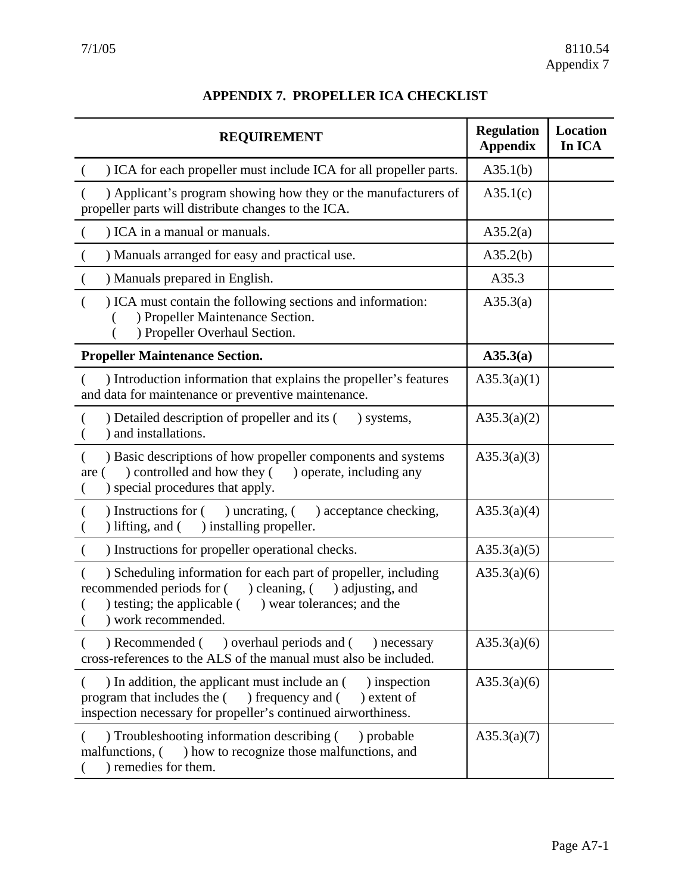# APPENDIX 7. PROPELLER ICA CHECKLIST

| REQUIREMENT | Regulation Appendix | Location In ICA |
|---|---|---|
| ( ) ICA for each propeller must include ICA for all propeller parts. | A35.1(b) | |
| ( ) Applicant's program showing how they or the manufacturers of propeller parts will distribute changes to the ICA. | A35.1(c) | |
| ( ) ICA in a manual or manuals. | A35.2(a) | |
| ( ) Manuals arranged for easy and practical use. | A35.2(b) | |
| ( ) Manuals prepared in English. | A35.3 | |
| ( ) ICA must contain the following sections and information:<br>( ) Propeller Maintenance Section.<br>( ) Propeller Overhaul Section. | A35.3(a) | |
| **Propeller Maintenance Section.** | **A35.3(a)** | |
| ( ) Introduction information that explains the propeller's features and data for maintenance or preventive maintenance. | A35.3(a)(1) | |
| ( ) Detailed description of propeller and its ( ) systems, ( ) and installations. | A35.3(a)(2) | |
| ( ) Basic descriptions of how propeller components and systems are ( ) controlled and how they ( ) operate, including any ( ) special procedures that apply. | A35.3(a)(3) | |
| ( ) Instructions for ( ) uncrating, ( ) acceptance checking, ( ) lifting, and ( ) installing propeller. | A35.3(a)(4) | |
| ( ) Instructions for propeller operational checks. | A35.3(a)(5) | |
| ( ) Scheduling information for each part of propeller, including recommended periods for ( ) cleaning, ( ) adjusting, and ( ) testing; the applicable ( ) wear tolerances; and the ( ) work recommended. | A35.3(a)(6) | |
| ( ) Recommended ( ) overhaul periods and ( ) necessary cross-references to the ALS of the manual must also be included. | A35.3(a)(6) | |
| ( ) In addition, the applicant must include an ( ) inspection program that includes the ( ) frequency and ( ) extent of inspection necessary for propeller's continued airworthiness. | A35.3(a)(6) | |
| ( ) Troubleshooting information describing ( ) probable malfunctions, ( ) how to recognize those malfunctions, and ( ) remedies for them. | A35.3(a)(7) | |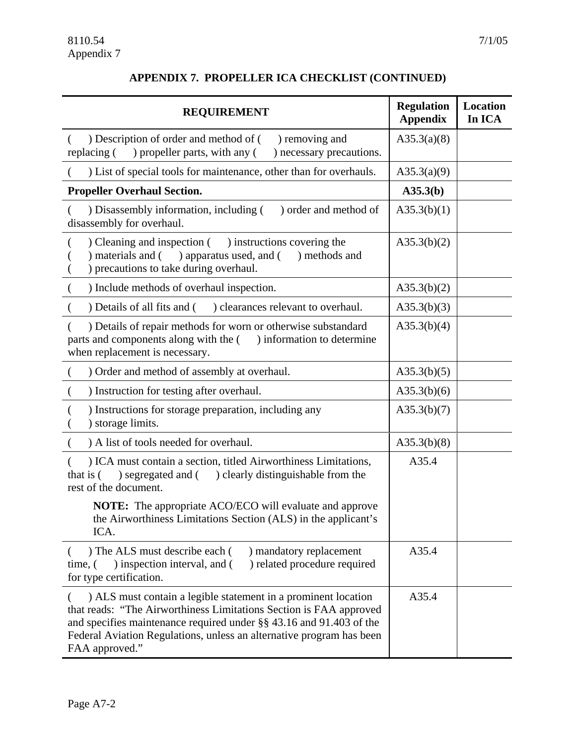## APPENDIX 7. PROPELLER ICA CHECKLIST (CONTINUED)

| REQUIREMENT | Regulation Appendix | Location In ICA |
|---|---|---|
| ( ) Description of order and method of ( ) removing and replacing ( ) propeller parts, with any ( ) necessary precautions. | A35.3(a)(8) | |
| ( ) List of special tools for maintenance, other than for overhauls. | A35.3(a)(9) | |
| **Propeller Overhaul Section.** | **A35.3(b)** | |
| ( ) Disassembly information, including ( ) order and method of disassembly for overhaul. | A35.3(b)(1) | |
| ( ) Cleaning and inspection ( ) instructions covering the ( ) materials and ( ) apparatus used, and ( ) methods and ( ) precautions to take during overhaul. | A35.3(b)(2) | |
| ( ) Include methods of overhaul inspection. | A35.3(b)(2) | |
| ( ) Details of all fits and ( ) clearances relevant to overhaul. | A35.3(b)(3) | |
| ( ) Details of repair methods for worn or otherwise substandard parts and components along with the ( ) information to determine when replacement is necessary. | A35.3(b)(4) | |
| ( ) Order and method of assembly at overhaul. | A35.3(b)(5) | |
| ( ) Instruction for testing after overhaul. | A35.3(b)(6) | |
| ( ) Instructions for storage preparation, including any ( ) storage limits. | A35.3(b)(7) | |
| ( ) A list of tools needed for overhaul. | A35.3(b)(8) | |
| ( ) ICA must contain a section, titled Airworthiness Limitations, that is ( ) segregated and ( ) clearly distinguishable from the rest of the document. <br><br> **NOTE:** The appropriate ACO/ECO will evaluate and approve the Airworthiness Limitations Section (ALS) in the applicant's ICA. | A35.4 | |
| ( ) The ALS must describe each ( ) mandatory replacement time, ( ) inspection interval, and ( ) related procedure required for type certification. | A35.4 | |
| ( ) ALS must contain a legible statement in a prominent location that reads: "The Airworthiness Limitations Section is FAA approved and specifies maintenance required under §§ 43.16 and 91.403 of the Federal Aviation Regulations, unless an alternative program has been FAA approved." | A35.4 | |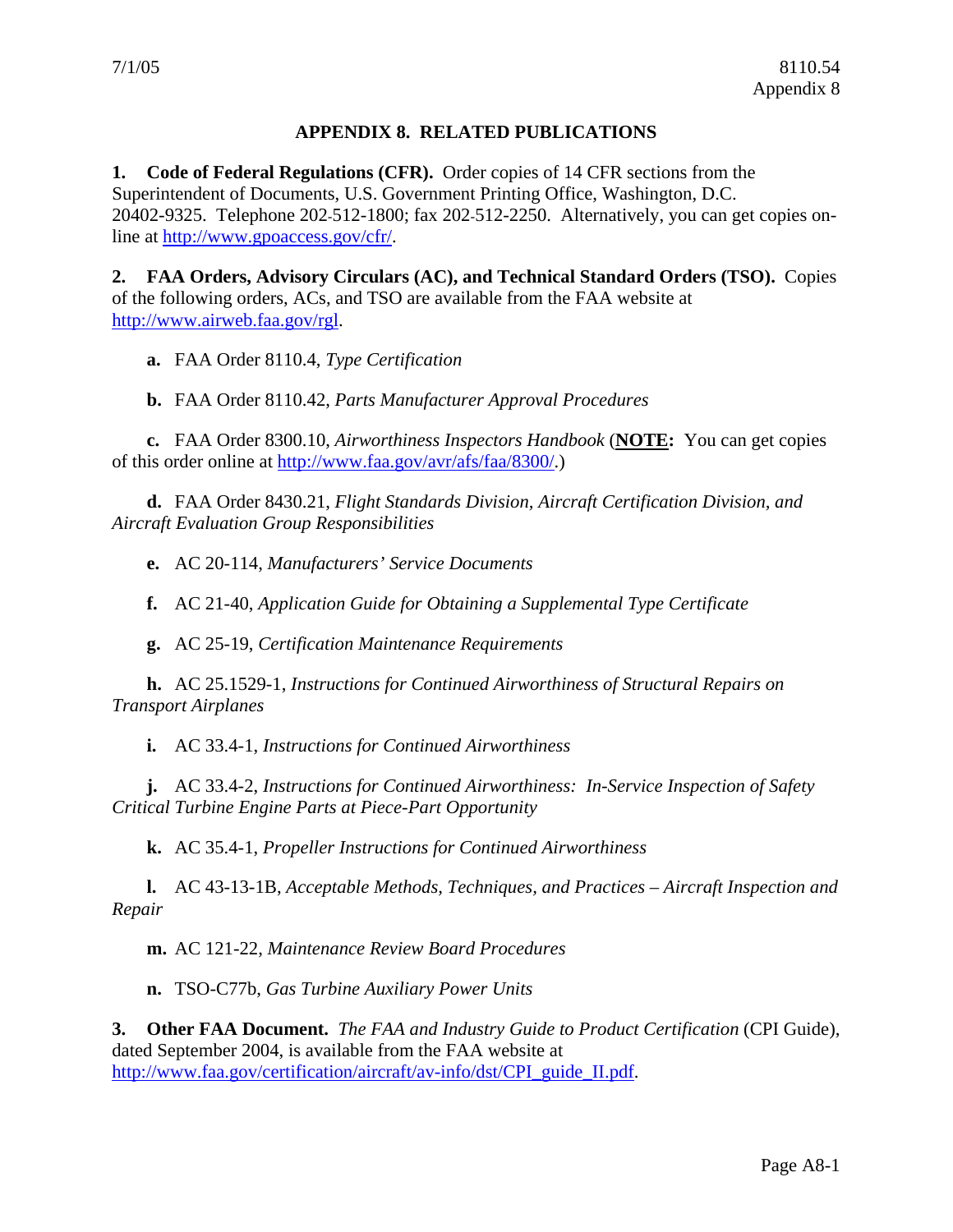# APPENDIX 8. RELATED PUBLICATIONS

**1. Code of Federal Regulations (CFR).** Order copies of 14 CFR sections from the Superintendent of Documents, U.S. Government Printing Office, Washington, D.C. 20402-9325. Telephone 202-512-1800; fax 202-512-2250. Alternatively, you can get copies on-line at http://www.gpoaccess.gov/cfr/.

**2. FAA Orders, Advisory Circulars (AC), and Technical Standard Orders (TSO).** Copies of the following orders, ACs, and TSO are available from the FAA website at http://www.airweb.faa.gov/rgl.

**a.** FAA Order 8110.4, *Type Certification*

**b.** FAA Order 8110.42, *Parts Manufacturer Approval Procedures*

**c.** FAA Order 8300.10, *Airworthiness Inspectors Handbook* (**NOTE:** You can get copies of this order online at http://www.faa.gov/avr/afs/faa/8300/.)

**d.** FAA Order 8430.21, *Flight Standards Division, Aircraft Certification Division, and Aircraft Evaluation Group Responsibilities*

**e.** AC 20-114, *Manufacturers' Service Documents*

**f.** AC 21-40, *Application Guide for Obtaining a Supplemental Type Certificate*

**g.** AC 25-19, *Certification Maintenance Requirements*

**h.** AC 25.1529-1, *Instructions for Continued Airworthiness of Structural Repairs on Transport Airplanes*

**i.** AC 33.4-1, *Instructions for Continued Airworthiness*

**j.** AC 33.4-2, *Instructions for Continued Airworthiness: In-Service Inspection of Safety Critical Turbine Engine Parts at Piece-Part Opportunity*

**k.** AC 35.4-1, *Propeller Instructions for Continued Airworthiness*

**l.** AC 43-13-1B, *Acceptable Methods, Techniques, and Practices – Aircraft Inspection and Repair*

**m.** AC 121-22, *Maintenance Review Board Procedures*

**n.** TSO-C77b, *Gas Turbine Auxiliary Power Units*

**3. Other FAA Document.** *The FAA and Industry Guide to Product Certification* (CPI Guide), dated September 2004, is available from the FAA website at http://www.faa.gov/certification/aircraft/av-info/dst/CPI_guide_II.pdf.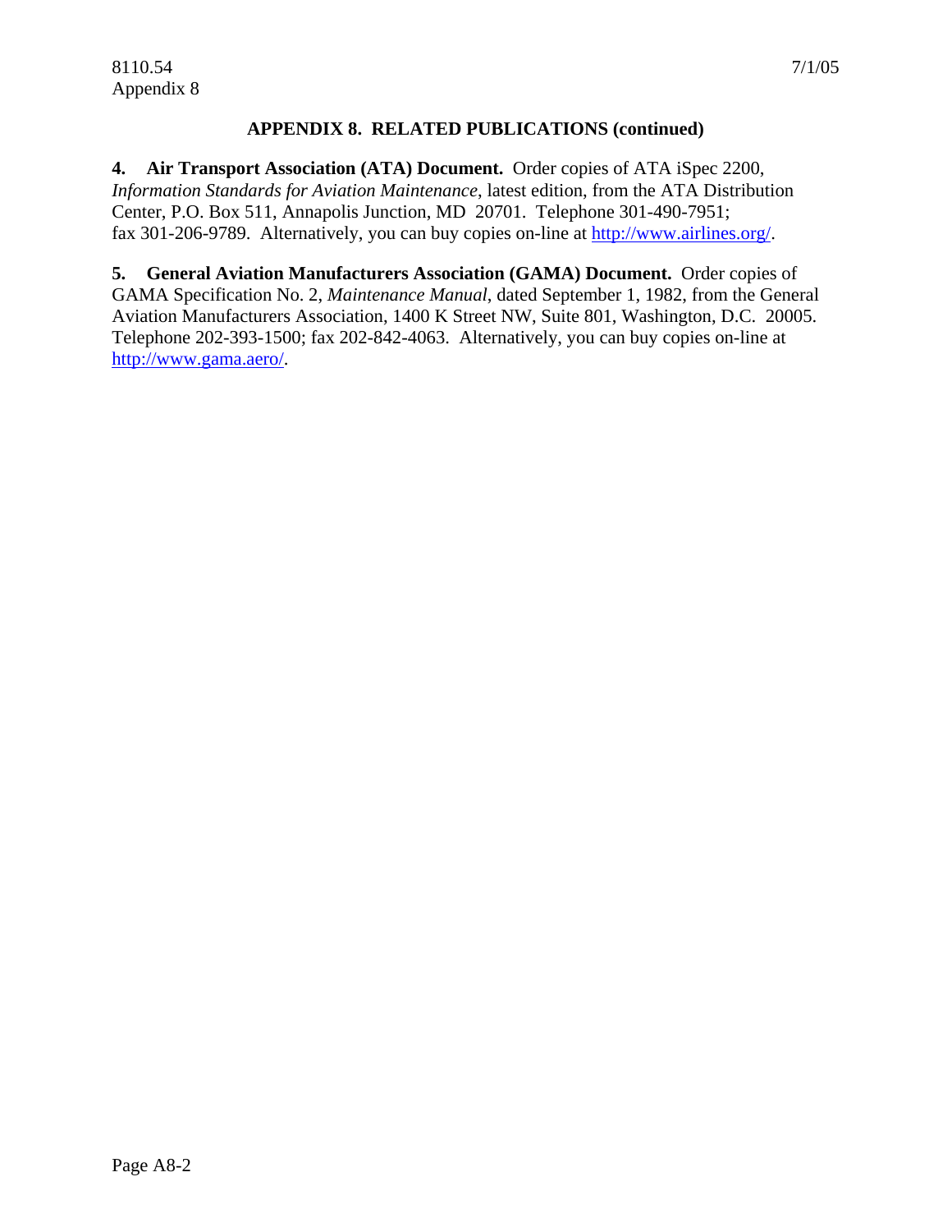## APPENDIX 8. RELATED PUBLICATIONS (continued)

**4. Air Transport Association (ATA) Document.** Order copies of ATA iSpec 2200, *Information Standards for Aviation Maintenance*, latest edition, from the ATA Distribution Center, P.O. Box 511, Annapolis Junction, MD 20701. Telephone 301-490-7951; fax 301-206-9789. Alternatively, you can buy copies on-line at http://www.airlines.org/.

**5. General Aviation Manufacturers Association (GAMA) Document.** Order copies of GAMA Specification No. 2, *Maintenance Manual*, dated September 1, 1982, from the General Aviation Manufacturers Association, 1400 K Street NW, Suite 801, Washington, D.C. 20005. Telephone 202-393-1500; fax 202-842-4063. Alternatively, you can buy copies on-line at http://www.gama.aero/.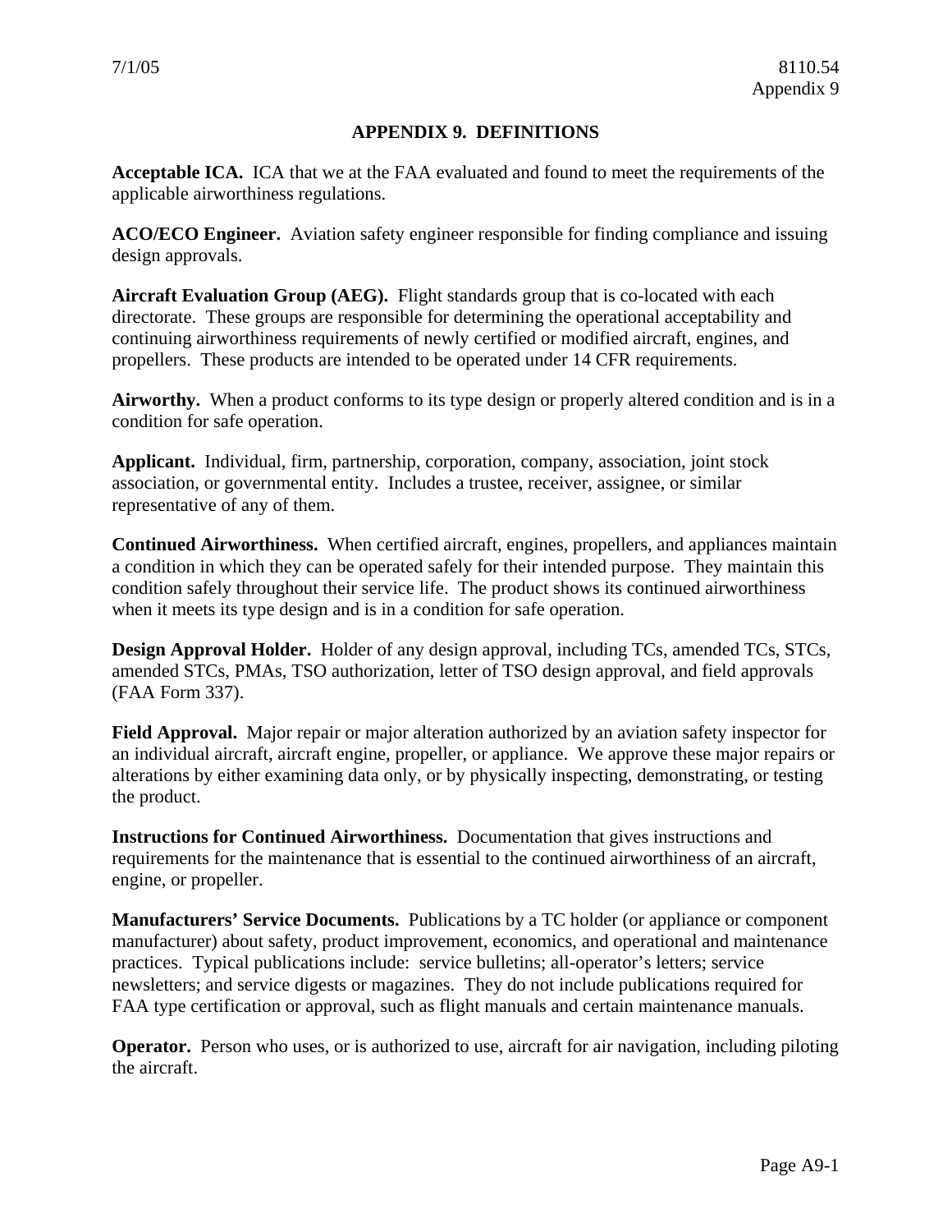## APPENDIX 9. DEFINITIONS

**Acceptable ICA.** ICA that we at the FAA evaluated and found to meet the requirements of the applicable airworthiness regulations.

**ACO/ECO Engineer.** Aviation safety engineer responsible for finding compliance and issuing design approvals.

**Aircraft Evaluation Group (AEG).** Flight standards group that is co-located with each directorate. These groups are responsible for determining the operational acceptability and continuing airworthiness requirements of newly certified or modified aircraft, engines, and propellers. These products are intended to be operated under 14 CFR requirements.

**Airworthy.** When a product conforms to its type design or properly altered condition and is in a condition for safe operation.

**Applicant.** Individual, firm, partnership, corporation, company, association, joint stock association, or governmental entity. Includes a trustee, receiver, assignee, or similar representative of any of them.

**Continued Airworthiness.** When certified aircraft, engines, propellers, and appliances maintain a condition in which they can be operated safely for their intended purpose. They maintain this condition safely throughout their service life. The product shows its continued airworthiness when it meets its type design and is in a condition for safe operation.

**Design Approval Holder.** Holder of any design approval, including TCs, amended TCs, STCs, amended STCs, PMAs, TSO authorization, letter of TSO design approval, and field approvals (FAA Form 337).

**Field Approval.** Major repair or major alteration authorized by an aviation safety inspector for an individual aircraft, aircraft engine, propeller, or appliance. We approve these major repairs or alterations by either examining data only, or by physically inspecting, demonstrating, or testing the product.

**Instructions for Continued Airworthiness.** Documentation that gives instructions and requirements for the maintenance that is essential to the continued airworthiness of an aircraft, engine, or propeller.

**Manufacturers' Service Documents.** Publications by a TC holder (or appliance or component manufacturer) about safety, product improvement, economics, and operational and maintenance practices. Typical publications include: service bulletins; all-operator's letters; service newsletters; and service digests or magazines. They do not include publications required for FAA type certification or approval, such as flight manuals and certain maintenance manuals.

**Operator.** Person who uses, or is authorized to use, aircraft for air navigation, including piloting the aircraft.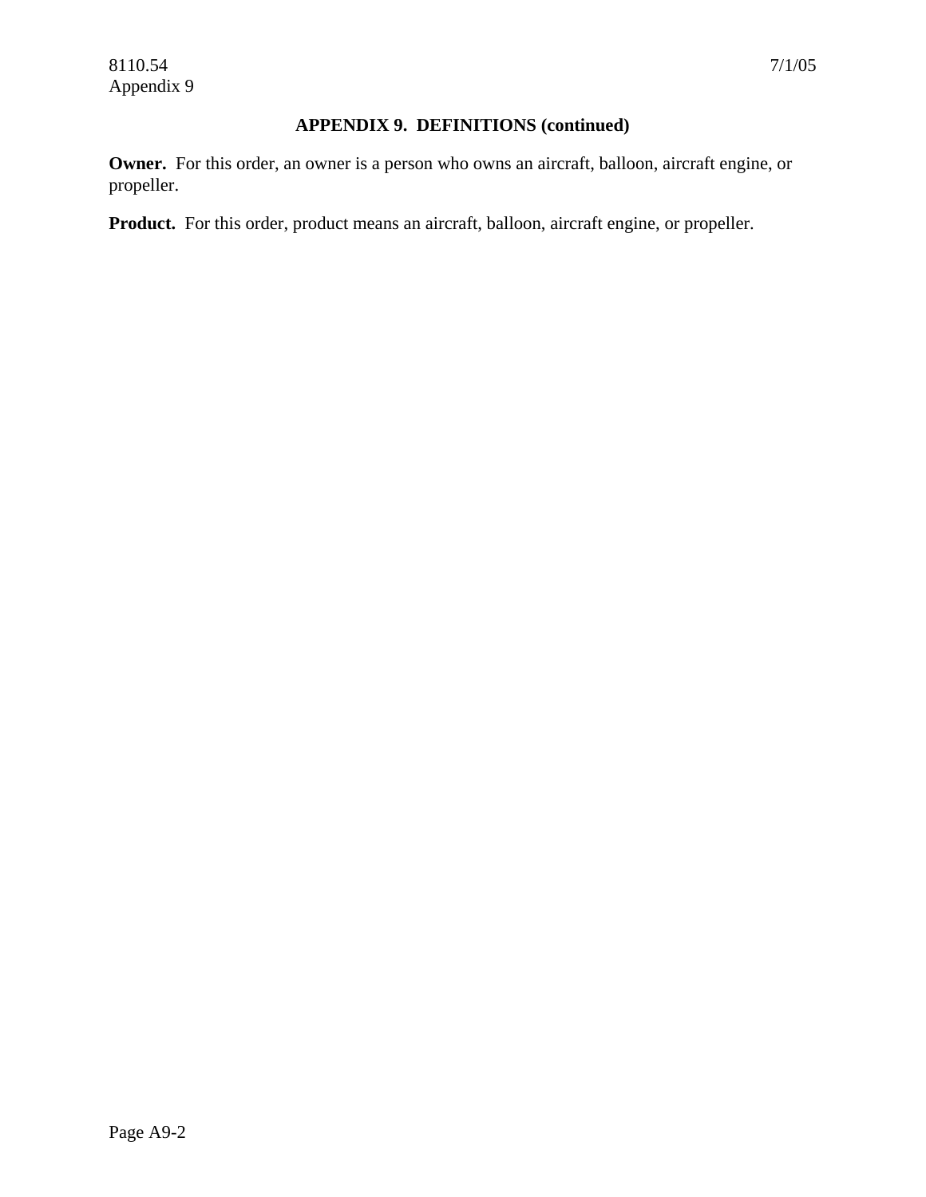## APPENDIX 9. DEFINITIONS (continued)

**Owner.** For this order, an owner is a person who owns an aircraft, balloon, aircraft engine, or propeller.

**Product.** For this order, product means an aircraft, balloon, aircraft engine, or propeller.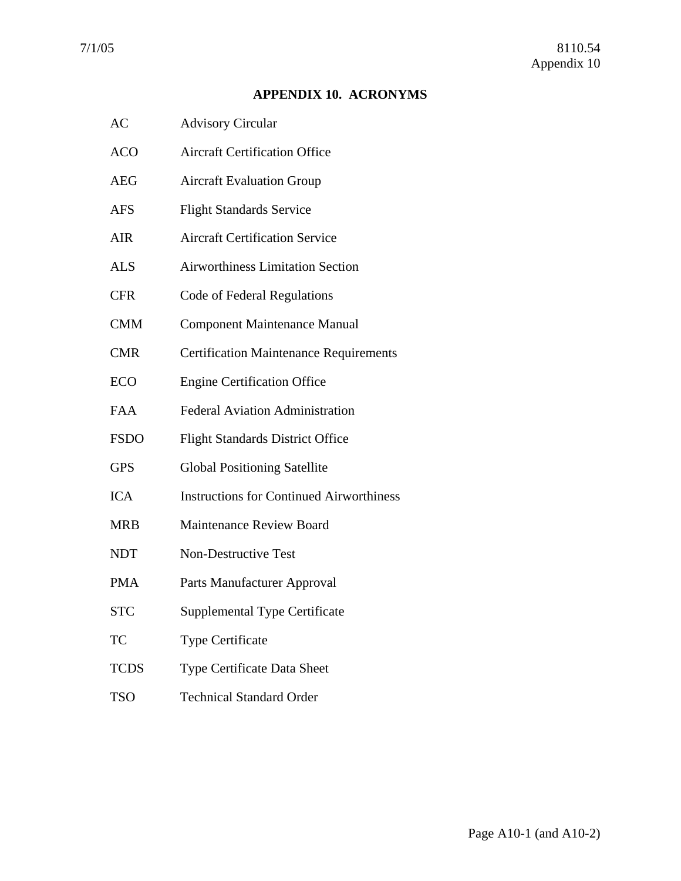# APPENDIX 10. ACRONYMS

| | |
|---|---|
| AC | Advisory Circular |
| ACO | Aircraft Certification Office |
| AEG | Aircraft Evaluation Group |
| AFS | Flight Standards Service |
| AIR | Aircraft Certification Service |
| ALS | Airworthiness Limitation Section |
| CFR | Code of Federal Regulations |
| CMM | Component Maintenance Manual |
| CMR | Certification Maintenance Requirements |
| ECO | Engine Certification Office |
| FAA | Federal Aviation Administration |
| FSDO | Flight Standards District Office |
| GPS | Global Positioning Satellite |
| ICA | Instructions for Continued Airworthiness |
| MRB | Maintenance Review Board |
| NDT | Non-Destructive Test |
| PMA | Parts Manufacturer Approval |
| STC | Supplemental Type Certificate |
| TC | Type Certificate |
| TCDS | Type Certificate Data Sheet |
| TSO | Technical Standard Order |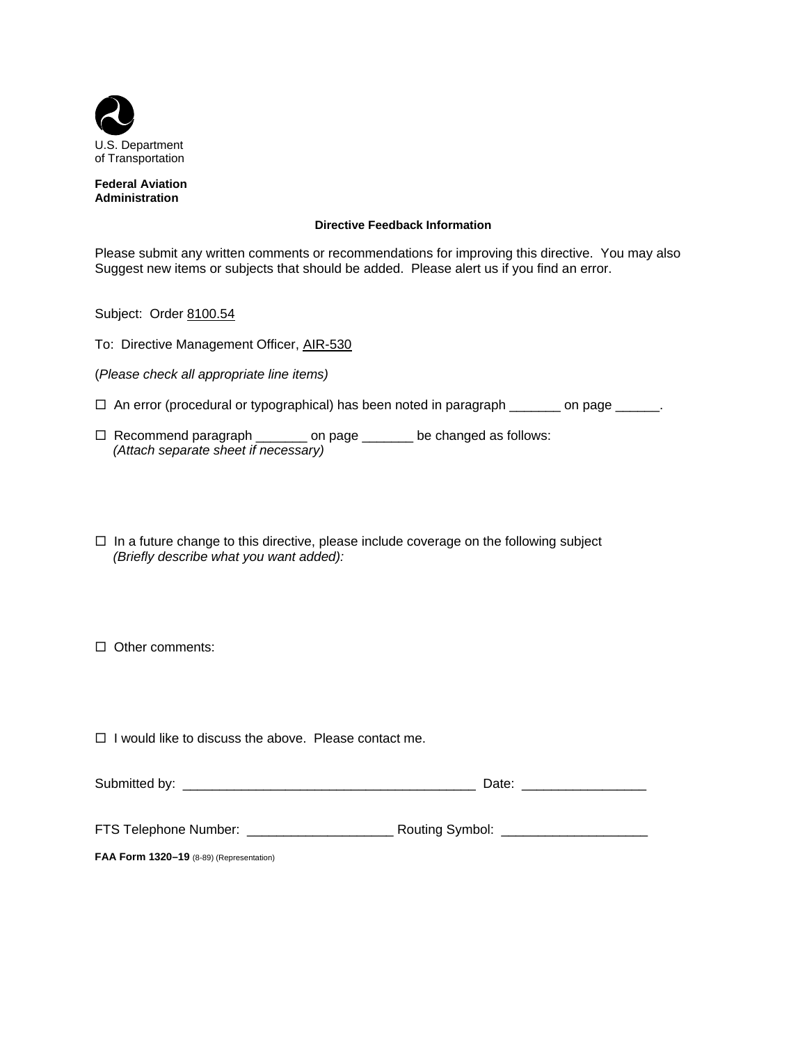U.S. Department
of Transportation

**Federal Aviation Administration**

**Directive Feedback Information**

Please submit any written comments or recommendations for improving this directive. You may also Suggest new items or subjects that should be added. Please alert us if you find an error.

Subject: Order 8100.54

To: Directive Management Officer, AIR-530

(*Please check all appropriate line items)*

☐ An error (procedural or typographical) has been noted in paragraph _______ on page ______.

☐ Recommend paragraph _______ on page _______ be changed as follows:
*(Attach separate sheet if necessary)*

☐ In a future change to this directive, please include coverage on the following subject
*(Briefly describe what you want added):*

☐ Other comments:

☐ I would like to discuss the above. Please contact me.

Submitted by: ________________________________________ Date: ________________

FTS Telephone Number: ___________________ Routing Symbol: ___________________

**FAA Form 1320–19** (8-89) (Representation)